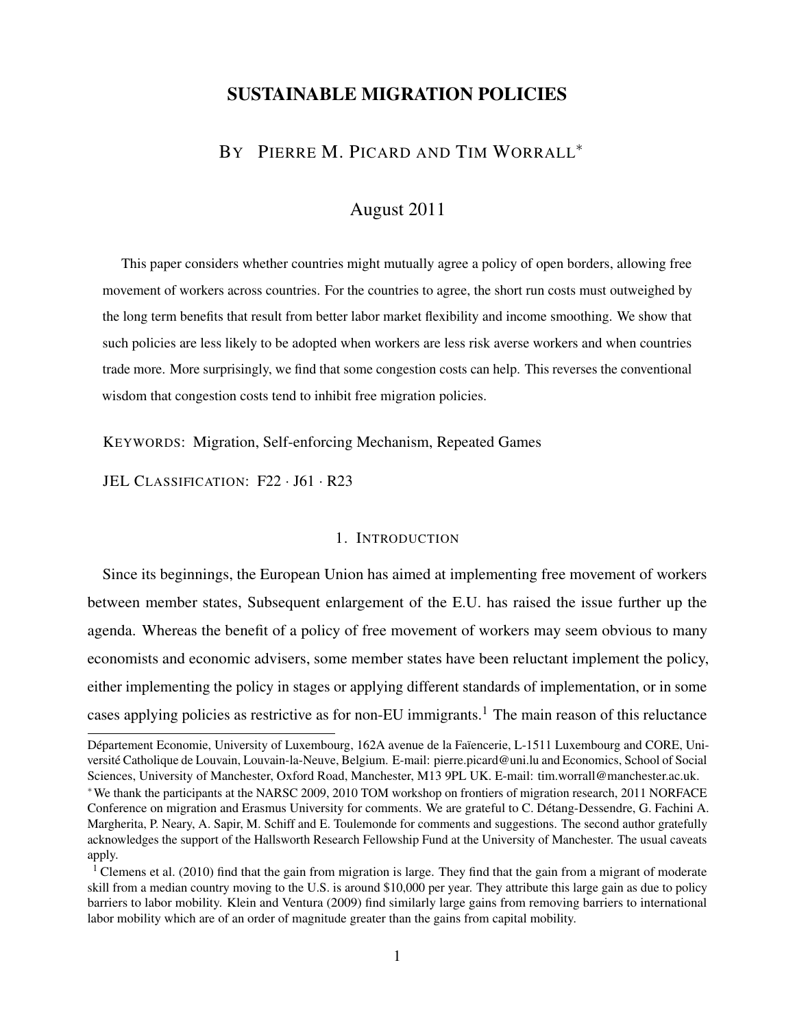# SUSTAINABLE MIGRATION POLICIES

## BY PIERRE M. PICARD AND TIM WORRALL*

August 2011

This paper considers whether countries might mutually agree a policy of open borders, allowing free movement of workers across countries. For the countries to agree, the short run costs must outweighed by the long term benefits that result from better labor market flexibility and income smoothing. We show that such policies are less likely to be adopted when workers are less risk averse workers and when countries trade more. More surprisingly, we find that some congestion costs can help. This reverses the conventional wisdom that congestion costs tend to inhibit free migration policies.

KEYWORDS: Migration, Self-enforcing Mechanism, Repeated Games

JEL CLASSIFICATION: F22 · J61 · R23

## 1. INTRODUCTION

Since its beginnings, the European Union has aimed at implementing free movement of workers between member states, Subsequent enlargement of the E.U. has raised the issue further up the agenda. Whereas the benefit of a policy of free movement of workers may seem obvious to many economists and economic advisers, some member states have been reluctant implement the policy, either implementing the policy in stages or applying different standards of implementation, or in some cases applying policies as restrictive as for non-EU immigrants.[1] The main reason of this reluctance

Département Economie, University of Luxembourg, 162A avenue de la Faïencerie, L-1511 Luxembourg and CORE, Université Catholique de Louvain, Louvain-la-Neuve, Belgium. E-mail: pierre.picard@uni.lu and Economics, School of Social Sciences, University of Manchester, Oxford Road, Manchester, M13 9PL UK. E-mail: tim.worrall@manchester.ac.uk.

*We thank the participants at the NARSC 2009, 2010 TOM workshop on frontiers of migration research, 2011 NORFACE Conference on migration and Erasmus University for comments. We are grateful to C. Détang-Dessendre, G. Fachini A. Margherita, P. Neary, A. Sapir, M. Schiff and E. Toulemonde for comments and suggestions. The second author gratefully acknowledges the support of the Hallsworth Research Fellowship Fund at the University of Manchester. The usual caveats apply.

[1] Clemens et al. (2010) find that the gain from migration is large. They find that the gain from a migrant of moderate skill from a median country moving to the U.S. is around $10,000 per year. They attribute this large gain as due to policy barriers to labor mobility. Klein and Ventura (2009) find similarly large gains from removing barriers to international labor mobility which are of an order of magnitude greater than the gains from capital mobility.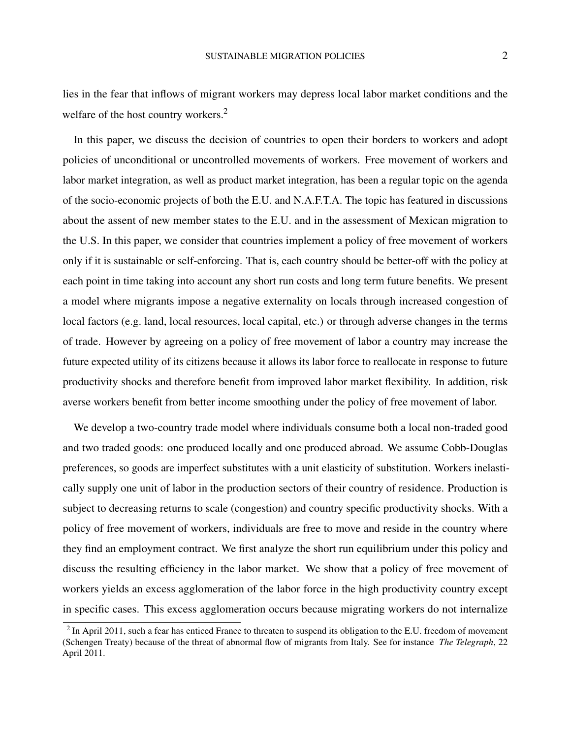lies in the fear that inflows of migrant workers may depress local labor market conditions and the welfare of the host country workers.[2]

In this paper, we discuss the decision of countries to open their borders to workers and adopt policies of unconditional or uncontrolled movements of workers. Free movement of workers and labor market integration, as well as product market integration, has been a regular topic on the agenda of the socio-economic projects of both the E.U. and N.A.F.T.A. The topic has featured in discussions about the assent of new member states to the E.U. and in the assessment of Mexican migration to the U.S. In this paper, we consider that countries implement a policy of free movement of workers only if it is sustainable or self-enforcing. That is, each country should be better-off with the policy at each point in time taking into account any short run costs and long term future benefits. We present a model where migrants impose a negative externality on locals through increased congestion of local factors (e.g. land, local resources, local capital, etc.) or through adverse changes in the terms of trade. However by agreeing on a policy of free movement of labor a country may increase the future expected utility of its citizens because it allows its labor force to reallocate in response to future productivity shocks and therefore benefit from improved labor market flexibility. In addition, risk averse workers benefit from better income smoothing under the policy of free movement of labor.

We develop a two-country trade model where individuals consume both a local non-traded good and two traded goods: one produced locally and one produced abroad. We assume Cobb-Douglas preferences, so goods are imperfect substitutes with a unit elasticity of substitution. Workers inelastically supply one unit of labor in the production sectors of their country of residence. Production is subject to decreasing returns to scale (congestion) and country specific productivity shocks. With a policy of free movement of workers, individuals are free to move and reside in the country where they find an employment contract. We first analyze the short run equilibrium under this policy and discuss the resulting efficiency in the labor market. We show that a policy of free movement of workers yields an excess agglomeration of the labor force in the high productivity country except in specific cases. This excess agglomeration occurs because migrating workers do not internalize

[2] In April 2011, such a fear has enticed France to threaten to suspend its obligation to the E.U. freedom of movement (Schengen Treaty) because of the threat of abnormal flow of migrants from Italy. See for instance *The Telegraph*, 22 April 2011.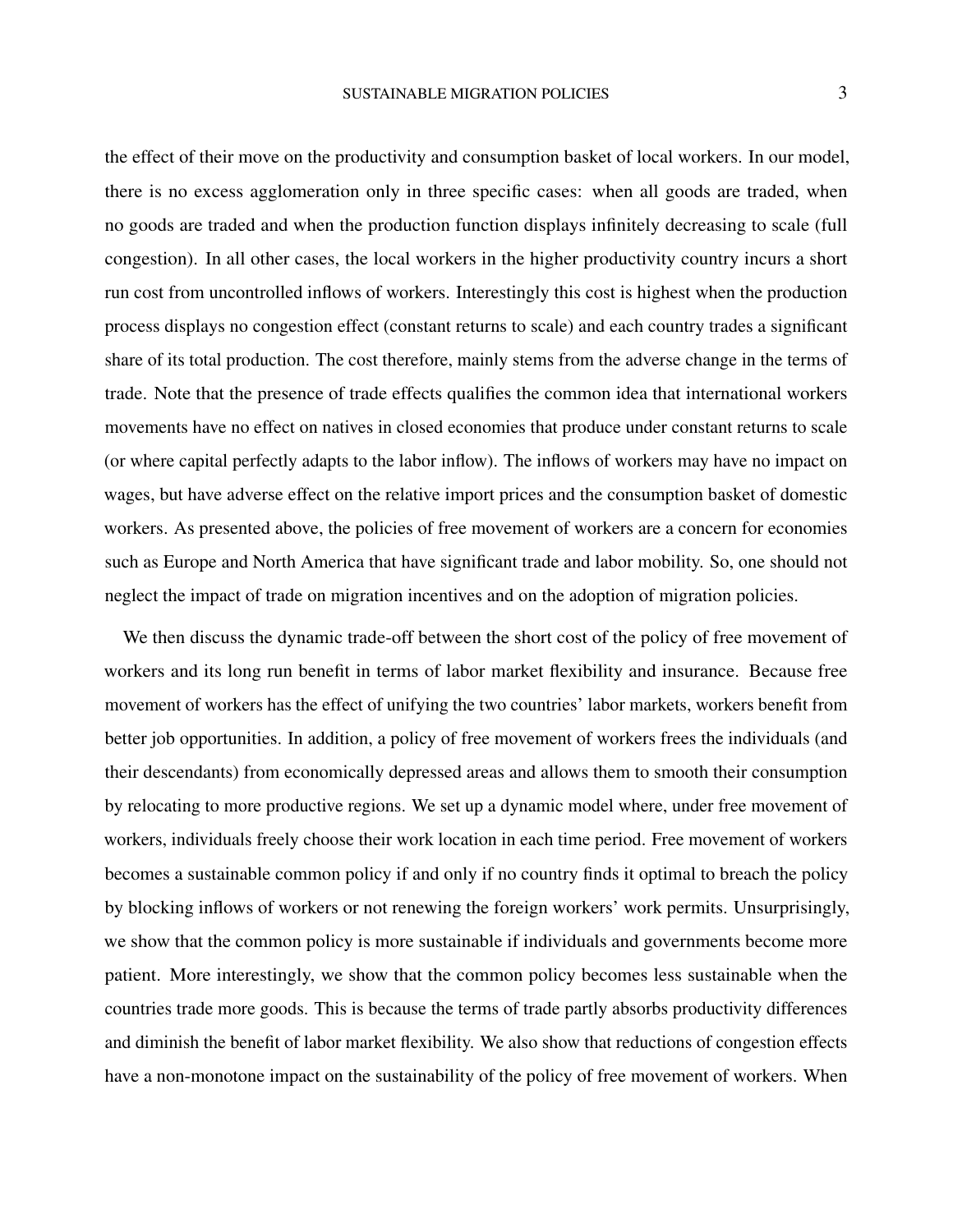the effect of their move on the productivity and consumption basket of local workers. In our model, there is no excess agglomeration only in three specific cases: when all goods are traded, when no goods are traded and when the production function displays infinitely decreasing to scale (full congestion). In all other cases, the local workers in the higher productivity country incurs a short run cost from uncontrolled inflows of workers. Interestingly this cost is highest when the production process displays no congestion effect (constant returns to scale) and each country trades a significant share of its total production. The cost therefore, mainly stems from the adverse change in the terms of trade. Note that the presence of trade effects qualifies the common idea that international workers movements have no effect on natives in closed economies that produce under constant returns to scale (or where capital perfectly adapts to the labor inflow). The inflows of workers may have no impact on wages, but have adverse effect on the relative import prices and the consumption basket of domestic workers. As presented above, the policies of free movement of workers are a concern for economies such as Europe and North America that have significant trade and labor mobility. So, one should not neglect the impact of trade on migration incentives and on the adoption of migration policies.

We then discuss the dynamic trade-off between the short cost of the policy of free movement of workers and its long run benefit in terms of labor market flexibility and insurance. Because free movement of workers has the effect of unifying the two countries' labor markets, workers benefit from better job opportunities. In addition, a policy of free movement of workers frees the individuals (and their descendants) from economically depressed areas and allows them to smooth their consumption by relocating to more productive regions. We set up a dynamic model where, under free movement of workers, individuals freely choose their work location in each time period. Free movement of workers becomes a sustainable common policy if and only if no country finds it optimal to breach the policy by blocking inflows of workers or not renewing the foreign workers' work permits. Unsurprisingly, we show that the common policy is more sustainable if individuals and governments become more patient. More interestingly, we show that the common policy becomes less sustainable when the countries trade more goods. This is because the terms of trade partly absorbs productivity differences and diminish the benefit of labor market flexibility. We also show that reductions of congestion effects have a non-monotone impact on the sustainability of the policy of free movement of workers. When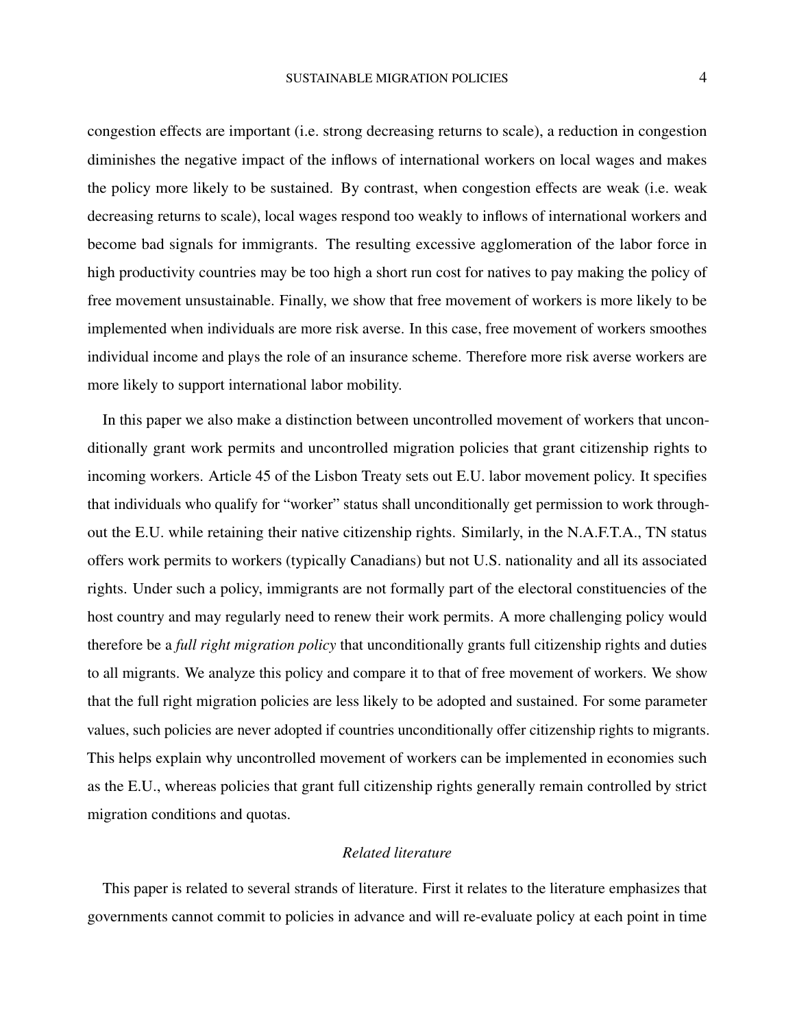congestion effects are important (i.e. strong decreasing returns to scale), a reduction in congestion diminishes the negative impact of the inflows of international workers on local wages and makes the policy more likely to be sustained. By contrast, when congestion effects are weak (i.e. weak decreasing returns to scale), local wages respond too weakly to inflows of international workers and become bad signals for immigrants. The resulting excessive agglomeration of the labor force in high productivity countries may be too high a short run cost for natives to pay making the policy of free movement unsustainable. Finally, we show that free movement of workers is more likely to be implemented when individuals are more risk averse. In this case, free movement of workers smoothes individual income and plays the role of an insurance scheme. Therefore more risk averse workers are more likely to support international labor mobility.

In this paper we also make a distinction between uncontrolled movement of workers that unconditionally grant work permits and uncontrolled migration policies that grant citizenship rights to incoming workers. Article 45 of the Lisbon Treaty sets out E.U. labor movement policy. It specifies that individuals who qualify for "worker" status shall unconditionally get permission to work throughout the E.U. while retaining their native citizenship rights. Similarly, in the N.A.F.T.A., TN status offers work permits to workers (typically Canadians) but not U.S. nationality and all its associated rights. Under such a policy, immigrants are not formally part of the electoral constituencies of the host country and may regularly need to renew their work permits. A more challenging policy would therefore be a *full right migration policy* that unconditionally grants full citizenship rights and duties to all migrants. We analyze this policy and compare it to that of free movement of workers. We show that the full right migration policies are less likely to be adopted and sustained. For some parameter values, such policies are never adopted if countries unconditionally offer citizenship rights to migrants. This helps explain why uncontrolled movement of workers can be implemented in economies such as the E.U., whereas policies that grant full citizenship rights generally remain controlled by strict migration conditions and quotas.

*Related literature*

This paper is related to several strands of literature. First it relates to the literature emphasizes that governments cannot commit to policies in advance and will re-evaluate policy at each point in time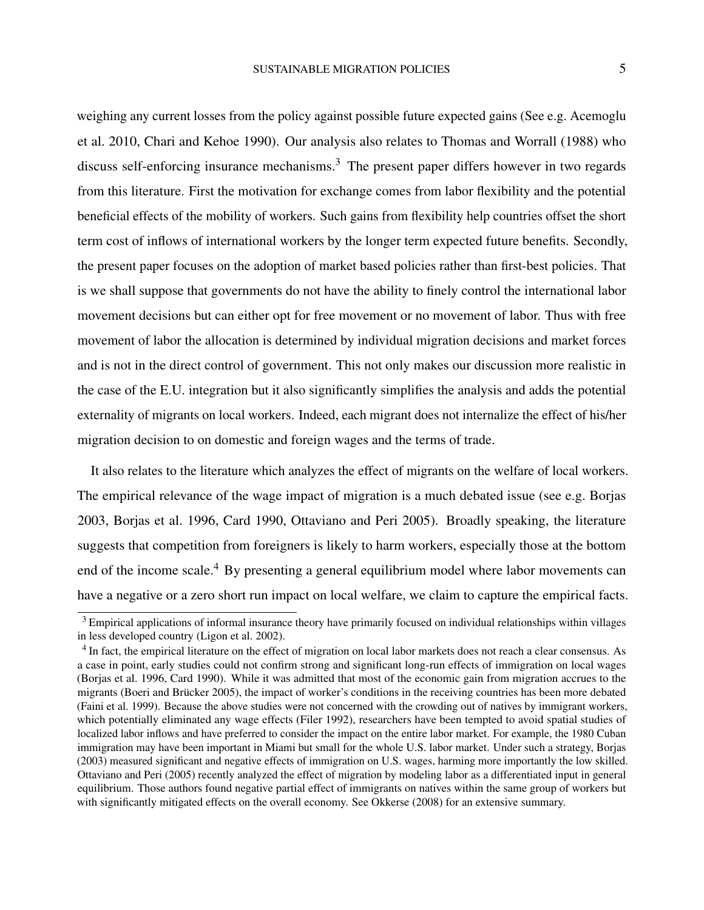weighing any current losses from the policy against possible future expected gains (See e.g. Acemoglu et al. 2010, Chari and Kehoe 1990). Our analysis also relates to Thomas and Worrall (1988) who discuss self-enforcing insurance mechanisms.[3] The present paper differs however in two regards from this literature. First the motivation for exchange comes from labor flexibility and the potential beneficial effects of the mobility of workers. Such gains from flexibility help countries offset the short term cost of inflows of international workers by the longer term expected future benefits. Secondly, the present paper focuses on the adoption of market based policies rather than first-best policies. That is we shall suppose that governments do not have the ability to finely control the international labor movement decisions but can either opt for free movement or no movement of labor. Thus with free movement of labor the allocation is determined by individual migration decisions and market forces and is not in the direct control of government. This not only makes our discussion more realistic in the case of the E.U. integration but it also significantly simplifies the analysis and adds the potential externality of migrants on local workers. Indeed, each migrant does not internalize the effect of his/her migration decision to on domestic and foreign wages and the terms of trade.

It also relates to the literature which analyzes the effect of migrants on the welfare of local workers. The empirical relevance of the wage impact of migration is a much debated issue (see e.g. Borjas 2003, Borjas et al. 1996, Card 1990, Ottaviano and Peri 2005). Broadly speaking, the literature suggests that competition from foreigners is likely to harm workers, especially those at the bottom end of the income scale.[4] By presenting a general equilibrium model where labor movements can have a negative or a zero short run impact on local welfare, we claim to capture the empirical facts.

[3] Empirical applications of informal insurance theory have primarily focused on individual relationships within villages in less developed country (Ligon et al. 2002).

[4] In fact, the empirical literature on the effect of migration on local labor markets does not reach a clear consensus. As a case in point, early studies could not confirm strong and significant long-run effects of immigration on local wages (Borjas et al. 1996, Card 1990). While it was admitted that most of the economic gain from migration accrues to the migrants (Boeri and Brücker 2005), the impact of worker's conditions in the receiving countries has been more debated (Faini et al. 1999). Because the above studies were not concerned with the crowding out of natives by immigrant workers, which potentially eliminated any wage effects (Filer 1992), researchers have been tempted to avoid spatial studies of localized labor inflows and have preferred to consider the impact on the entire labor market. For example, the 1980 Cuban immigration may have been important in Miami but small for the whole U.S. labor market. Under such a strategy, Borjas (2003) measured significant and negative effects of immigration on U.S. wages, harming more importantly the low skilled. Ottaviano and Peri (2005) recently analyzed the effect of migration by modeling labor as a differentiated input in general equilibrium. Those authors found negative partial effect of immigrants on natives within the same group of workers but with significantly mitigated effects on the overall economy. See Okkerse (2008) for an extensive summary.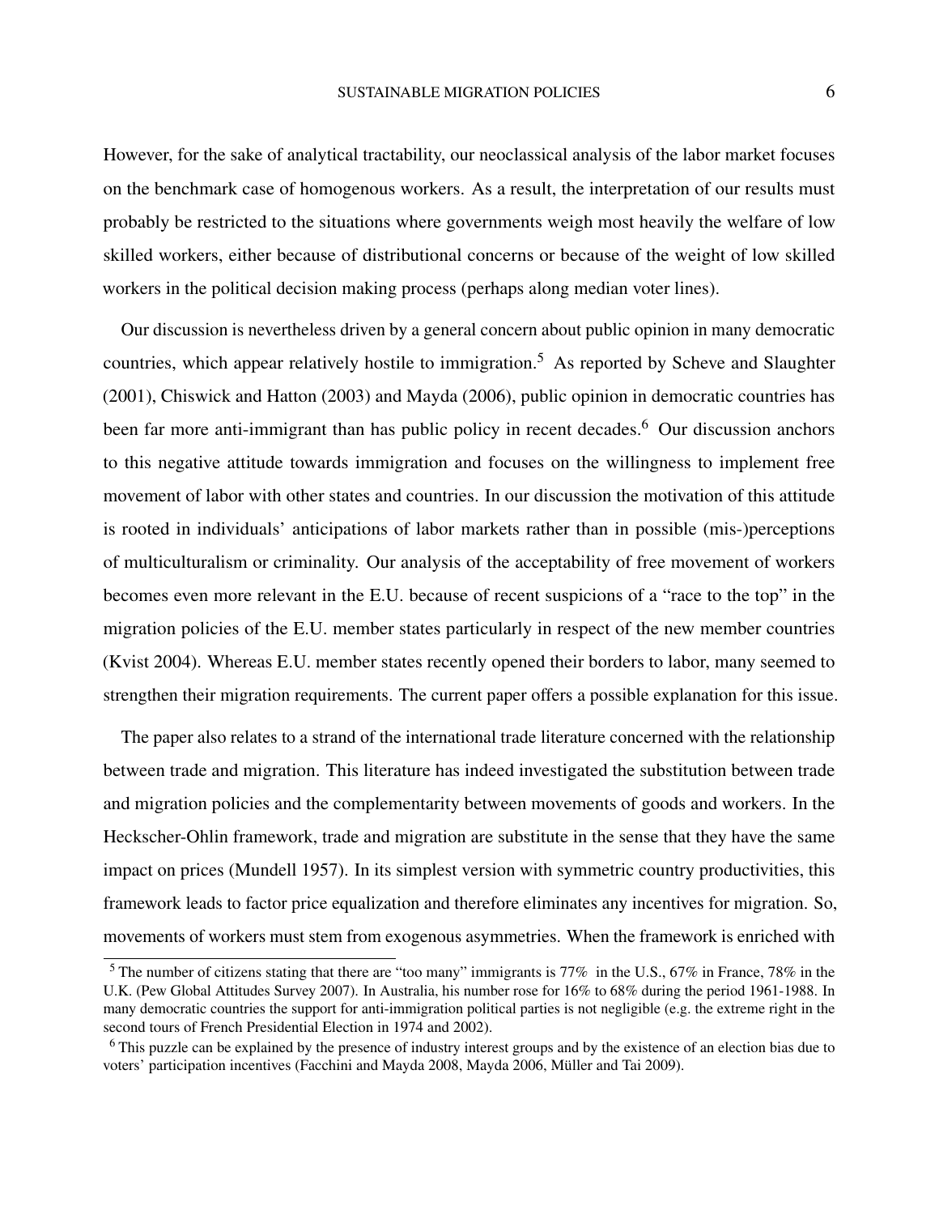However, for the sake of analytical tractability, our neoclassical analysis of the labor market focuses on the benchmark case of homogenous workers. As a result, the interpretation of our results must probably be restricted to the situations where governments weigh most heavily the welfare of low skilled workers, either because of distributional concerns or because of the weight of low skilled workers in the political decision making process (perhaps along median voter lines).

Our discussion is nevertheless driven by a general concern about public opinion in many democratic countries, which appear relatively hostile to immigration.[5] As reported by Scheve and Slaughter (2001), Chiswick and Hatton (2003) and Mayda (2006), public opinion in democratic countries has been far more anti-immigrant than has public policy in recent decades.[6] Our discussion anchors to this negative attitude towards immigration and focuses on the willingness to implement free movement of labor with other states and countries. In our discussion the motivation of this attitude is rooted in individuals' anticipations of labor markets rather than in possible (mis-)perceptions of multiculturalism or criminality. Our analysis of the acceptability of free movement of workers becomes even more relevant in the E.U. because of recent suspicions of a "race to the top" in the migration policies of the E.U. member states particularly in respect of the new member countries (Kvist 2004). Whereas E.U. member states recently opened their borders to labor, many seemed to strengthen their migration requirements. The current paper offers a possible explanation for this issue.

The paper also relates to a strand of the international trade literature concerned with the relationship between trade and migration. This literature has indeed investigated the substitution between trade and migration policies and the complementarity between movements of goods and workers. In the Heckscher-Ohlin framework, trade and migration are substitute in the sense that they have the same impact on prices (Mundell 1957). In its simplest version with symmetric country productivities, this framework leads to factor price equalization and therefore eliminates any incentives for migration. So, movements of workers must stem from exogenous asymmetries. When the framework is enriched with

[5] The number of citizens stating that there are "too many" immigrants is 77% in the U.S., 67% in France, 78% in the U.K. (Pew Global Attitudes Survey 2007). In Australia, his number rose for 16% to 68% during the period 1961-1988. In many democratic countries the support for anti-immigration political parties is not negligible (e.g. the extreme right in the second tours of French Presidential Election in 1974 and 2002).

[6] This puzzle can be explained by the presence of industry interest groups and by the existence of an election bias due to voters' participation incentives (Facchini and Mayda 2008, Mayda 2006, Müller and Tai 2009).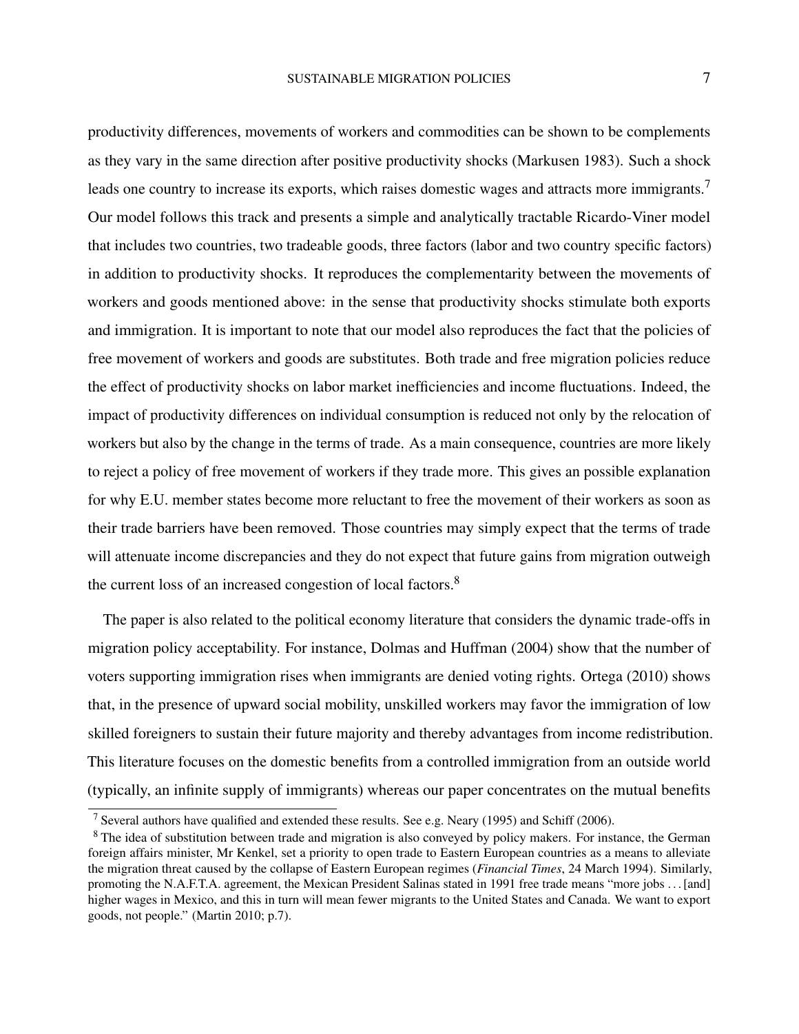productivity differences, movements of workers and commodities can be shown to be complements as they vary in the same direction after positive productivity shocks (Markusen 1983). Such a shock leads one country to increase its exports, which raises domestic wages and attracts more immigrants.[7] Our model follows this track and presents a simple and analytically tractable Ricardo-Viner model that includes two countries, two tradeable goods, three factors (labor and two country specific factors) in addition to productivity shocks. It reproduces the complementarity between the movements of workers and goods mentioned above: in the sense that productivity shocks stimulate both exports and immigration. It is important to note that our model also reproduces the fact that the policies of free movement of workers and goods are substitutes. Both trade and free migration policies reduce the effect of productivity shocks on labor market inefficiencies and income fluctuations. Indeed, the impact of productivity differences on individual consumption is reduced not only by the relocation of workers but also by the change in the terms of trade. As a main consequence, countries are more likely to reject a policy of free movement of workers if they trade more. This gives an possible explanation for why E.U. member states become more reluctant to free the movement of their workers as soon as their trade barriers have been removed. Those countries may simply expect that the terms of trade will attenuate income discrepancies and they do not expect that future gains from migration outweigh the current loss of an increased congestion of local factors.[8]

The paper is also related to the political economy literature that considers the dynamic trade-offs in migration policy acceptability. For instance, Dolmas and Huffman (2004) show that the number of voters supporting immigration rises when immigrants are denied voting rights. Ortega (2010) shows that, in the presence of upward social mobility, unskilled workers may favor the immigration of low skilled foreigners to sustain their future majority and thereby advantages from income redistribution. This literature focuses on the domestic benefits from a controlled immigration from an outside world (typically, an infinite supply of immigrants) whereas our paper concentrates on the mutual benefits

[7] Several authors have qualified and extended these results. See e.g. Neary (1995) and Schiff (2006).

[8] The idea of substitution between trade and migration is also conveyed by policy makers. For instance, the German foreign affairs minister, Mr Kenkel, set a priority to open trade to Eastern European countries as a means to alleviate the migration threat caused by the collapse of Eastern European regimes (*Financial Times*, 24 March 1994). Similarly, promoting the N.A.F.T.A. agreement, the Mexican President Salinas stated in 1991 free trade means "more jobs ... [and] higher wages in Mexico, and this in turn will mean fewer migrants to the United States and Canada. We want to export goods, not people." (Martin 2010; p.7).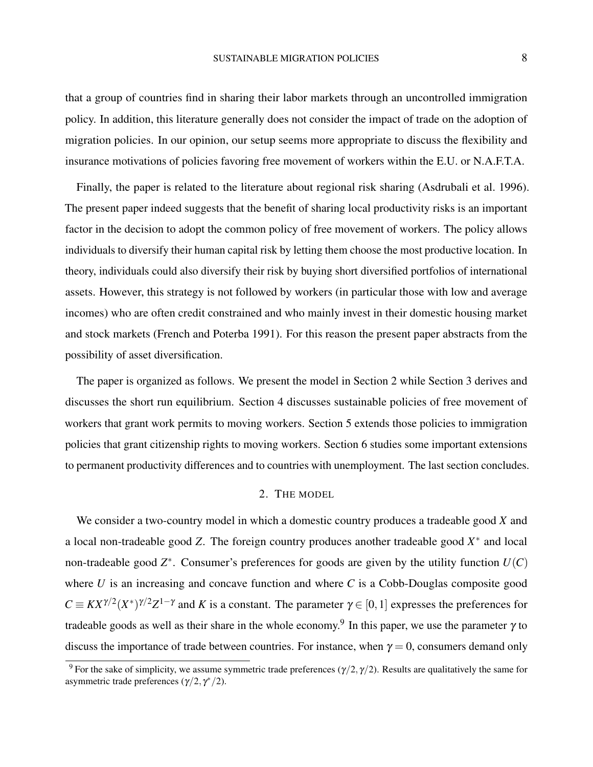that a group of countries find in sharing their labor markets through an uncontrolled immigration policy. In addition, this literature generally does not consider the impact of trade on the adoption of migration policies. In our opinion, our setup seems more appropriate to discuss the flexibility and insurance motivations of policies favoring free movement of workers within the E.U. or N.A.F.T.A.

Finally, the paper is related to the literature about regional risk sharing (Asdrubali et al. 1996). The present paper indeed suggests that the benefit of sharing local productivity risks is an important factor in the decision to adopt the common policy of free movement of workers. The policy allows individuals to diversify their human capital risk by letting them choose the most productive location. In theory, individuals could also diversify their risk by buying short diversified portfolios of international assets. However, this strategy is not followed by workers (in particular those with low and average incomes) who are often credit constrained and who mainly invest in their domestic housing market and stock markets (French and Poterba 1991). For this reason the present paper abstracts from the possibility of asset diversification.

The paper is organized as follows. We present the model in Section 2 while Section 3 derives and discusses the short run equilibrium. Section 4 discusses sustainable policies of free movement of workers that grant work permits to moving workers. Section 5 extends those policies to immigration policies that grant citizenship rights to moving workers. Section 6 studies some important extensions to permanent productivity differences and to countries with unemployment. The last section concludes.

## 2. THE MODEL

We consider a two-country model in which a domestic country produces a tradeable good $X$ and a local non-tradeable good $Z$. The foreign country produces another tradeable good $X^*$ and local non-tradeable good $Z^*$. Consumer's preferences for goods are given by the utility function $U(C)$ where $U$ is an increasing and concave function and where $C$ is a Cobb-Douglas composite good $C \equiv KX^{\gamma/2}(X^*)^{\gamma/2}Z^{1-\gamma}$ and $K$ is a constant. The parameter $\gamma \in [0,1]$ expresses the preferences for tradeable goods as well as their share in the whole economy.[9] In this paper, we use the parameter $\gamma$ to discuss the importance of trade between countries. For instance, when $\gamma = 0$, consumers demand only

[9] For the sake of simplicity, we assume symmetric trade preferences $(\gamma/2, \gamma/2)$. Results are qualitatively the same for asymmetric trade preferences $(\gamma/2, \gamma^*/2)$.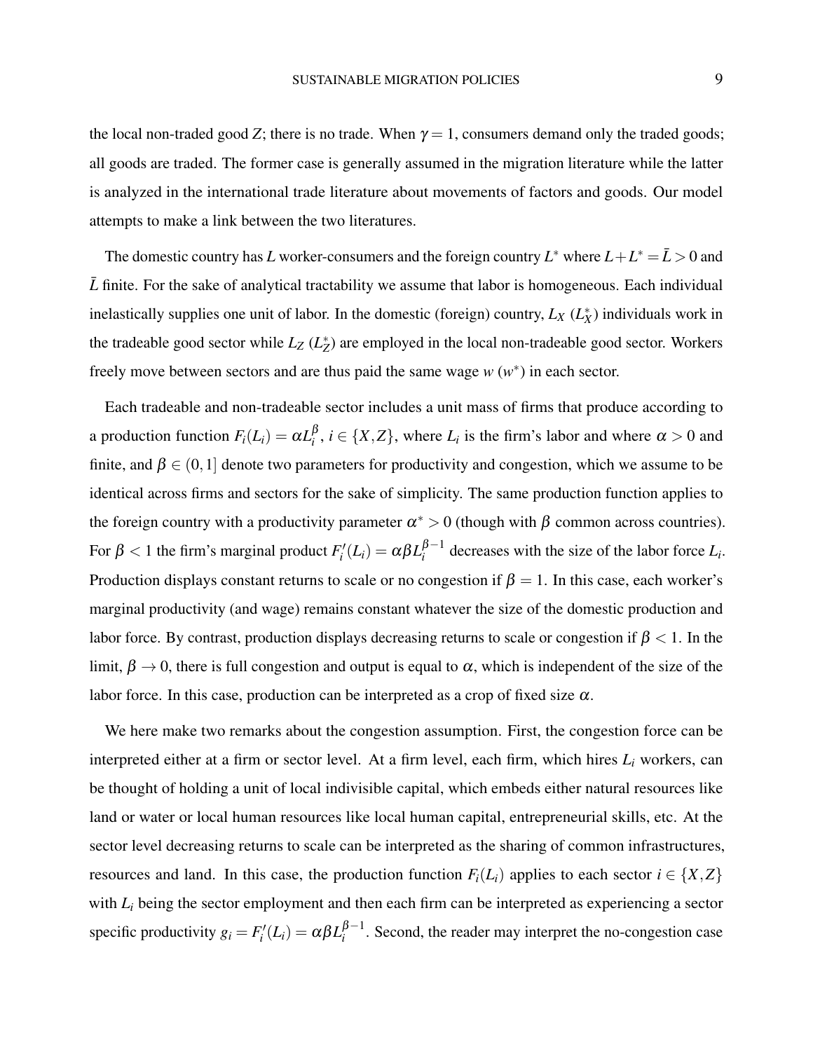the local non-traded good $Z$; there is no trade. When $\gamma = 1$, consumers demand only the traded goods; all goods are traded. The former case is generally assumed in the migration literature while the latter is analyzed in the international trade literature about movements of factors and goods. Our model attempts to make a link between the two literatures.

The domestic country has $L$ worker-consumers and the foreign country $L^*$ where $L + L^* = \bar{L} > 0$ and $\bar{L}$ finite. For the sake of analytical tractability we assume that labor is homogeneous. Each individual inelastically supplies one unit of labor. In the domestic (foreign) country, $L_X$ ($L_X^*$) individuals work in the tradeable good sector while $L_Z$ ($L_Z^*$) are employed in the local non-tradeable good sector. Workers freely move between sectors and are thus paid the same wage $w$ ($w^*$) in each sector.

Each tradeable and non-tradeable sector includes a unit mass of firms that produce according to a production function $F_i(L_i) = \alpha L_i^{\beta}$, $i \in \{X, Z\}$, where $L_i$ is the firm's labor and where $\alpha > 0$ and finite, and $\beta \in (0, 1]$ denote two parameters for productivity and congestion, which we assume to be identical across firms and sectors for the sake of simplicity. The same production function applies to the foreign country with a productivity parameter $\alpha^* > 0$ (though with $\beta$ common across countries). For $\beta < 1$ the firm's marginal product $F_i'(L_i) = \alpha \beta L_i^{\beta - 1}$ decreases with the size of the labor force $L_i$. Production displays constant returns to scale or no congestion if $\beta = 1$. In this case, each worker's marginal productivity (and wage) remains constant whatever the size of the domestic production and labor force. By contrast, production displays decreasing returns to scale or congestion if $\beta < 1$. In the limit, $\beta \to 0$, there is full congestion and output is equal to $\alpha$, which is independent of the size of the labor force. In this case, production can be interpreted as a crop of fixed size $\alpha$.

We here make two remarks about the congestion assumption. First, the congestion force can be interpreted either at a firm or sector level. At a firm level, each firm, which hires $L_i$ workers, can be thought of holding a unit of local indivisible capital, which embeds either natural resources like land or water or local human resources like local human capital, entrepreneurial skills, etc. At the sector level decreasing returns to scale can be interpreted as the sharing of common infrastructures, resources and land. In this case, the production function $F_i(L_i)$ applies to each sector $i \in \{X, Z\}$ with $L_i$ being the sector employment and then each firm can be interpreted as experiencing a sector specific productivity $g_i = F_i'(L_i) = \alpha \beta L_i^{\beta - 1}$. Second, the reader may interpret the no-congestion case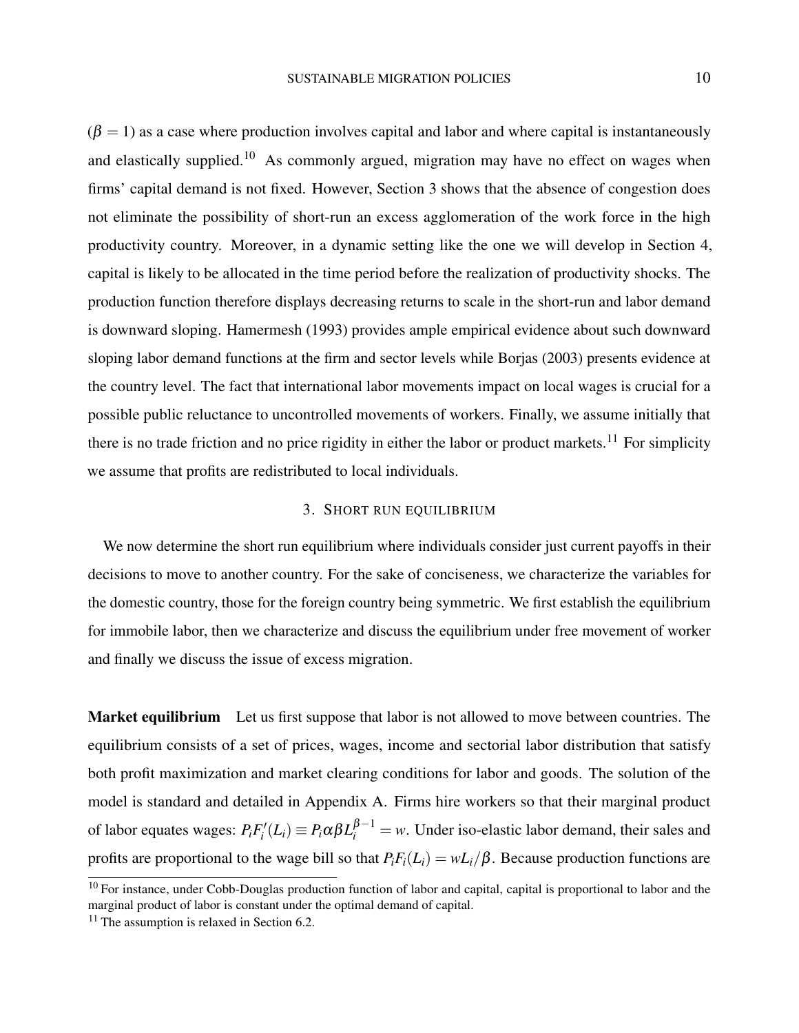($\beta = 1$) as a case where production involves capital and labor and where capital is instantaneously and elastically supplied.[10] As commonly argued, migration may have no effect on wages when firms' capital demand is not fixed. However, Section 3 shows that the absence of congestion does not eliminate the possibility of short-run an excess agglomeration of the work force in the high productivity country. Moreover, in a dynamic setting like the one we will develop in Section 4, capital is likely to be allocated in the time period before the realization of productivity shocks. The production function therefore displays decreasing returns to scale in the short-run and labor demand is downward sloping. Hamermesh (1993) provides ample empirical evidence about such downward sloping labor demand functions at the firm and sector levels while Borjas (2003) presents evidence at the country level. The fact that international labor movements impact on local wages is crucial for a possible public reluctance to uncontrolled movements of workers. Finally, we assume initially that there is no trade friction and no price rigidity in either the labor or product markets.[11] For simplicity we assume that profits are redistributed to local individuals.

## 3. Short run equilibrium

We now determine the short run equilibrium where individuals consider just current payoffs in their decisions to move to another country. For the sake of conciseness, we characterize the variables for the domestic country, those for the foreign country being symmetric. We first establish the equilibrium for immobile labor, then we characterize and discuss the equilibrium under free movement of worker and finally we discuss the issue of excess migration.

**Market equilibrium** Let us first suppose that labor is not allowed to move between countries. The equilibrium consists of a set of prices, wages, income and sectorial labor distribution that satisfy both profit maximization and market clearing conditions for labor and goods. The solution of the model is standard and detailed in Appendix A. Firms hire workers so that their marginal product of labor equates wages: $P_i F_i'(L_i) \equiv P_i \alpha \beta L_i^{\beta - 1} = w$. Under iso-elastic labor demand, their sales and profits are proportional to the wage bill so that $P_i F_i(L_i) = w L_i / \beta$. Because production functions are

[10] For instance, under Cobb-Douglas production function of labor and capital, capital is proportional to labor and the marginal product of labor is constant under the optimal demand of capital.

[11] The assumption is relaxed in Section 6.2.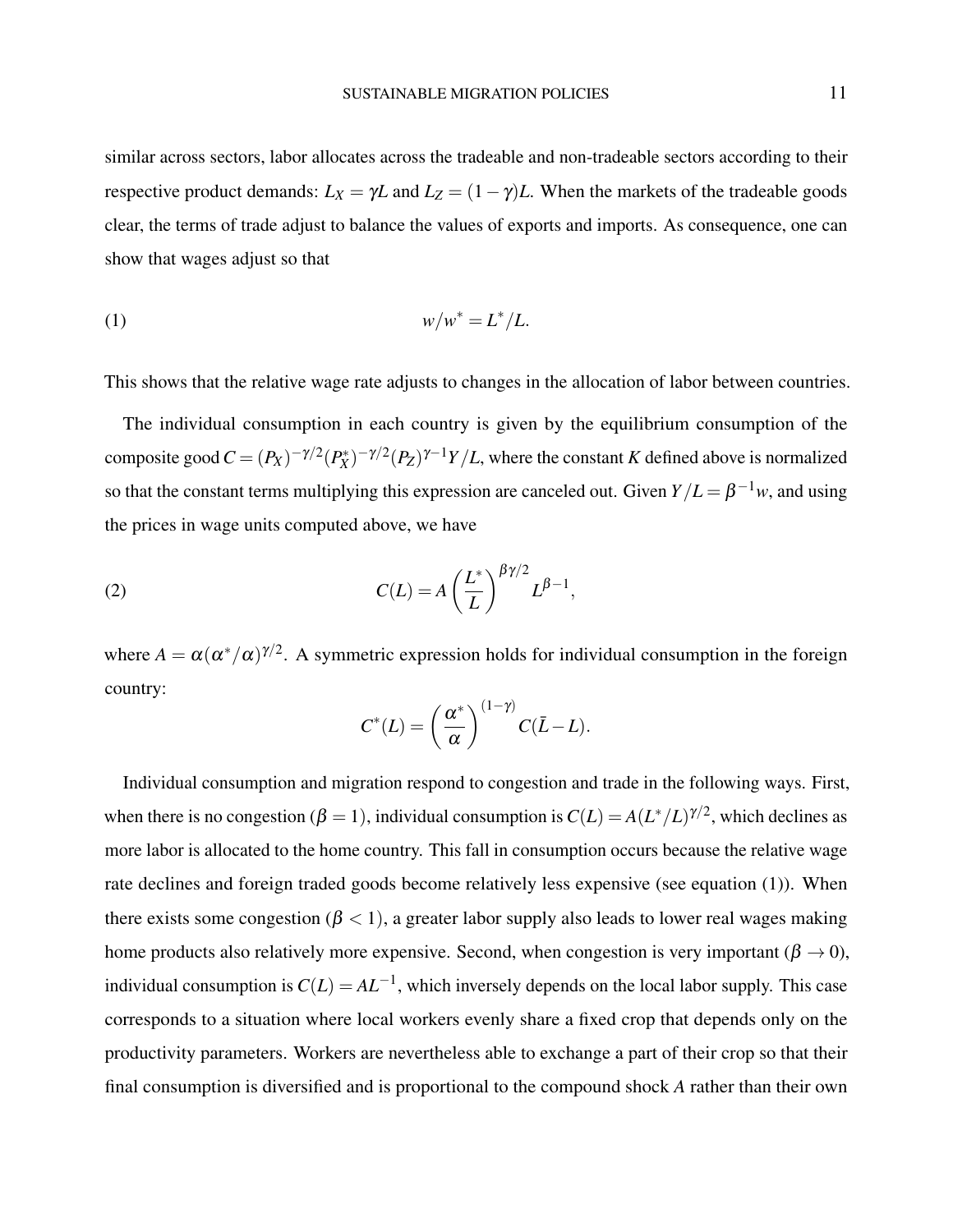similar across sectors, labor allocates across the tradeable and non-tradeable sectors according to their respective product demands: $L_X = \gamma L$ and $L_Z = (1-\gamma)L$. When the markets of the tradeable goods clear, the terms of trade adjust to balance the values of exports and imports. As consequence, one can show that wages adjust so that

$$w/w^* = L^*/L. \tag{1}$$

This shows that the relative wage rate adjusts to changes in the allocation of labor between countries.

The individual consumption in each country is given by the equilibrium consumption of the composite good $C = (P_X)^{-\gamma/2}(P_X^*)^{-\gamma/2}(P_Z)^{\gamma-1}Y/L$, where the constant $K$ defined above is normalized so that the constant terms multiplying this expression are canceled out. Given $Y/L = \beta^{-1}w$, and using the prices in wage units computed above, we have

$$C(L) = A\left(\frac{L^*}{L}\right)^{\beta\gamma/2} L^{\beta-1}, \tag{2}$$

where $A = \alpha(\alpha^*/\alpha)^{\gamma/2}$. A symmetric expression holds for individual consumption in the foreign country:

$$C^*(L) = \left(\frac{\alpha^*}{\alpha}\right)^{(1-\gamma)} C(\bar{L} - L).$$

Individual consumption and migration respond to congestion and trade in the following ways. First, when there is no congestion ($\beta = 1$), individual consumption is $C(L) = A(L^*/L)^{\gamma/2}$, which declines as more labor is allocated to the home country. This fall in consumption occurs because the relative wage rate declines and foreign traded goods become relatively less expensive (see equation (1)). When there exists some congestion ($\beta < 1$), a greater labor supply also leads to lower real wages making home products also relatively more expensive. Second, when congestion is very important ($\beta \to 0$), individual consumption is $C(L) = AL^{-1}$, which inversely depends on the local labor supply. This case corresponds to a situation where local workers evenly share a fixed crop that depends only on the productivity parameters. Workers are nevertheless able to exchange a part of their crop so that their final consumption is diversified and is proportional to the compound shock $A$ rather than their own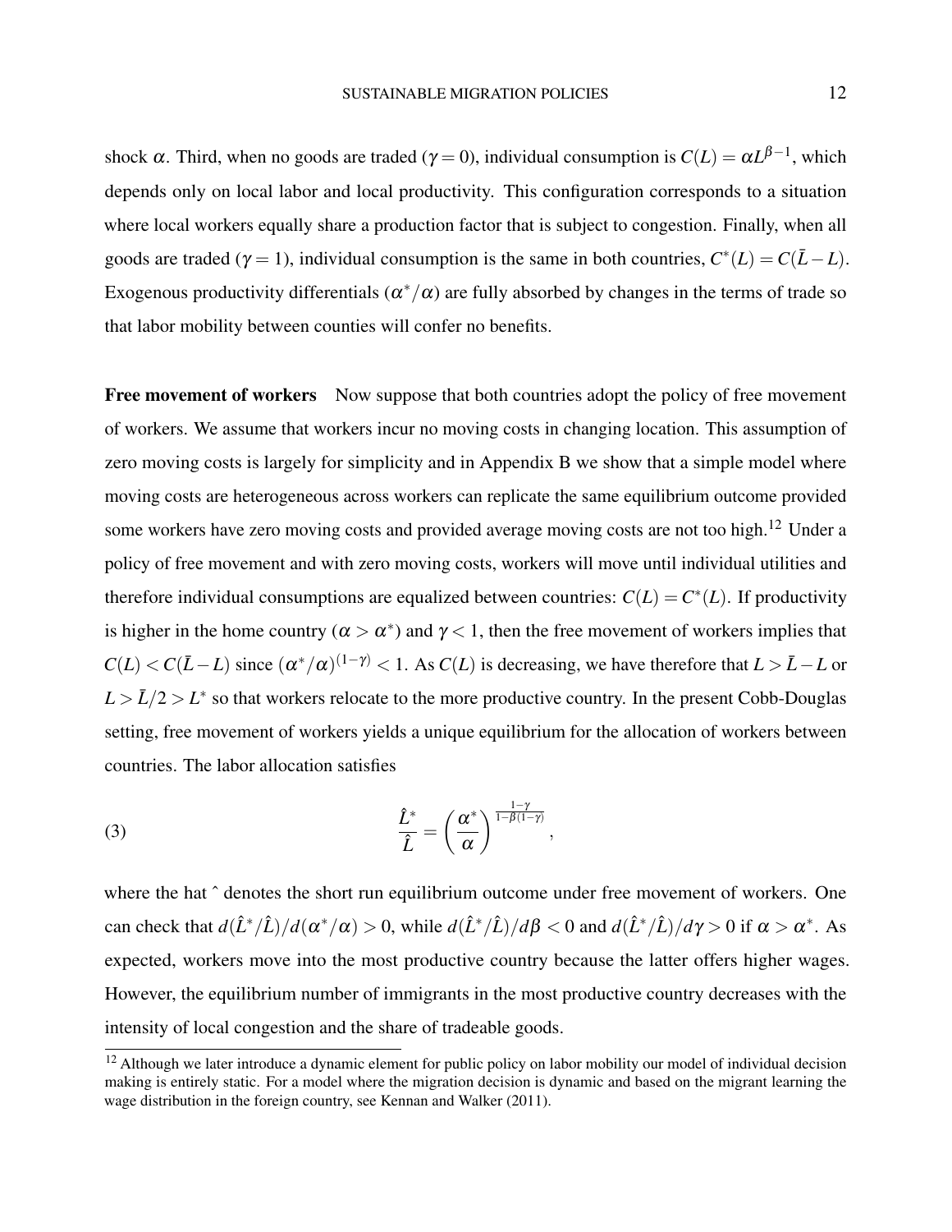shock $\alpha$. Third, when no goods are traded ($\gamma = 0$), individual consumption is $C(L) = \alpha L^{\beta-1}$, which depends only on local labor and local productivity. This configuration corresponds to a situation where local workers equally share a production factor that is subject to congestion. Finally, when all goods are traded ($\gamma = 1$), individual consumption is the same in both countries, $C^*(L) = C(\bar{L} - L)$. Exogenous productivity differentials ($\alpha^*/\alpha$) are fully absorbed by changes in the terms of trade so that labor mobility between counties will confer no benefits.

**Free movement of workers** Now suppose that both countries adopt the policy of free movement of workers. We assume that workers incur no moving costs in changing location. This assumption of zero moving costs is largely for simplicity and in Appendix B we show that a simple model where moving costs are heterogeneous across workers can replicate the same equilibrium outcome provided some workers have zero moving costs and provided average moving costs are not too high.[12] Under a policy of free movement and with zero moving costs, workers will move until individual utilities and therefore individual consumptions are equalized between countries: $C(L) = C^*(L)$. If productivity is higher in the home country ($\alpha > \alpha^*$) and $\gamma < 1$, then the free movement of workers implies that $C(L) < C(\bar{L} - L)$ since $(\alpha^*/\alpha)^{(1-\gamma)} < 1$. As $C(L)$ is decreasing, we have therefore that $L > \bar{L} - L$ or $L > \bar{L}/2 > L^*$ so that workers relocate to the more productive country. In the present Cobb-Douglas setting, free movement of workers yields a unique equilibrium for the allocation of workers between countries. The labor allocation satisfies

$$\frac{\hat{L}^*}{\hat{L}} = \left(\frac{\alpha^*}{\alpha}\right)^{\frac{1-\gamma}{1-\beta(1-\gamma)}}, \tag{3}$$

where the hat ˆ denotes the short run equilibrium outcome under free movement of workers. One can check that $d(\hat{L}^*/\hat{L})/d(\alpha^*/\alpha) > 0$, while $d(\hat{L}^*/\hat{L})/d\beta < 0$ and $d(\hat{L}^*/\hat{L})/d\gamma > 0$ if $\alpha > \alpha^*$. As expected, workers move into the most productive country because the latter offers higher wages. However, the equilibrium number of immigrants in the most productive country decreases with the intensity of local congestion and the share of tradeable goods.

[12] Although we later introduce a dynamic element for public policy on labor mobility our model of individual decision making is entirely static. For a model where the migration decision is dynamic and based on the migrant learning the wage distribution in the foreign country, see Kennan and Walker (2011).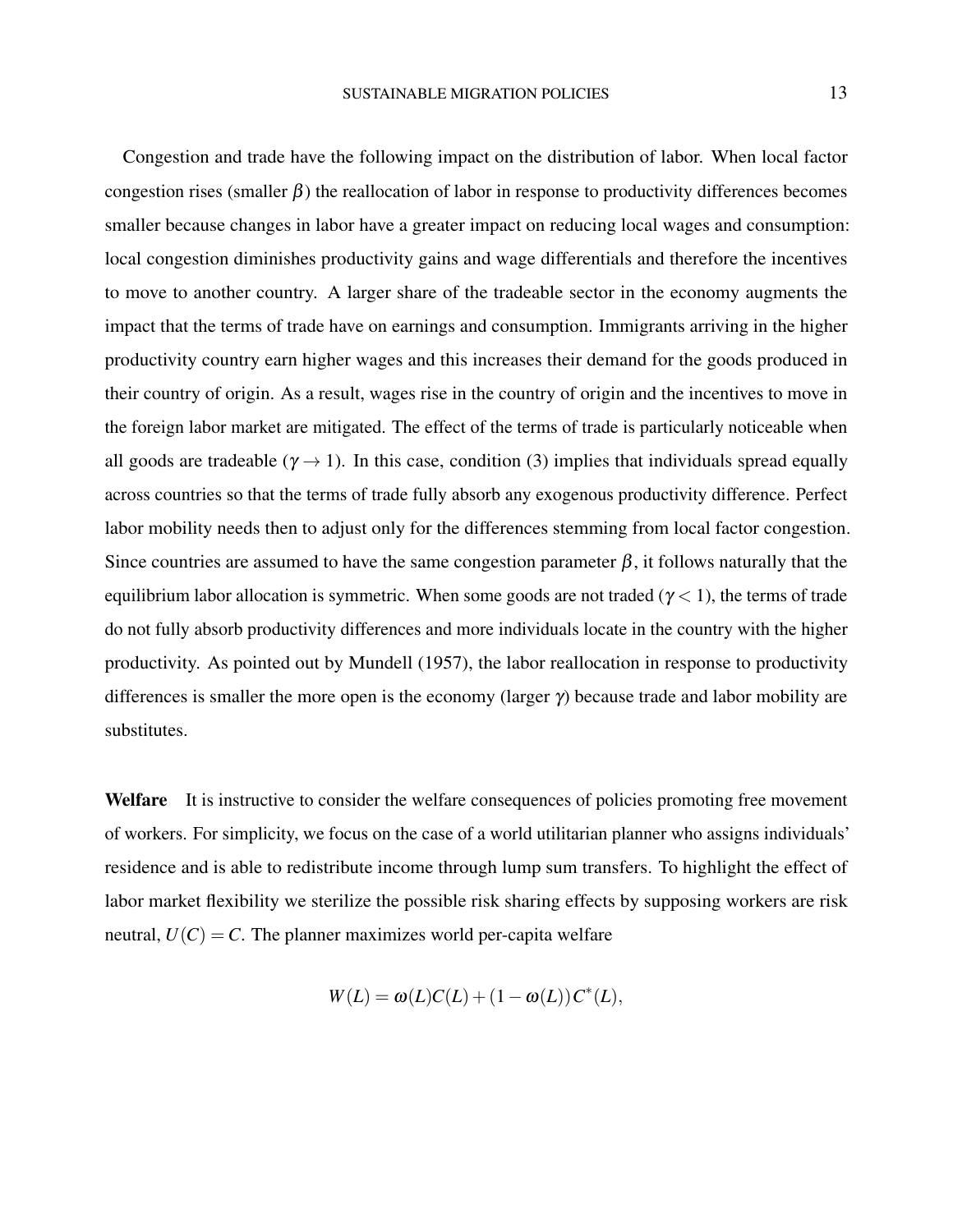Congestion and trade have the following impact on the distribution of labor. When local factor congestion rises (smaller $\beta$) the reallocation of labor in response to productivity differences becomes smaller because changes in labor have a greater impact on reducing local wages and consumption: local congestion diminishes productivity gains and wage differentials and therefore the incentives to move to another country. A larger share of the tradeable sector in the economy augments the impact that the terms of trade have on earnings and consumption. Immigrants arriving in the higher productivity country earn higher wages and this increases their demand for the goods produced in their country of origin. As a result, wages rise in the country of origin and the incentives to move in the foreign labor market are mitigated. The effect of the terms of trade is particularly noticeable when all goods are tradeable ($\gamma \to 1$). In this case, condition (3) implies that individuals spread equally across countries so that the terms of trade fully absorb any exogenous productivity difference. Perfect labor mobility needs then to adjust only for the differences stemming from local factor congestion. Since countries are assumed to have the same congestion parameter $\beta$, it follows naturally that the equilibrium labor allocation is symmetric. When some goods are not traded ($\gamma < 1$), the terms of trade do not fully absorb productivity differences and more individuals locate in the country with the higher productivity. As pointed out by Mundell (1957), the labor reallocation in response to productivity differences is smaller the more open is the economy (larger $\gamma$) because trade and labor mobility are substitutes.

**Welfare** It is instructive to consider the welfare consequences of policies promoting free movement of workers. For simplicity, we focus on the case of a world utilitarian planner who assigns individuals' residence and is able to redistribute income through lump sum transfers. To highlight the effect of labor market flexibility we sterilize the possible risk sharing effects by supposing workers are risk neutral, $U(C) = C$. The planner maximizes world per-capita welfare

$$W(L) = \omega(L)C(L) + (1 - \omega(L))\,C^{*}(L),$$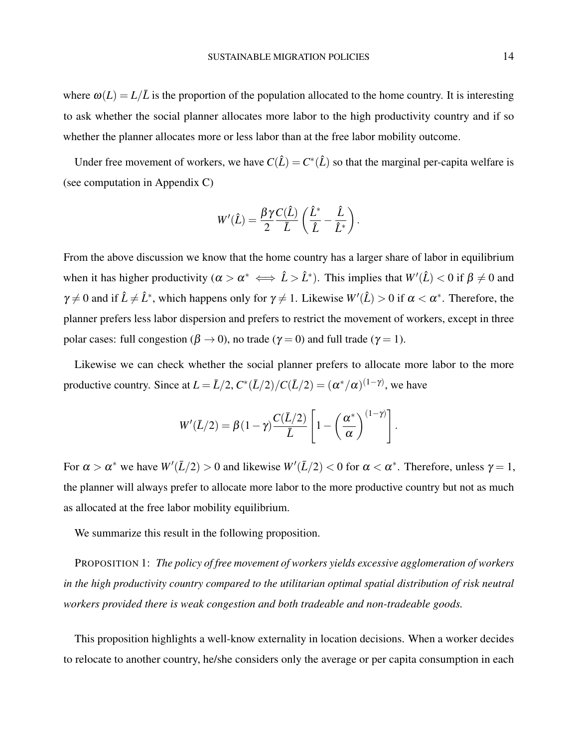where $\omega(L) = L/\bar{L}$ is the proportion of the population allocated to the home country. It is interesting to ask whether the social planner allocates more labor to the high productivity country and if so whether the planner allocates more or less labor than at the free labor mobility outcome.

Under free movement of workers, we have $C(\hat{L}) = C^*(\hat{L})$ so that the marginal per-capita welfare is (see computation in Appendix C)

$$W'(\hat{L}) = \frac{\beta\gamma}{2}\frac{C(\hat{L})}{\bar{L}}\left(\frac{\hat{L}^*}{\hat{L}} - \frac{\hat{L}}{\hat{L}^*}\right).$$

From the above discussion we know that the home country has a larger share of labor in equilibrium when it has higher productivity ($\alpha > \alpha^* \iff \hat{L} > \hat{L}^*$). This implies that $W'(\hat{L}) < 0$ if $\beta \neq 0$ and $\gamma \neq 0$ and if $\hat{L} \neq \hat{L}^*$, which happens only for $\gamma \neq 1$. Likewise $W'(\hat{L}) > 0$ if $\alpha < \alpha^*$. Therefore, the planner prefers less labor dispersion and prefers to restrict the movement of workers, except in three polar cases: full congestion ($\beta \to 0$), no trade ($\gamma = 0$) and full trade ($\gamma = 1$).

Likewise we can check whether the social planner prefers to allocate more labor to the more productive country. Since at $L = \bar{L}/2$, $C^*(\bar{L}/2)/C(\bar{L}/2) = (\alpha^*/\alpha)^{(1-\gamma)}$, we have

$$W'(\bar{L}/2) = \beta(1-\gamma)\frac{C(\bar{L}/2)}{\bar{L}}\left[1 - \left(\frac{\alpha^*}{\alpha}\right)^{(1-\gamma)}\right].$$

For $\alpha > \alpha^*$ we have $W'(\bar{L}/2) > 0$ and likewise $W'(\bar{L}/2) < 0$ for $\alpha < \alpha^*$. Therefore, unless $\gamma = 1$, the planner will always prefer to allocate more labor to the more productive country but not as much as allocated at the free labor mobility equilibrium.

We summarize this result in the following proposition.

PROPOSITION 1: *The policy of free movement of workers yields excessive agglomeration of workers in the high productivity country compared to the utilitarian optimal spatial distribution of risk neutral workers provided there is weak congestion and both tradeable and non-tradeable goods.*

This proposition highlights a well-know externality in location decisions. When a worker decides to relocate to another country, he/she considers only the average or per capita consumption in each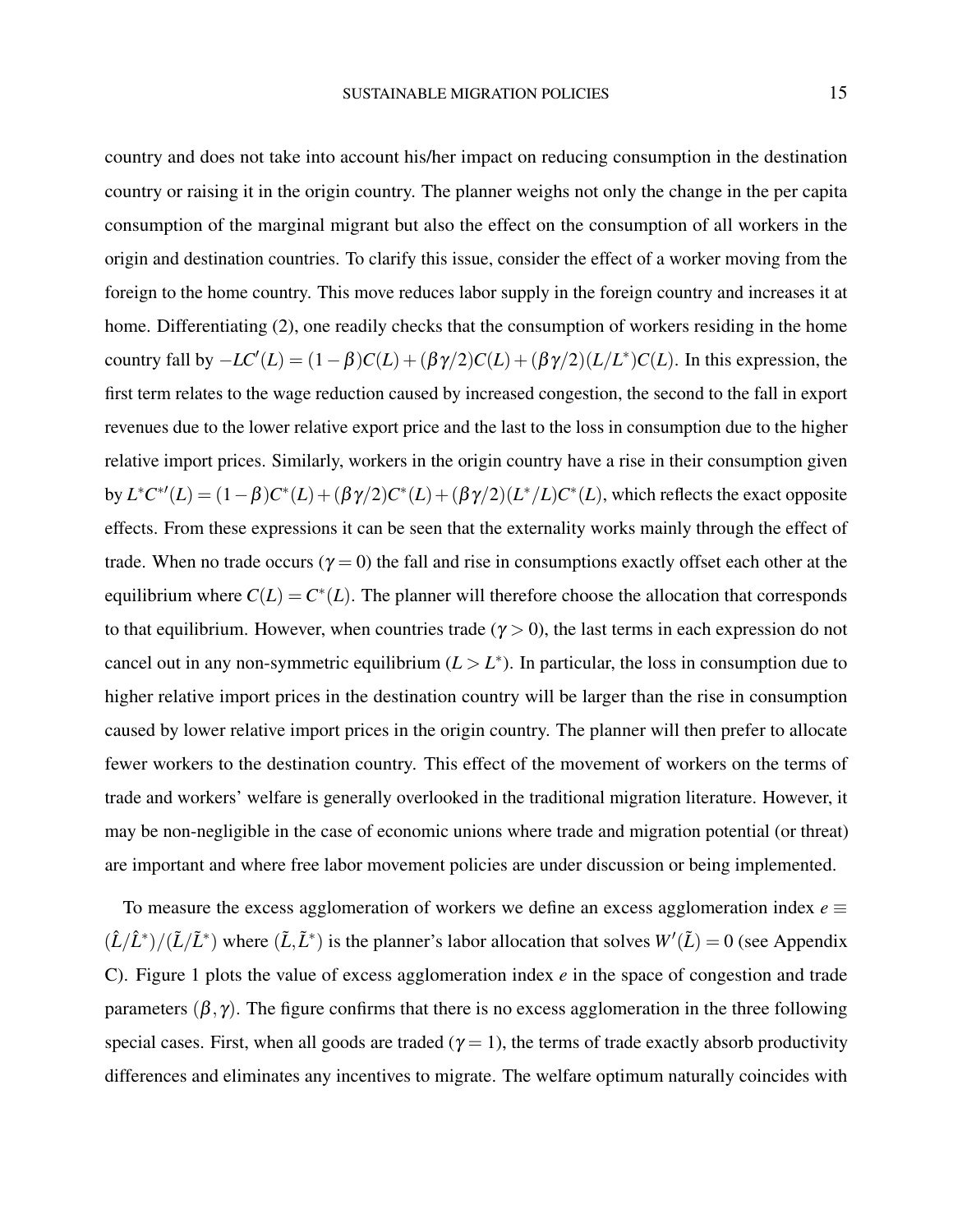country and does not take into account his/her impact on reducing consumption in the destination country or raising it in the origin country. The planner weighs not only the change in the per capita consumption of the marginal migrant but also the effect on the consumption of all workers in the origin and destination countries. To clarify this issue, consider the effect of a worker moving from the foreign to the home country. This move reduces labor supply in the foreign country and increases it at home. Differentiating (2), one readily checks that the consumption of workers residing in the home country fall by $-LC'(L) = (1-\beta)C(L) + (\beta\gamma/2)C(L) + (\beta\gamma/2)(L/L^*)C(L)$. In this expression, the first term relates to the wage reduction caused by increased congestion, the second to the fall in export revenues due to the lower relative export price and the last to the loss in consumption due to the higher relative import prices. Similarly, workers in the origin country have a rise in their consumption given by $L^*C^{*\prime}(L) = (1-\beta)C^*(L) + (\beta\gamma/2)C^*(L) + (\beta\gamma/2)(L^*/L)C^*(L)$, which reflects the exact opposite effects. From these expressions it can be seen that the externality works mainly through the effect of trade. When no trade occurs ($\gamma = 0$) the fall and rise in consumptions exactly offset each other at the equilibrium where $C(L) = C^*(L)$. The planner will therefore choose the allocation that corresponds to that equilibrium. However, when countries trade ($\gamma > 0$), the last terms in each expression do not cancel out in any non-symmetric equilibrium ($L > L^*$). In particular, the loss in consumption due to higher relative import prices in the destination country will be larger than the rise in consumption caused by lower relative import prices in the origin country. The planner will then prefer to allocate fewer workers to the destination country. This effect of the movement of workers on the terms of trade and workers' welfare is generally overlooked in the traditional migration literature. However, it may be non-negligible in the case of economic unions where trade and migration potential (or threat) are important and where free labor movement policies are under discussion or being implemented.

To measure the excess agglomeration of workers we define an excess agglomeration index $e \equiv (\hat{L}/\hat{L}^*)/(\tilde{L}/\tilde{L}^*)$ where $(\tilde{L}, \tilde{L}^*)$ is the planner's labor allocation that solves $W'(\tilde{L}) = 0$ (see Appendix C). Figure 1 plots the value of excess agglomeration index $e$ in the space of congestion and trade parameters $(\beta, \gamma)$. The figure confirms that there is no excess agglomeration in the three following special cases. First, when all goods are traded ($\gamma = 1$), the terms of trade exactly absorb productivity differences and eliminates any incentives to migrate. The welfare optimum naturally coincides with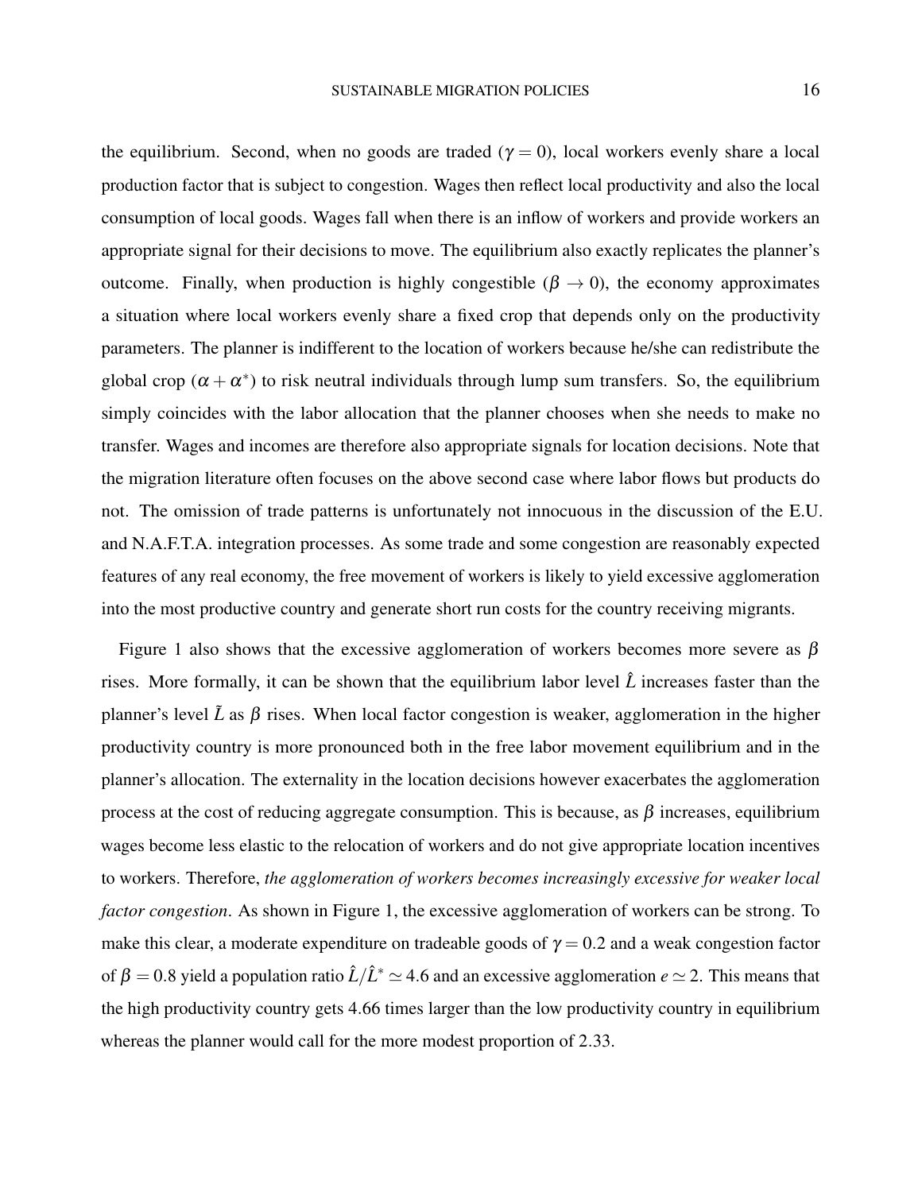the equilibrium. Second, when no goods are traded ($\gamma = 0$), local workers evenly share a local production factor that is subject to congestion. Wages then reflect local productivity and also the local consumption of local goods. Wages fall when there is an inflow of workers and provide workers an appropriate signal for their decisions to move. The equilibrium also exactly replicates the planner's outcome. Finally, when production is highly congestible ($\beta \to 0$), the economy approximates a situation where local workers evenly share a fixed crop that depends only on the productivity parameters. The planner is indifferent to the location of workers because he/she can redistribute the global crop ($\alpha + \alpha^*$) to risk neutral individuals through lump sum transfers. So, the equilibrium simply coincides with the labor allocation that the planner chooses when she needs to make no transfer. Wages and incomes are therefore also appropriate signals for location decisions. Note that the migration literature often focuses on the above second case where labor flows but products do not. The omission of trade patterns is unfortunately not innocuous in the discussion of the E.U. and N.A.F.T.A. integration processes. As some trade and some congestion are reasonably expected features of any real economy, the free movement of workers is likely to yield excessive agglomeration into the most productive country and generate short run costs for the country receiving migrants.

Figure 1 also shows that the excessive agglomeration of workers becomes more severe as $\beta$ rises. More formally, it can be shown that the equilibrium labor level $\hat{L}$ increases faster than the planner's level $\tilde{L}$ as $\beta$ rises. When local factor congestion is weaker, agglomeration in the higher productivity country is more pronounced both in the free labor movement equilibrium and in the planner's allocation. The externality in the location decisions however exacerbates the agglomeration process at the cost of reducing aggregate consumption. This is because, as $\beta$ increases, equilibrium wages become less elastic to the relocation of workers and do not give appropriate location incentives to workers. Therefore, *the agglomeration of workers becomes increasingly excessive for weaker local factor congestion*. As shown in Figure 1, the excessive agglomeration of workers can be strong. To make this clear, a moderate expenditure on tradeable goods of $\gamma = 0.2$ and a weak congestion factor of $\beta = 0.8$ yield a population ratio $\hat{L}/\hat{L}^* \simeq 4.6$ and an excessive agglomeration $e \simeq 2$. This means that the high productivity country gets 4.66 times larger than the low productivity country in equilibrium whereas the planner would call for the more modest proportion of 2.33.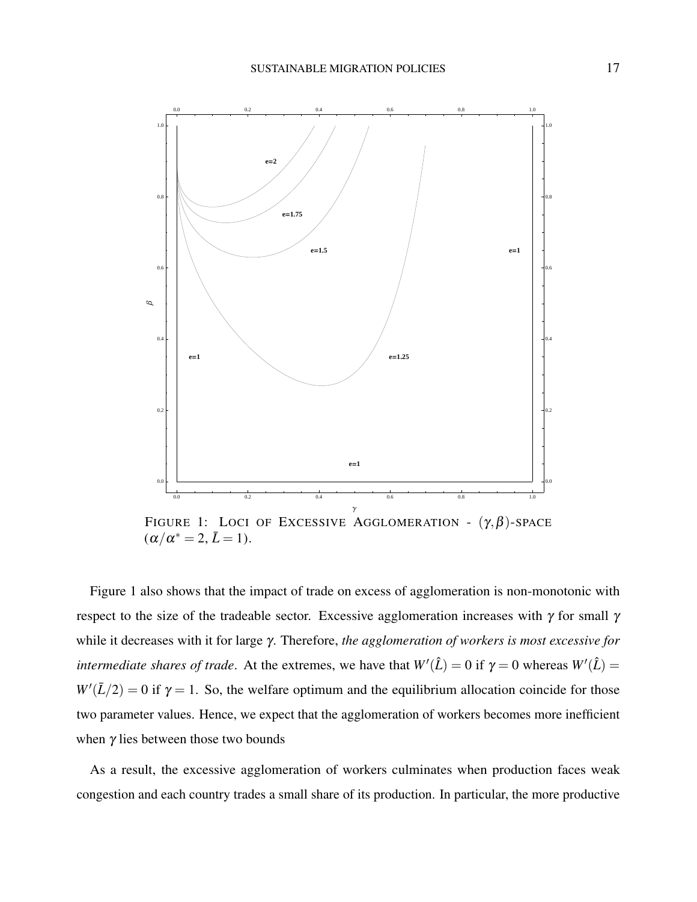FIGURE 1: LOCI OF EXCESSIVE AGGLOMERATION - $(\gamma, \beta)$-SPACE $(\alpha/\alpha^* = 2, \bar{L} = 1)$.

Figure 1 also shows that the impact of trade on excess of agglomeration is non-monotonic with respect to the size of the tradeable sector. Excessive agglomeration increases with $\gamma$ for small $\gamma$ while it decreases with it for large $\gamma$. Therefore, *the agglomeration of workers is most excessive for intermediate shares of trade*. At the extremes, we have that $W'(\hat{L}) = 0$ if $\gamma = 0$ whereas $W'(\hat{L}) = W'(\bar{L}/2) = 0$ if $\gamma = 1$. So, the welfare optimum and the equilibrium allocation coincide for those two parameter values. Hence, we expect that the agglomeration of workers becomes more inefficient when $\gamma$ lies between those two bounds

As a result, the excessive agglomeration of workers culminates when production faces weak congestion and each country trades a small share of its production. In particular, the more productive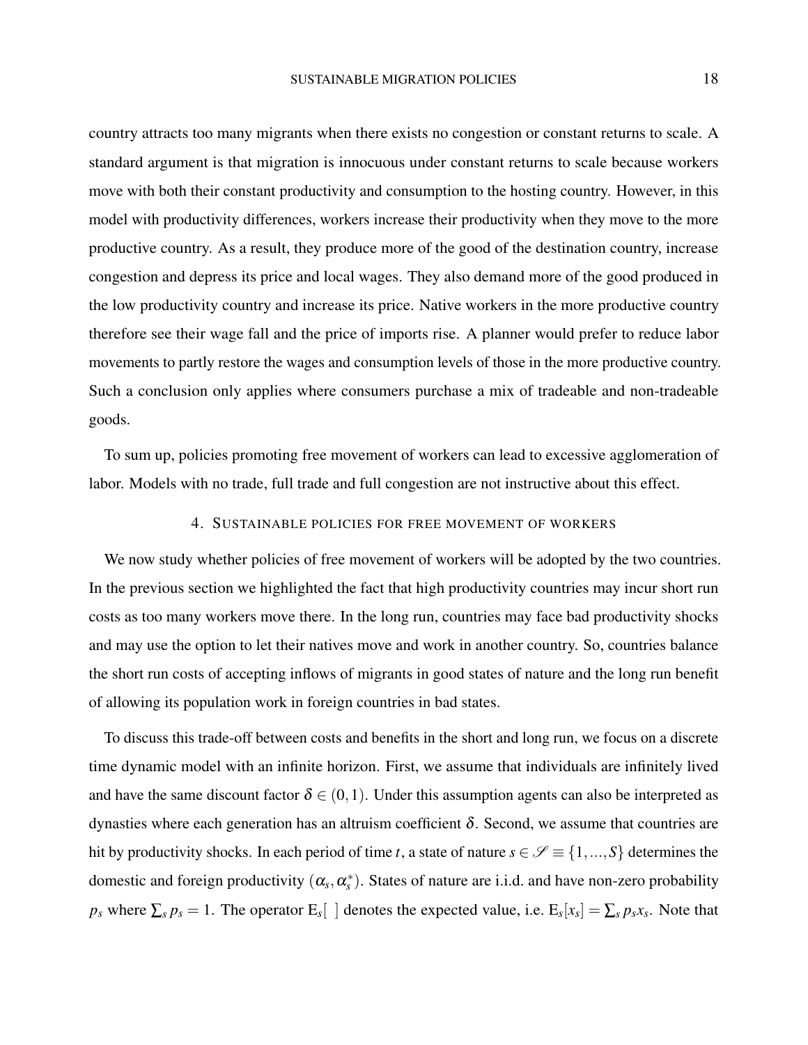country attracts too many migrants when there exists no congestion or constant returns to scale. A standard argument is that migration is innocuous under constant returns to scale because workers move with both their constant productivity and consumption to the hosting country. However, in this model with productivity differences, workers increase their productivity when they move to the more productive country. As a result, they produce more of the good of the destination country, increase congestion and depress its price and local wages. They also demand more of the good produced in the low productivity country and increase its price. Native workers in the more productive country therefore see their wage fall and the price of imports rise. A planner would prefer to reduce labor movements to partly restore the wages and consumption levels of those in the more productive country. Such a conclusion only applies where consumers purchase a mix of tradeable and non-tradeable goods.

To sum up, policies promoting free movement of workers can lead to excessive agglomeration of labor. Models with no trade, full trade and full congestion are not instructive about this effect.

## 4. Sustainable policies for free movement of workers

We now study whether policies of free movement of workers will be adopted by the two countries. In the previous section we highlighted the fact that high productivity countries may incur short run costs as too many workers move there. In the long run, countries may face bad productivity shocks and may use the option to let their natives move and work in another country. So, countries balance the short run costs of accepting inflows of migrants in good states of nature and the long run benefit of allowing its population work in foreign countries in bad states.

To discuss this trade-off between costs and benefits in the short and long run, we focus on a discrete time dynamic model with an infinite horizon. First, we assume that individuals are infinitely lived and have the same discount factor $\delta \in (0,1)$. Under this assumption agents can also be interpreted as dynasties where each generation has an altruism coefficient $\delta$. Second, we assume that countries are hit by productivity shocks. In each period of time $t$, a state of nature $s \in \mathscr{S} \equiv \{1,...,S\}$ determines the domestic and foreign productivity $(\alpha_s, \alpha_s^*)$. States of nature are i.i.d. and have non-zero probability $p_s$ where $\sum_s p_s = 1$. The operator $\mathrm{E}_s[\ ]$ denotes the expected value, i.e. $\mathrm{E}_s[x_s] = \sum_s p_s x_s$. Note that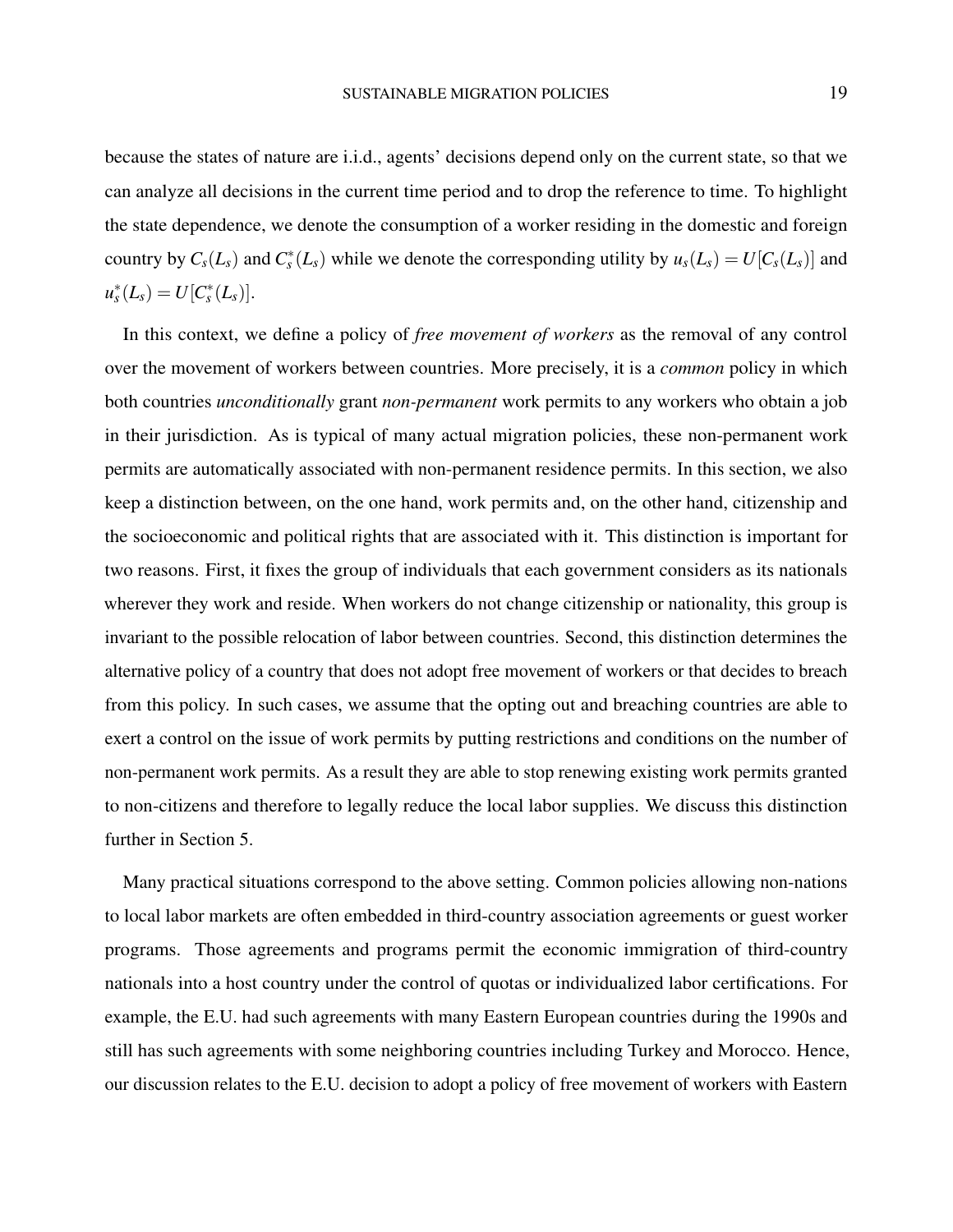because the states of nature are i.i.d., agents' decisions depend only on the current state, so that we can analyze all decisions in the current time period and to drop the reference to time. To highlight the state dependence, we denote the consumption of a worker residing in the domestic and foreign country by $C_s(L_s)$ and $C_s^*(L_s)$ while we denote the corresponding utility by $u_s(L_s) = U[C_s(L_s)]$ and $u_s^*(L_s) = U[C_s^*(L_s)]$.

In this context, we define a policy of *free movement of workers* as the removal of any control over the movement of workers between countries. More precisely, it is a *common* policy in which both countries *unconditionally* grant *non-permanent* work permits to any workers who obtain a job in their jurisdiction. As is typical of many actual migration policies, these non-permanent work permits are automatically associated with non-permanent residence permits. In this section, we also keep a distinction between, on the one hand, work permits and, on the other hand, citizenship and the socioeconomic and political rights that are associated with it. This distinction is important for two reasons. First, it fixes the group of individuals that each government considers as its nationals wherever they work and reside. When workers do not change citizenship or nationality, this group is invariant to the possible relocation of labor between countries. Second, this distinction determines the alternative policy of a country that does not adopt free movement of workers or that decides to breach from this policy. In such cases, we assume that the opting out and breaching countries are able to exert a control on the issue of work permits by putting restrictions and conditions on the number of non-permanent work permits. As a result they are able to stop renewing existing work permits granted to non-citizens and therefore to legally reduce the local labor supplies. We discuss this distinction further in Section 5.

Many practical situations correspond to the above setting. Common policies allowing non-nations to local labor markets are often embedded in third-country association agreements or guest worker programs. Those agreements and programs permit the economic immigration of third-country nationals into a host country under the control of quotas or individualized labor certifications. For example, the E.U. had such agreements with many Eastern European countries during the 1990s and still has such agreements with some neighboring countries including Turkey and Morocco. Hence, our discussion relates to the E.U. decision to adopt a policy of free movement of workers with Eastern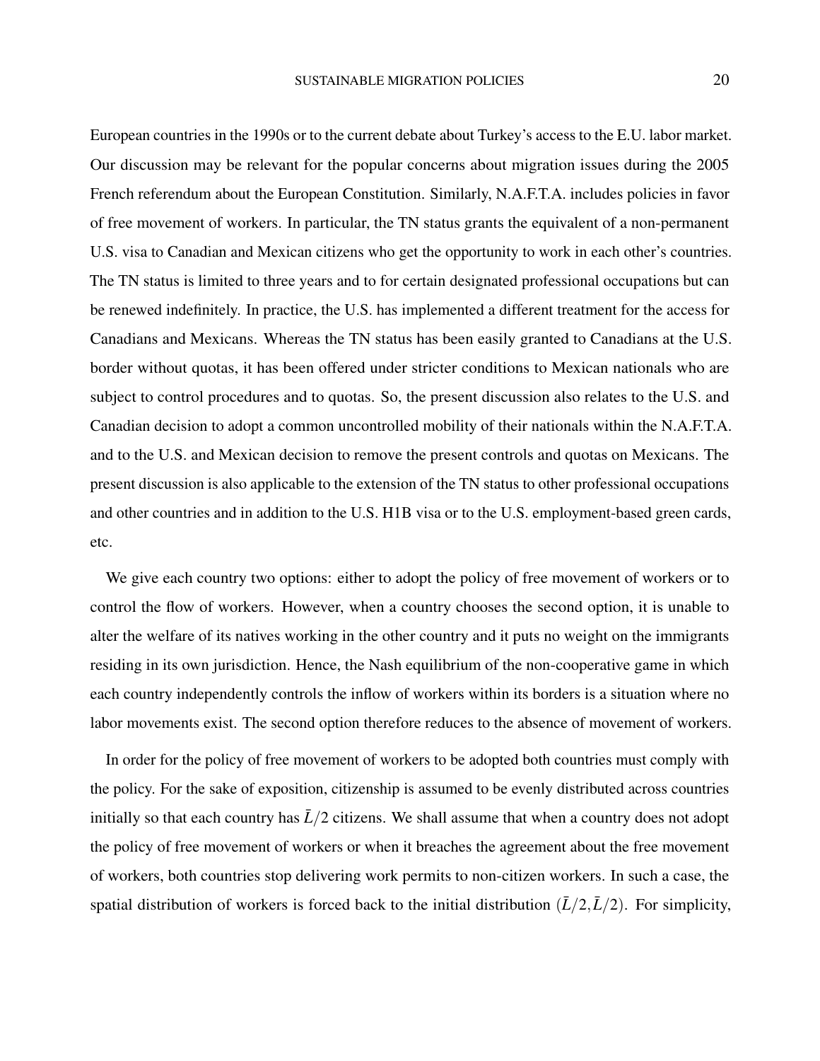European countries in the 1990s or to the current debate about Turkey's access to the E.U. labor market. Our discussion may be relevant for the popular concerns about migration issues during the 2005 French referendum about the European Constitution. Similarly, N.A.F.T.A. includes policies in favor of free movement of workers. In particular, the TN status grants the equivalent of a non-permanent U.S. visa to Canadian and Mexican citizens who get the opportunity to work in each other's countries. The TN status is limited to three years and to for certain designated professional occupations but can be renewed indefinitely. In practice, the U.S. has implemented a different treatment for the access for Canadians and Mexicans. Whereas the TN status has been easily granted to Canadians at the U.S. border without quotas, it has been offered under stricter conditions to Mexican nationals who are subject to control procedures and to quotas. So, the present discussion also relates to the U.S. and Canadian decision to adopt a common uncontrolled mobility of their nationals within the N.A.F.T.A. and to the U.S. and Mexican decision to remove the present controls and quotas on Mexicans. The present discussion is also applicable to the extension of the TN status to other professional occupations and other countries and in addition to the U.S. H1B visa or to the U.S. employment-based green cards, etc.

We give each country two options: either to adopt the policy of free movement of workers or to control the flow of workers. However, when a country chooses the second option, it is unable to alter the welfare of its natives working in the other country and it puts no weight on the immigrants residing in its own jurisdiction. Hence, the Nash equilibrium of the non-cooperative game in which each country independently controls the inflow of workers within its borders is a situation where no labor movements exist. The second option therefore reduces to the absence of movement of workers.

In order for the policy of free movement of workers to be adopted both countries must comply with the policy. For the sake of exposition, citizenship is assumed to be evenly distributed across countries initially so that each country has $\bar{L}/2$ citizens. We shall assume that when a country does not adopt the policy of free movement of workers or when it breaches the agreement about the free movement of workers, both countries stop delivering work permits to non-citizen workers. In such a case, the spatial distribution of workers is forced back to the initial distribution $(\bar{L}/2, \bar{L}/2)$. For simplicity,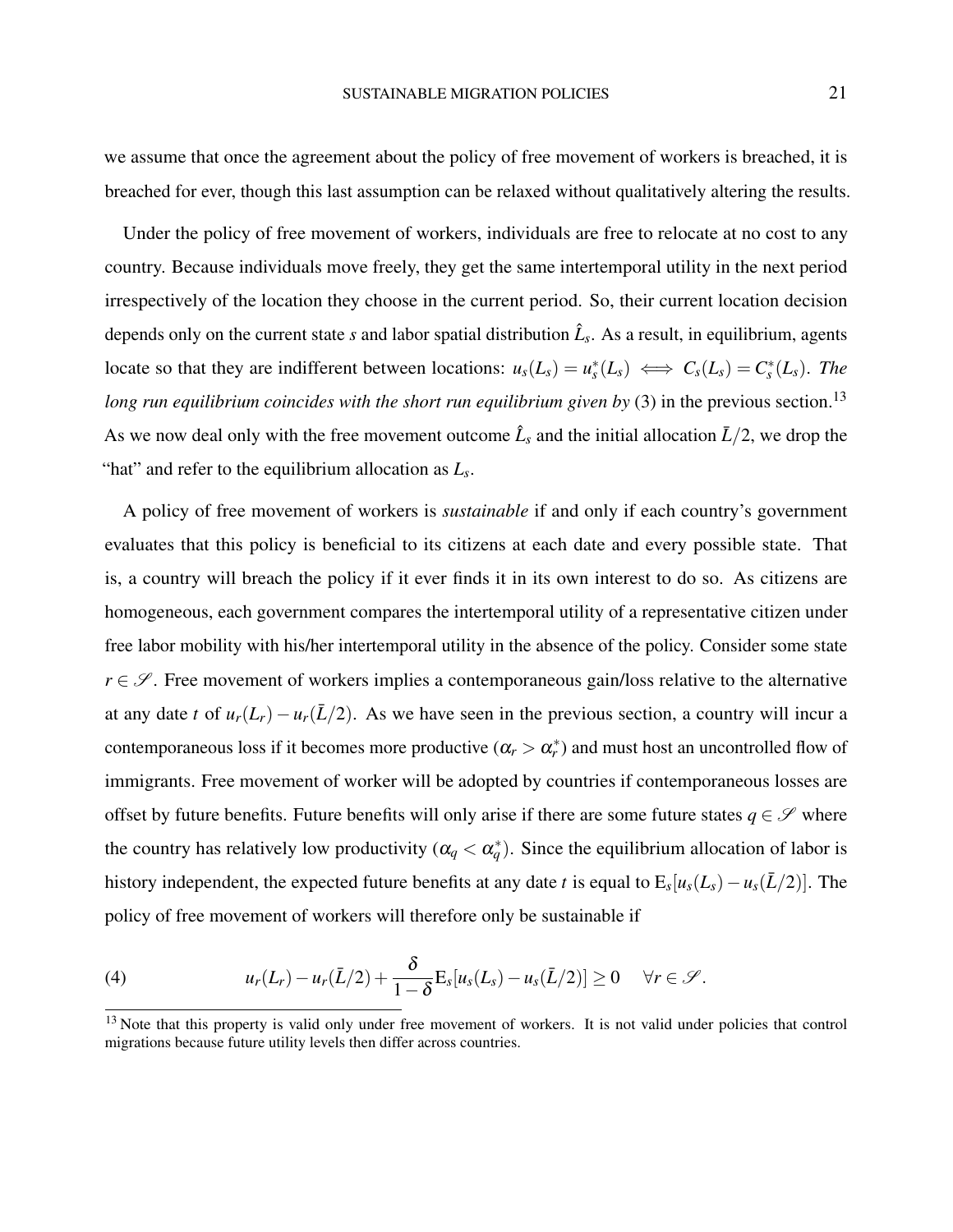we assume that once the agreement about the policy of free movement of workers is breached, it is breached for ever, though this last assumption can be relaxed without qualitatively altering the results.

Under the policy of free movement of workers, individuals are free to relocate at no cost to any country. Because individuals move freely, they get the same intertemporal utility in the next period irrespectively of the location they choose in the current period. So, their current location decision depends only on the current state $s$ and labor spatial distribution $\hat{L}_s$. As a result, in equilibrium, agents locate so that they are indifferent between locations: $u_s(L_s) = u_s^*(L_s) \iff C_s(L_s) = C_s^*(L_s)$. *The long run equilibrium coincides with the short run equilibrium given by* (3) in the previous section.[13] As we now deal only with the free movement outcome $\hat{L}_s$ and the initial allocation $\bar{L}/2$, we drop the "hat" and refer to the equilibrium allocation as $L_s$.

A policy of free movement of workers is *sustainable* if and only if each country's government evaluates that this policy is beneficial to its citizens at each date and every possible state. That is, a country will breach the policy if it ever finds it in its own interest to do so. As citizens are homogeneous, each government compares the intertemporal utility of a representative citizen under free labor mobility with his/her intertemporal utility in the absence of the policy. Consider some state $r \in \mathscr{S}$. Free movement of workers implies a contemporaneous gain/loss relative to the alternative at any date $t$ of $u_r(L_r) - u_r(\bar{L}/2)$. As we have seen in the previous section, a country will incur a contemporaneous loss if it becomes more productive ($\alpha_r > \alpha_r^*$) and must host an uncontrolled flow of immigrants. Free movement of worker will be adopted by countries if contemporaneous losses are offset by future benefits. Future benefits will only arise if there are some future states $q \in \mathscr{S}$ where the country has relatively low productivity ($\alpha_q < \alpha_q^*$). Since the equilibrium allocation of labor is history independent, the expected future benefits at any date $t$ is equal to $\mathrm{E}_s[u_s(L_s) - u_s(\bar{L}/2)]$. The policy of free movement of workers will therefore only be sustainable if

$$u_r(L_r) - u_r(\bar{L}/2) + \frac{\delta}{1-\delta}\mathrm{E}_s[u_s(L_s) - u_s(\bar{L}/2)] \geq 0 \quad \forall r \in \mathscr{S}. \tag{4}$$

[13] Note that this property is valid only under free movement of workers. It is not valid under policies that control migrations because future utility levels then differ across countries.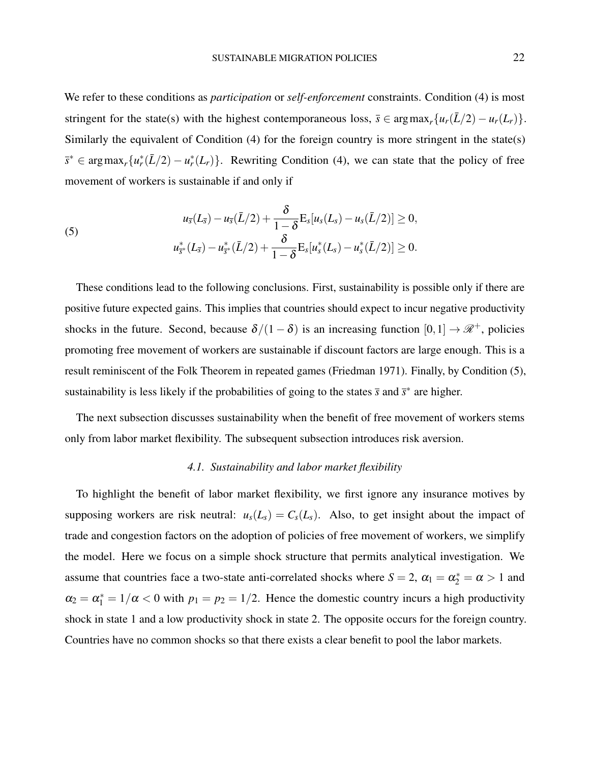We refer to these conditions as *participation* or *self-enforcement* constraints. Condition (4) is most stringent for the state(s) with the highest contemporaneous loss, $\bar{s} \in \arg\max_r \{u_r(\bar{L}/2) - u_r(L_r)\}$. Similarly the equivalent of Condition (4) for the foreign country is more stringent in the state(s) $\bar{s}^* \in \arg\max_r \{u_r^*(\bar{L}/2) - u_r^*(L_r)\}$. Rewriting Condition (4), we can state that the policy of free movement of workers is sustainable if and only if

$$
\begin{aligned}
u_{\bar{s}}(L_{\bar{s}}) - u_{\bar{s}}(\bar{L}/2) + \frac{\delta}{1-\delta} \mathrm{E}_s[u_s(L_s) - u_s(\bar{L}/2)] \geq 0, \\
u^*_{\bar{s}^*}(L_{\bar{s}}) - u^*_{\bar{s}^*}(\bar{L}/2) + \frac{\delta}{1-\delta} \mathrm{E}_s[u^*_s(L_s) - u^*_s(\bar{L}/2)] \geq 0.
\end{aligned} \tag{5}
$$

These conditions lead to the following conclusions. First, sustainability is possible only if there are positive future expected gains. This implies that countries should expect to incur negative productivity shocks in the future. Second, because $\delta/(1-\delta)$ is an increasing function $[0,1] \to \mathscr{R}^+$, policies promoting free movement of workers are sustainable if discount factors are large enough. This is a result reminiscent of the Folk Theorem in repeated games (Friedman 1971). Finally, by Condition (5), sustainability is less likely if the probabilities of going to the states $\bar{s}$ and $\bar{s}^*$ are higher.

The next subsection discusses sustainability when the benefit of free movement of workers stems only from labor market flexibility. The subsequent subsection introduces risk aversion.

### *4.1. Sustainability and labor market flexibility*

To highlight the benefit of labor market flexibility, we first ignore any insurance motives by supposing workers are risk neutral: $u_s(L_s) = C_s(L_s)$. Also, to get insight about the impact of trade and congestion factors on the adoption of policies of free movement of workers, we simplify the model. Here we focus on a simple shock structure that permits analytical investigation. We assume that countries face a two-state anti-correlated shocks where $S = 2$, $\alpha_1 = \alpha_2^* = \alpha > 1$ and $\alpha_2 = \alpha_1^* = 1/\alpha < 0$ with $p_1 = p_2 = 1/2$. Hence the domestic country incurs a high productivity shock in state 1 and a low productivity shock in state 2. The opposite occurs for the foreign country. Countries have no common shocks so that there exists a clear benefit to pool the labor markets.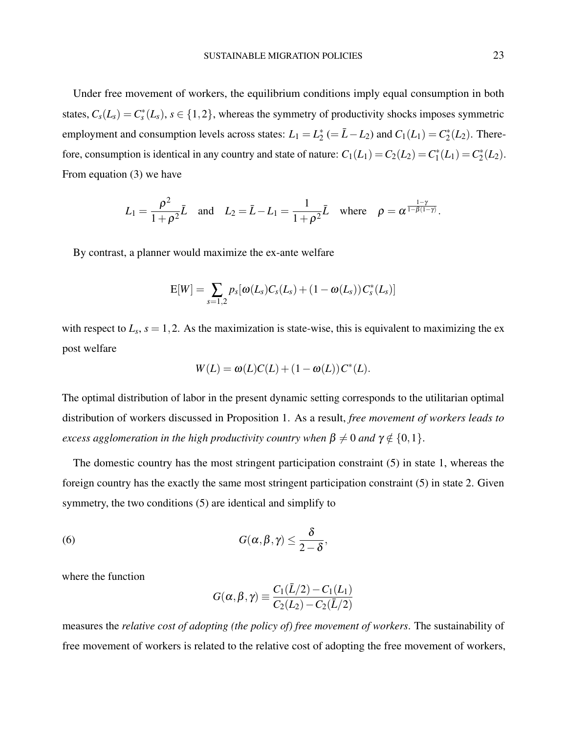Under free movement of workers, the equilibrium conditions imply equal consumption in both states, $C_s(L_s) = C_s^*(L_s)$, $s \in \{1,2\}$, whereas the symmetry of productivity shocks imposes symmetric employment and consumption levels across states: $L_1 = L_2^*$ $(= \bar{L} - L_2)$ and $C_1(L_1) = C_2^*(L_2)$. Therefore, consumption is identical in any country and state of nature: $C_1(L_1) = C_2(L_2) = C_1^*(L_1) = C_2^*(L_2)$. From equation (3) we have

$$L_1 = \frac{\rho^2}{1+\rho^2}\bar{L} \quad \text{and} \quad L_2 = \bar{L} - L_1 = \frac{1}{1+\rho^2}\bar{L} \quad \text{where} \quad \rho = \alpha^{\frac{1-\gamma}{1-\beta(1-\gamma)}}.$$

By contrast, a planner would maximize the ex-ante welfare

$$\mathrm{E}[W] = \sum_{s=1,2} p_s[\omega(L_s)C_s(L_s) + (1-\omega(L_s))C_s^*(L_s)]$$

with respect to $L_s$, $s = 1,2$. As the maximization is state-wise, this is equivalent to maximizing the ex post welfare

$$W(L) = \omega(L)C(L) + (1-\omega(L))C^*(L).$$

The optimal distribution of labor in the present dynamic setting corresponds to the utilitarian optimal distribution of workers discussed in Proposition 1. As a result, *free movement of workers leads to excess agglomeration in the high productivity country when $\beta \neq 0$ and $\gamma \notin \{0,1\}$.*

The domestic country has the most stringent participation constraint (5) in state 1, whereas the foreign country has the exactly the same most stringent participation constraint (5) in state 2. Given symmetry, the two conditions (5) are identical and simplify to

$$G(\alpha,\beta,\gamma) \leq \frac{\delta}{2-\delta}, \tag{6}$$

where the function

$$G(\alpha,\beta,\gamma) \equiv \frac{C_1(\bar{L}/2) - C_1(L_1)}{C_2(L_2) - C_2(\bar{L}/2)}$$

measures the *relative cost of adopting (the policy of) free movement of workers*. The sustainability of free movement of workers is related to the relative cost of adopting the free movement of workers,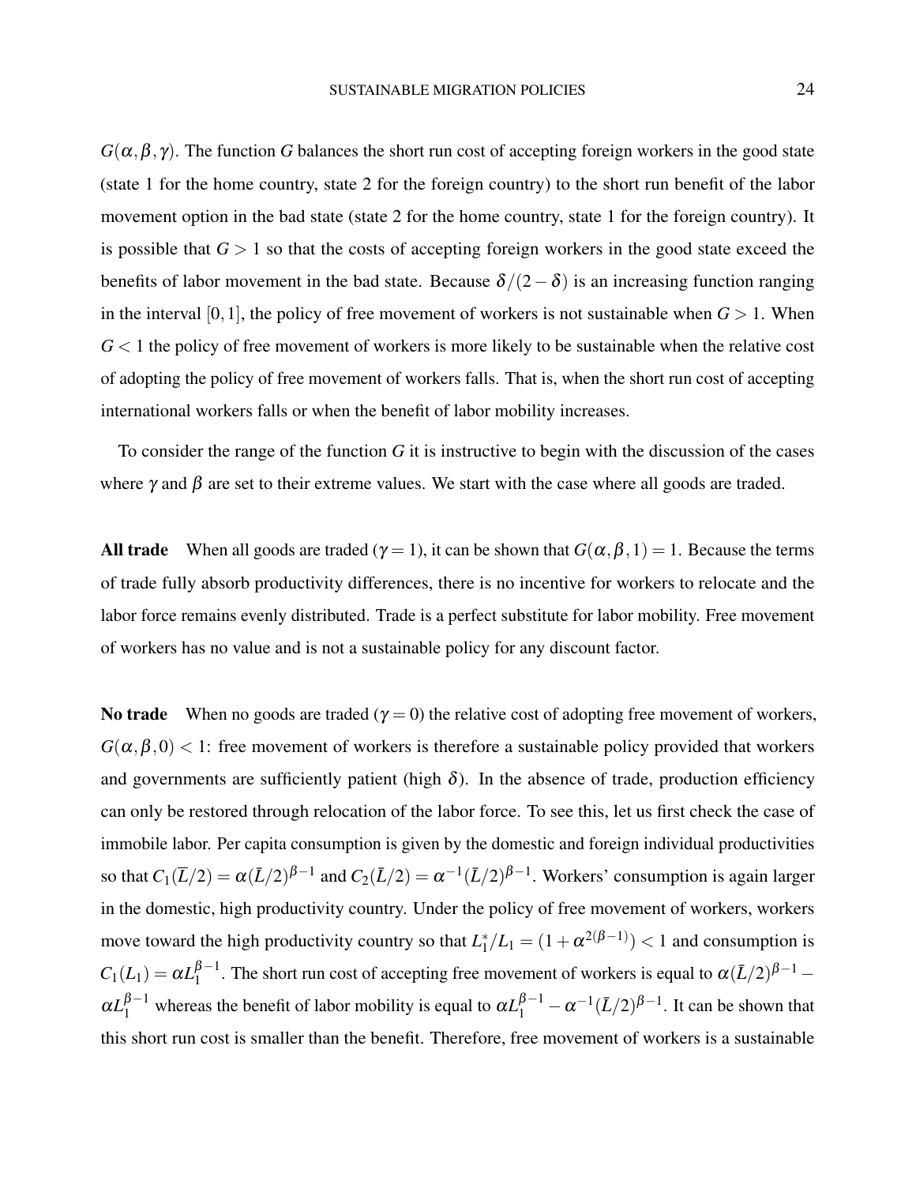$G(\alpha,\beta,\gamma)$. The function $G$ balances the short run cost of accepting foreign workers in the good state (state 1 for the home country, state 2 for the foreign country) to the short run benefit of the labor movement option in the bad state (state 2 for the home country, state 1 for the foreign country). It is possible that $G > 1$ so that the costs of accepting foreign workers in the good state exceed the benefits of labor movement in the bad state. Because $\delta/(2-\delta)$ is an increasing function ranging in the interval $[0,1]$, the policy of free movement of workers is not sustainable when $G > 1$. When $G < 1$ the policy of free movement of workers is more likely to be sustainable when the relative cost of adopting the policy of free movement of workers falls. That is, when the short run cost of accepting international workers falls or when the benefit of labor mobility increases.

To consider the range of the function $G$ it is instructive to begin with the discussion of the cases where $\gamma$ and $\beta$ are set to their extreme values. We start with the case where all goods are traded.

**All trade** When all goods are traded ($\gamma = 1$), it can be shown that $G(\alpha,\beta,1) = 1$. Because the terms of trade fully absorb productivity differences, there is no incentive for workers to relocate and the labor force remains evenly distributed. Trade is a perfect substitute for labor mobility. Free movement of workers has no value and is not a sustainable policy for any discount factor.

**No trade** When no goods are traded ($\gamma = 0$) the relative cost of adopting free movement of workers, $G(\alpha,\beta,0) < 1$: free movement of workers is therefore a sustainable policy provided that workers and governments are sufficiently patient (high $\delta$). In the absence of trade, production efficiency can only be restored through relocation of the labor force. To see this, let us first check the case of immobile labor. Per capita consumption is given by the domestic and foreign individual productivities so that $C_1(\overline{L}/2) = \alpha(\bar{L}/2)^{\beta-1}$ and $C_2(\bar{L}/2) = \alpha^{-1}(\bar{L}/2)^{\beta-1}$. Workers' consumption is again larger in the domestic, high productivity country. Under the policy of free movement of workers, workers move toward the high productivity country so that $L_1^*/L_1 = (1+\alpha^{2(\beta-1)}) < 1$ and consumption is $C_1(L_1) = \alpha L_1^{\beta-1}$. The short run cost of accepting free movement of workers is equal to $\alpha(\bar{L}/2)^{\beta-1} - \alpha L_1^{\beta-1}$ whereas the benefit of labor mobility is equal to $\alpha L_1^{\beta-1} - \alpha^{-1}(\bar{L}/2)^{\beta-1}$. It can be shown that this short run cost is smaller than the benefit. Therefore, free movement of workers is a sustainable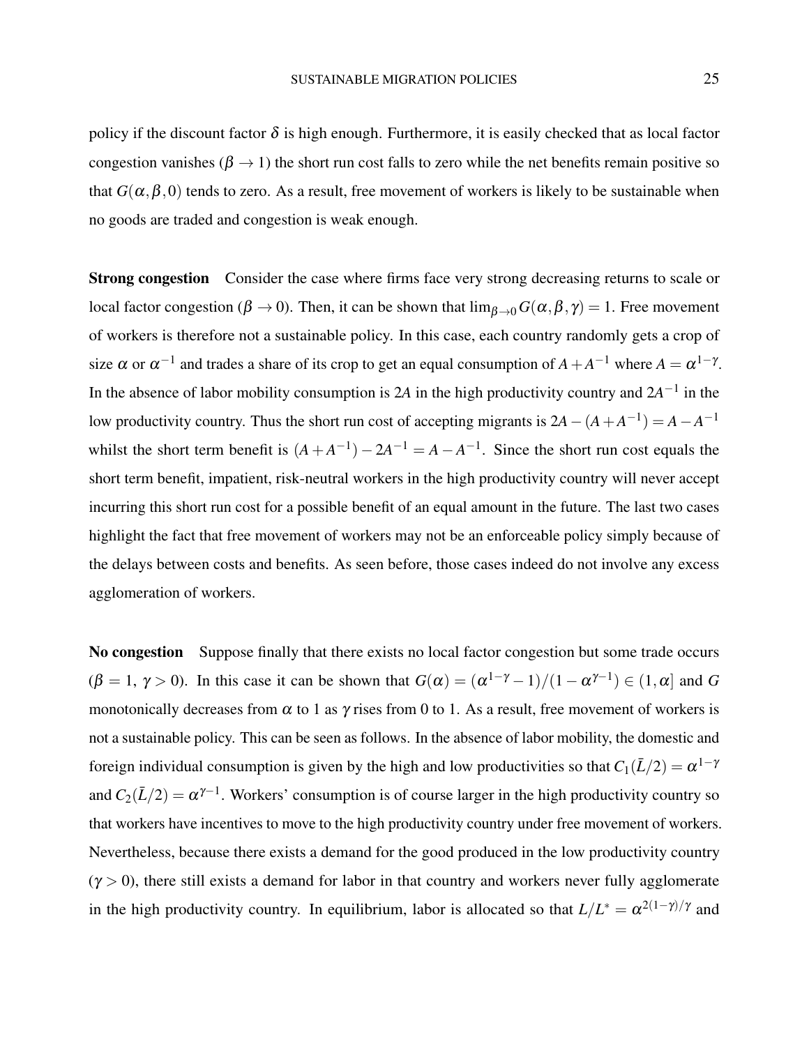policy if the discount factor $\delta$ is high enough. Furthermore, it is easily checked that as local factor congestion vanishes ($\beta \to 1$) the short run cost falls to zero while the net benefits remain positive so that $G(\alpha, \beta, 0)$ tends to zero. As a result, free movement of workers is likely to be sustainable when no goods are traded and congestion is weak enough.

**Strong congestion** Consider the case where firms face very strong decreasing returns to scale or local factor congestion ($\beta \to 0$). Then, it can be shown that $\lim_{\beta \to 0} G(\alpha, \beta, \gamma) = 1$. Free movement of workers is therefore not a sustainable policy. In this case, each country randomly gets a crop of size $\alpha$ or $\alpha^{-1}$ and trades a share of its crop to get an equal consumption of $A + A^{-1}$ where $A = \alpha^{1-\gamma}$. In the absence of labor mobility consumption is $2A$ in the high productivity country and $2A^{-1}$ in the low productivity country. Thus the short run cost of accepting migrants is $2A - (A + A^{-1}) = A - A^{-1}$ whilst the short term benefit is $(A + A^{-1}) - 2A^{-1} = A - A^{-1}$. Since the short run cost equals the short term benefit, impatient, risk-neutral workers in the high productivity country will never accept incurring this short run cost for a possible benefit of an equal amount in the future. The last two cases highlight the fact that free movement of workers may not be an enforceable policy simply because of the delays between costs and benefits. As seen before, those cases indeed do not involve any excess agglomeration of workers.

**No congestion** Suppose finally that there exists no local factor congestion but some trade occurs ($\beta = 1$, $\gamma > 0$). In this case it can be shown that $G(\alpha) = (\alpha^{1-\gamma} - 1)/(1 - \alpha^{\gamma-1}) \in (1, \alpha]$ and $G$ monotonically decreases from $\alpha$ to 1 as $\gamma$ rises from 0 to 1. As a result, free movement of workers is not a sustainable policy. This can be seen as follows. In the absence of labor mobility, the domestic and foreign individual consumption is given by the high and low productivities so that $C_1(\bar{L}/2) = \alpha^{1-\gamma}$ and $C_2(\bar{L}/2) = \alpha^{\gamma-1}$. Workers' consumption is of course larger in the high productivity country so that workers have incentives to move to the high productivity country under free movement of workers. Nevertheless, because there exists a demand for the good produced in the low productivity country ($\gamma > 0$), there still exists a demand for labor in that country and workers never fully agglomerate in the high productivity country. In equilibrium, labor is allocated so that $L/L^* = \alpha^{2(1-\gamma)/\gamma}$ and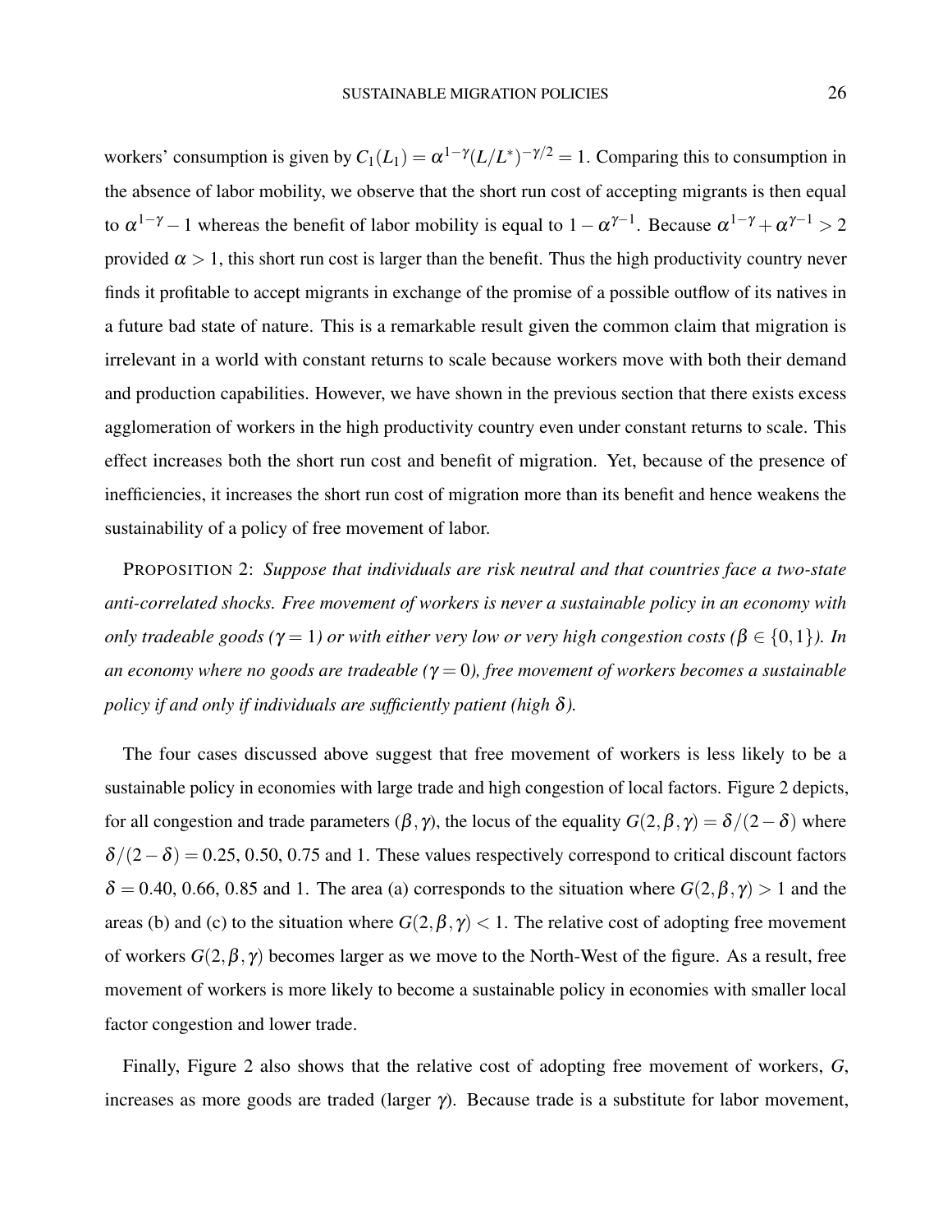workers' consumption is given by $C_1(L_1) = \alpha^{1-\gamma}(L/L^*)^{-\gamma/2} = 1$. Comparing this to consumption in the absence of labor mobility, we observe that the short run cost of accepting migrants is then equal to $\alpha^{1-\gamma} - 1$ whereas the benefit of labor mobility is equal to $1 - \alpha^{\gamma-1}$. Because $\alpha^{1-\gamma} + \alpha^{\gamma-1} > 2$ provided $\alpha > 1$, this short run cost is larger than the benefit. Thus the high productivity country never finds it profitable to accept migrants in exchange of the promise of a possible outflow of its natives in a future bad state of nature. This is a remarkable result given the common claim that migration is irrelevant in a world with constant returns to scale because workers move with both their demand and production capabilities. However, we have shown in the previous section that there exists excess agglomeration of workers in the high productivity country even under constant returns to scale. This effect increases both the short run cost and benefit of migration. Yet, because of the presence of inefficiencies, it increases the short run cost of migration more than its benefit and hence weakens the sustainability of a policy of free movement of labor.

PROPOSITION 2: *Suppose that individuals are risk neutral and that countries face a two-state anti-correlated shocks. Free movement of workers is never a sustainable policy in an economy with only tradeable goods ($\gamma = 1$) or with either very low or very high congestion costs ($\beta \in \{0,1\}$). In an economy where no goods are tradeable ($\gamma = 0$), free movement of workers becomes a sustainable policy if and only if individuals are sufficiently patient (high $\delta$).*

The four cases discussed above suggest that free movement of workers is less likely to be a sustainable policy in economies with large trade and high congestion of local factors. Figure 2 depicts, for all congestion and trade parameters $(\beta, \gamma)$, the locus of the equality $G(2, \beta, \gamma) = \delta/(2-\delta)$ where $\delta/(2-\delta) = 0.25$, 0.50, 0.75 and 1. These values respectively correspond to critical discount factors $\delta = 0.40$, 0.66, 0.85 and 1. The area (a) corresponds to the situation where $G(2, \beta, \gamma) > 1$ and the areas (b) and (c) to the situation where $G(2, \beta, \gamma) < 1$. The relative cost of adopting free movement of workers $G(2, \beta, \gamma)$ becomes larger as we move to the North-West of the figure. As a result, free movement of workers is more likely to become a sustainable policy in economies with smaller local factor congestion and lower trade.

Finally, Figure 2 also shows that the relative cost of adopting free movement of workers, $G$, increases as more goods are traded (larger $\gamma$). Because trade is a substitute for labor movement,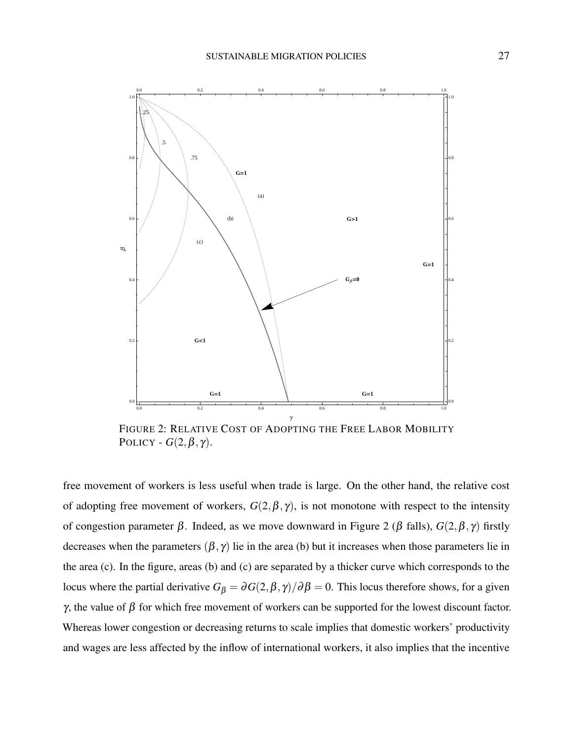FIGURE 2: RELATIVE COST OF ADOPTING THE FREE LABOR MOBILITY POLICY - $G(2,\beta,\gamma)$.

free movement of workers is less useful when trade is large. On the other hand, the relative cost of adopting free movement of workers, $G(2,\beta,\gamma)$, is not monotone with respect to the intensity of congestion parameter $\beta$. Indeed, as we move downward in Figure 2 ($\beta$ falls), $G(2,\beta,\gamma)$ firstly decreases when the parameters $(\beta,\gamma)$ lie in the area (b) but it increases when those parameters lie in the area (c). In the figure, areas (b) and (c) are separated by a thicker curve which corresponds to the locus where the partial derivative $G_\beta = \partial G(2,\beta,\gamma)/\partial\beta = 0$. This locus therefore shows, for a given $\gamma$, the value of $\beta$ for which free movement of workers can be supported for the lowest discount factor. Whereas lower congestion or decreasing returns to scale implies that domestic workers' productivity and wages are less affected by the inflow of international workers, it also implies that the incentive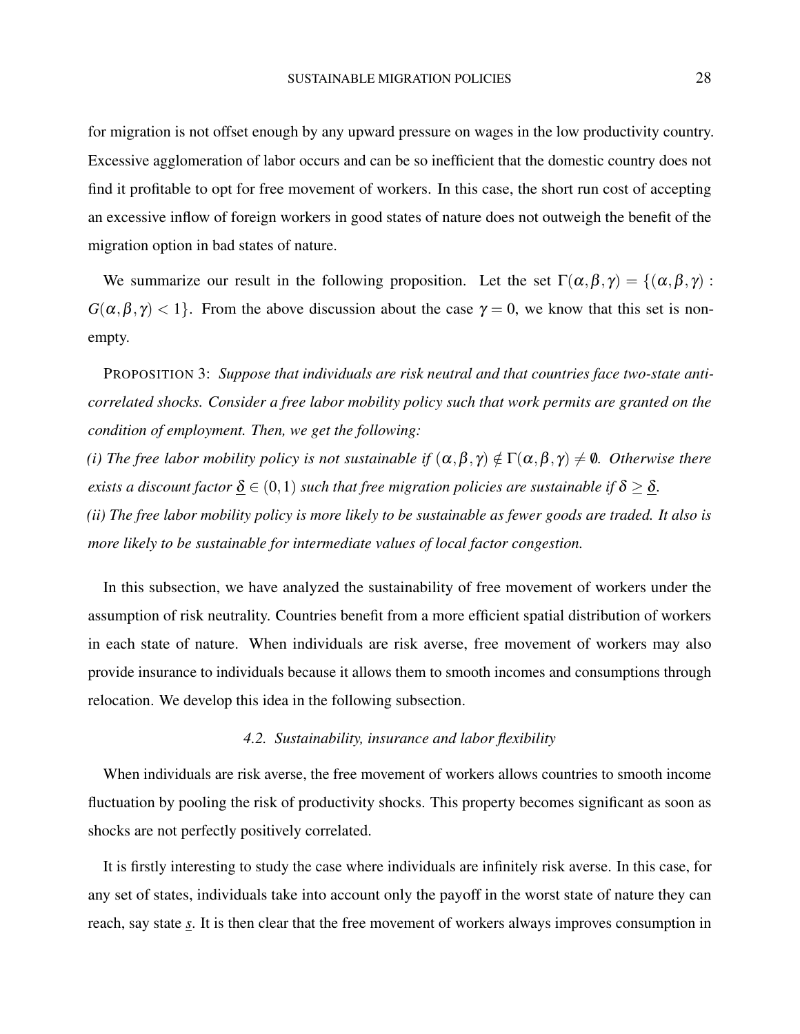for migration is not offset enough by any upward pressure on wages in the low productivity country. Excessive agglomeration of labor occurs and can be so inefficient that the domestic country does not find it profitable to opt for free movement of workers. In this case, the short run cost of accepting an excessive inflow of foreign workers in good states of nature does not outweigh the benefit of the migration option in bad states of nature.

We summarize our result in the following proposition. Let the set $\Gamma(\alpha,\beta,\gamma) = \{(\alpha,\beta,\gamma) : G(\alpha,\beta,\gamma) < 1\}$. From the above discussion about the case $\gamma = 0$, we know that this set is non-empty.

PROPOSITION 3: *Suppose that individuals are risk neutral and that countries face two-state anti-correlated shocks. Consider a free labor mobility policy such that work permits are granted on the condition of employment. Then, we get the following:*

*(i) The free labor mobility policy is not sustainable if $(\alpha,\beta,\gamma) \notin \Gamma(\alpha,\beta,\gamma) \neq \emptyset$. Otherwise there exists a discount factor $\underline{\delta} \in (0,1)$ such that free migration policies are sustainable if $\delta \geq \underline{\delta}$.*

*(ii) The free labor mobility policy is more likely to be sustainable as fewer goods are traded. It also is more likely to be sustainable for intermediate values of local factor congestion.*

In this subsection, we have analyzed the sustainability of free movement of workers under the assumption of risk neutrality. Countries benefit from a more efficient spatial distribution of workers in each state of nature. When individuals are risk averse, free movement of workers may also provide insurance to individuals because it allows them to smooth incomes and consumptions through relocation. We develop this idea in the following subsection.

### 4.2. Sustainability, insurance and labor flexibility

When individuals are risk averse, the free movement of workers allows countries to smooth income fluctuation by pooling the risk of productivity shocks. This property becomes significant as soon as shocks are not perfectly positively correlated.

It is firstly interesting to study the case where individuals are infinitely risk averse. In this case, for any set of states, individuals take into account only the payoff in the worst state of nature they can reach, say state $\underline{s}$. It is then clear that the free movement of workers always improves consumption in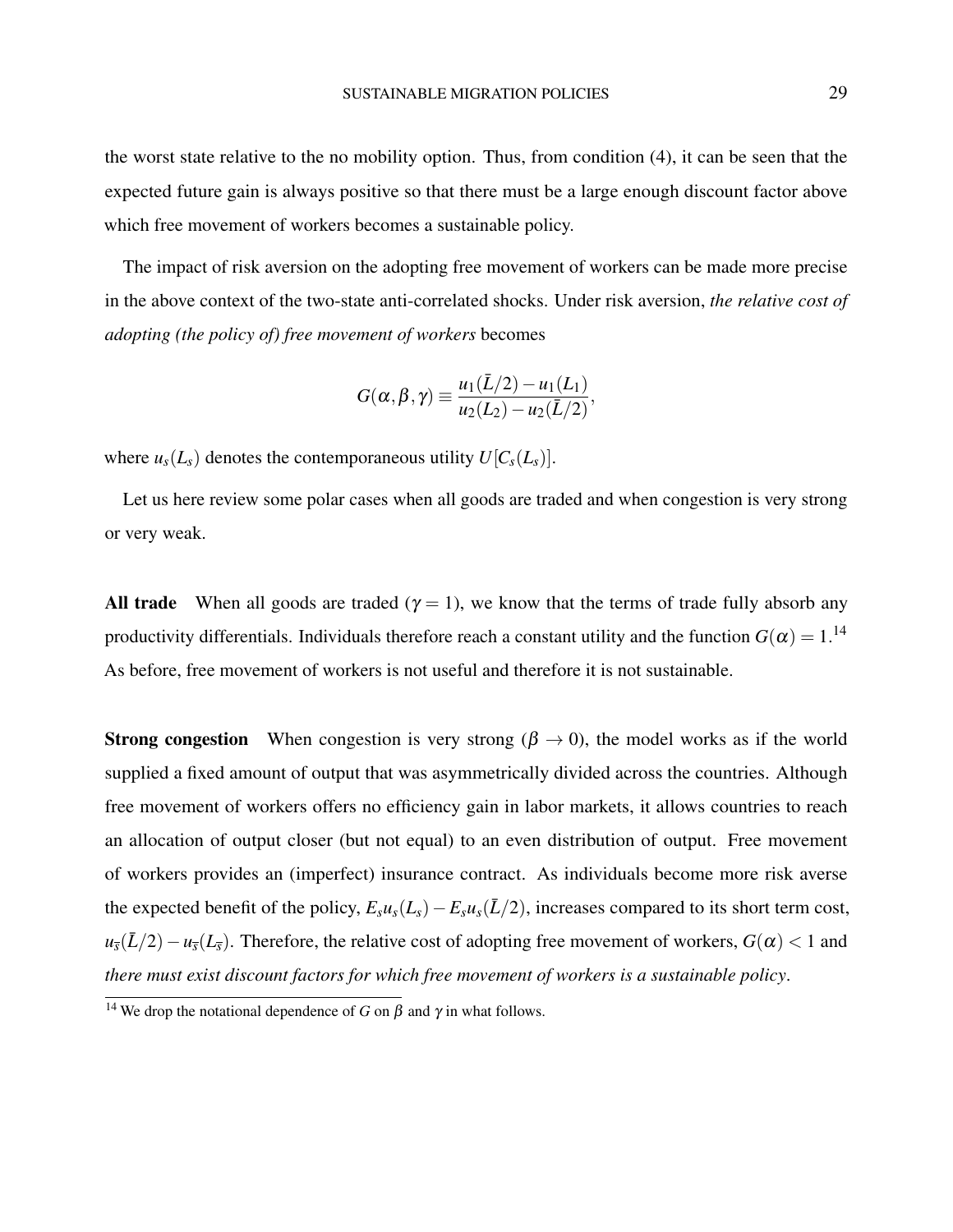the worst state relative to the no mobility option. Thus, from condition (4), it can be seen that the expected future gain is always positive so that there must be a large enough discount factor above which free movement of workers becomes a sustainable policy.

The impact of risk aversion on the adopting free movement of workers can be made more precise in the above context of the two-state anti-correlated shocks. Under risk aversion, *the relative cost of adopting (the policy of) free movement of workers* becomes

$$G(\alpha,\beta,\gamma) \equiv \frac{u_1(\bar{L}/2) - u_1(L_1)}{u_2(L_2) - u_2(\bar{L}/2)},$$

where $u_s(L_s)$ denotes the contemporaneous utility $U[C_s(L_s)]$.

Let us here review some polar cases when all goods are traded and when congestion is very strong or very weak.

**All trade** When all goods are traded ($\gamma = 1$), we know that the terms of trade fully absorb any productivity differentials. Individuals therefore reach a constant utility and the function $G(\alpha) = 1$.[14] As before, free movement of workers is not useful and therefore it is not sustainable.

**Strong congestion** When congestion is very strong ($\beta \to 0$), the model works as if the world supplied a fixed amount of output that was asymmetrically divided across the countries. Although free movement of workers offers no efficiency gain in labor markets, it allows countries to reach an allocation of output closer (but not equal) to an even distribution of output. Free movement of workers provides an (imperfect) insurance contract. As individuals become more risk averse the expected benefit of the policy, $E_s u_s(L_s) - E_s u_s(\bar{L}/2)$, increases compared to its short term cost, $u_{\bar{s}}(\bar{L}/2) - u_{\bar{s}}(L_{\bar{s}})$. Therefore, the relative cost of adopting free movement of workers, $G(\alpha) < 1$ and *there must exist discount factors for which free movement of workers is a sustainable policy*.

[14] We drop the notational dependence of $G$ on $\beta$ and $\gamma$ in what follows.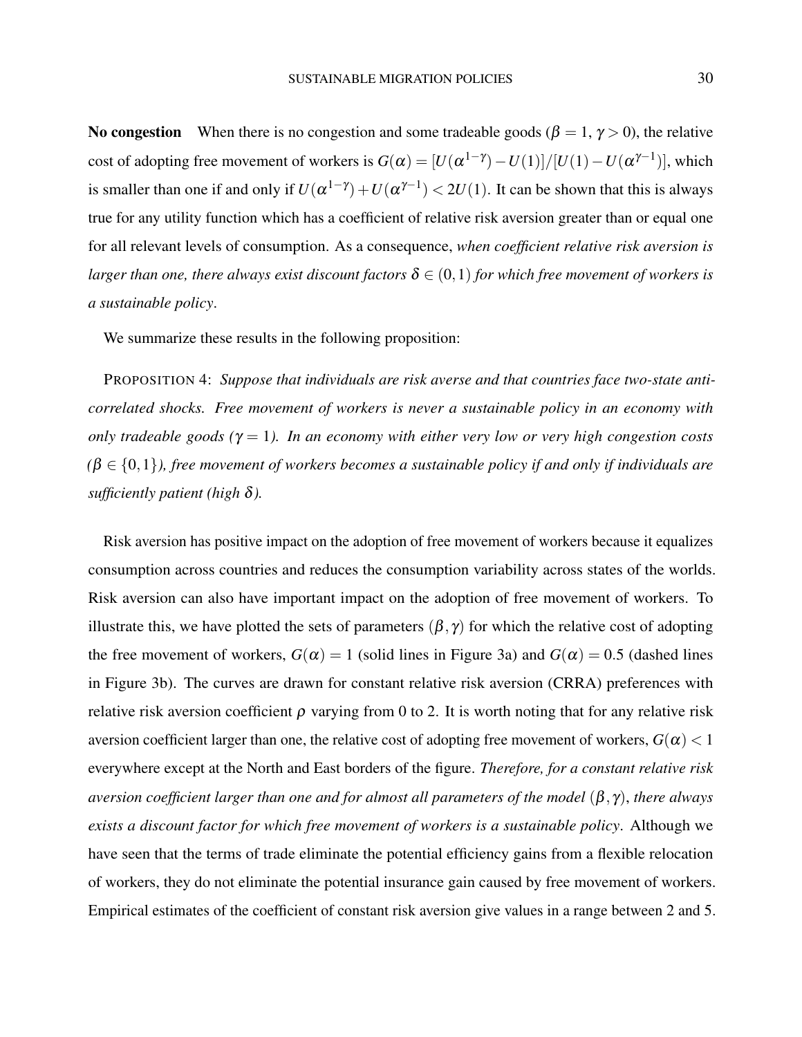**No congestion** When there is no congestion and some tradeable goods ($\beta = 1$, $\gamma > 0$), the relative cost of adopting free movement of workers is $G(\alpha) = [U(\alpha^{1-\gamma}) - U(1)]/[U(1) - U(\alpha^{\gamma-1})]$, which is smaller than one if and only if $U(\alpha^{1-\gamma}) + U(\alpha^{\gamma-1}) < 2U(1)$. It can be shown that this is always true for any utility function which has a coefficient of relative risk aversion greater than or equal one for all relevant levels of consumption. As a consequence, *when coefficient relative risk aversion is larger than one, there always exist discount factors $\delta \in (0,1)$ for which free movement of workers is a sustainable policy*.

We summarize these results in the following proposition:

PROPOSITION 4: *Suppose that individuals are risk averse and that countries face two-state anti-correlated shocks. Free movement of workers is never a sustainable policy in an economy with only tradeable goods ($\gamma = 1$). In an economy with either very low or very high congestion costs ($\beta \in \{0,1\}$), free movement of workers becomes a sustainable policy if and only if individuals are sufficiently patient (high $\delta$).*

Risk aversion has positive impact on the adoption of free movement of workers because it equalizes consumption across countries and reduces the consumption variability across states of the worlds. Risk aversion can also have important impact on the adoption of free movement of workers. To illustrate this, we have plotted the sets of parameters $(\beta, \gamma)$ for which the relative cost of adopting the free movement of workers, $G(\alpha) = 1$ (solid lines in Figure 3a) and $G(\alpha) = 0.5$ (dashed lines in Figure 3b). The curves are drawn for constant relative risk aversion (CRRA) preferences with relative risk aversion coefficient $\rho$ varying from 0 to 2. It is worth noting that for any relative risk aversion coefficient larger than one, the relative cost of adopting free movement of workers, $G(\alpha) < 1$ everywhere except at the North and East borders of the figure. *Therefore, for a constant relative risk aversion coefficient larger than one and for almost all parameters of the model $(\beta, \gamma)$, there always exists a discount factor for which free movement of workers is a sustainable policy*. Although we have seen that the terms of trade eliminate the potential efficiency gains from a flexible relocation of workers, they do not eliminate the potential insurance gain caused by free movement of workers. Empirical estimates of the coefficient of constant risk aversion give values in a range between 2 and 5.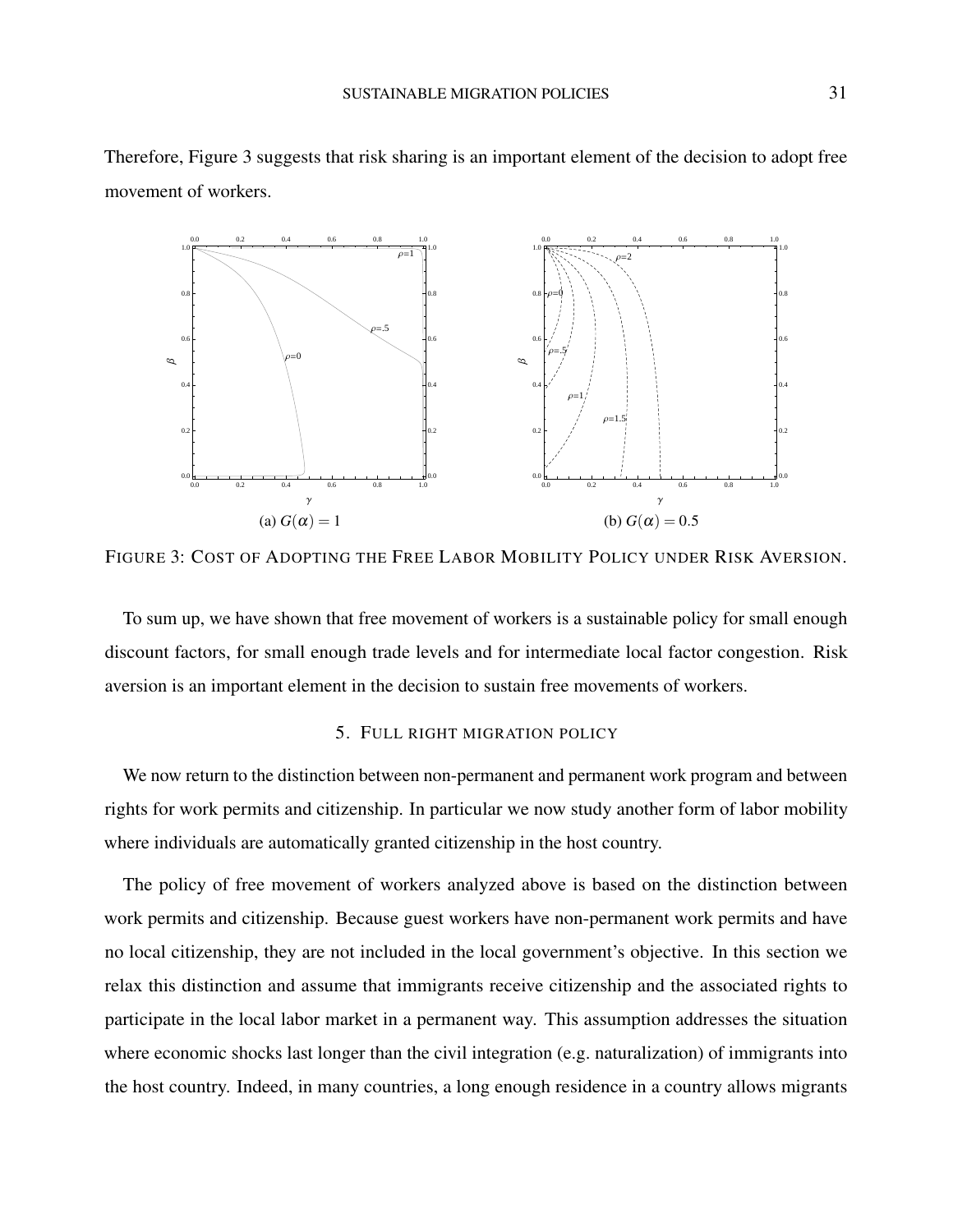Therefore, Figure 3 suggests that risk sharing is an important element of the decision to adopt free movement of workers.

(a) $G(\alpha) = 1$

(b) $G(\alpha) = 0.5$

FIGURE 3: COST OF ADOPTING THE FREE LABOR MOBILITY POLICY UNDER RISK AVERSION.

To sum up, we have shown that free movement of workers is a sustainable policy for small enough discount factors, for small enough trade levels and for intermediate local factor congestion. Risk aversion is an important element in the decision to sustain free movements of workers.

## 5. FULL RIGHT MIGRATION POLICY

We now return to the distinction between non-permanent and permanent work program and between rights for work permits and citizenship. In particular we now study another form of labor mobility where individuals are automatically granted citizenship in the host country.

The policy of free movement of workers analyzed above is based on the distinction between work permits and citizenship. Because guest workers have non-permanent work permits and have no local citizenship, they are not included in the local government's objective. In this section we relax this distinction and assume that immigrants receive citizenship and the associated rights to participate in the local labor market in a permanent way. This assumption addresses the situation where economic shocks last longer than the civil integration (e.g. naturalization) of immigrants into the host country. Indeed, in many countries, a long enough residence in a country allows migrants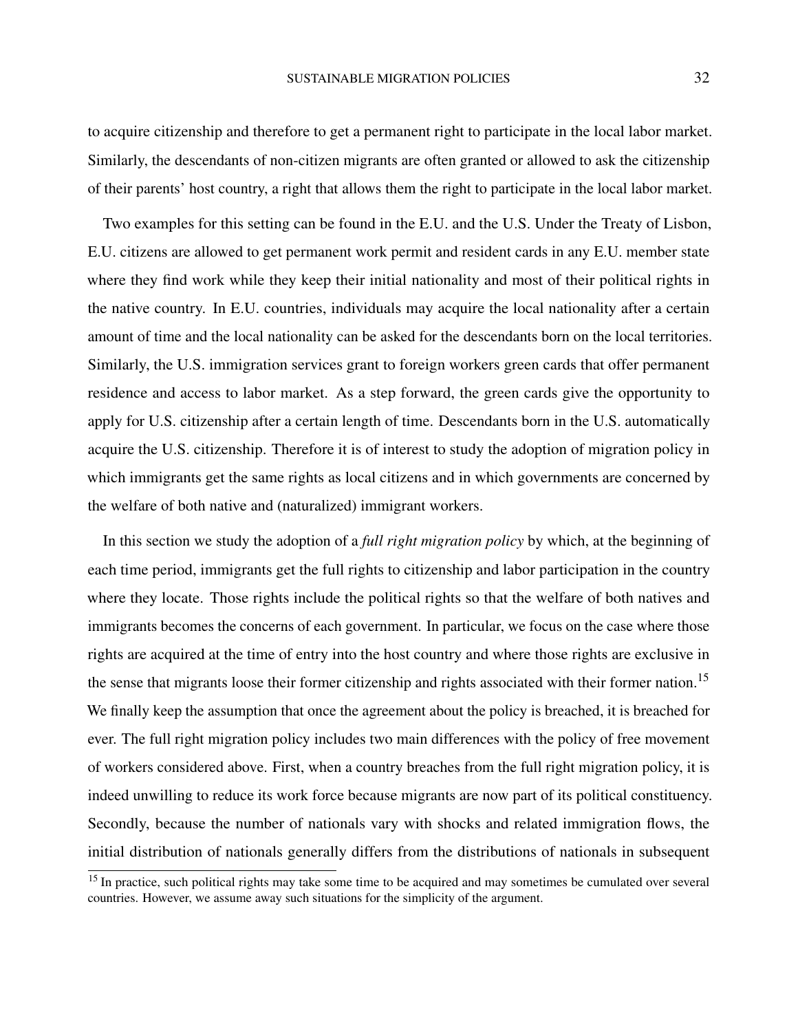to acquire citizenship and therefore to get a permanent right to participate in the local labor market. Similarly, the descendants of non-citizen migrants are often granted or allowed to ask the citizenship of their parents' host country, a right that allows them the right to participate in the local labor market.

Two examples for this setting can be found in the E.U. and the U.S. Under the Treaty of Lisbon, E.U. citizens are allowed to get permanent work permit and resident cards in any E.U. member state where they find work while they keep their initial nationality and most of their political rights in the native country. In E.U. countries, individuals may acquire the local nationality after a certain amount of time and the local nationality can be asked for the descendants born on the local territories. Similarly, the U.S. immigration services grant to foreign workers green cards that offer permanent residence and access to labor market. As a step forward, the green cards give the opportunity to apply for U.S. citizenship after a certain length of time. Descendants born in the U.S. automatically acquire the U.S. citizenship. Therefore it is of interest to study the adoption of migration policy in which immigrants get the same rights as local citizens and in which governments are concerned by the welfare of both native and (naturalized) immigrant workers.

In this section we study the adoption of a *full right migration policy* by which, at the beginning of each time period, immigrants get the full rights to citizenship and labor participation in the country where they locate. Those rights include the political rights so that the welfare of both natives and immigrants becomes the concerns of each government. In particular, we focus on the case where those rights are acquired at the time of entry into the host country and where those rights are exclusive in the sense that migrants loose their former citizenship and rights associated with their former nation.[15] We finally keep the assumption that once the agreement about the policy is breached, it is breached for ever. The full right migration policy includes two main differences with the policy of free movement of workers considered above. First, when a country breaches from the full right migration policy, it is indeed unwilling to reduce its work force because migrants are now part of its political constituency. Secondly, because the number of nationals vary with shocks and related immigration flows, the initial distribution of nationals generally differs from the distributions of nationals in subsequent

[15] In practice, such political rights may take some time to be acquired and may sometimes be cumulated over several countries. However, we assume away such situations for the simplicity of the argument.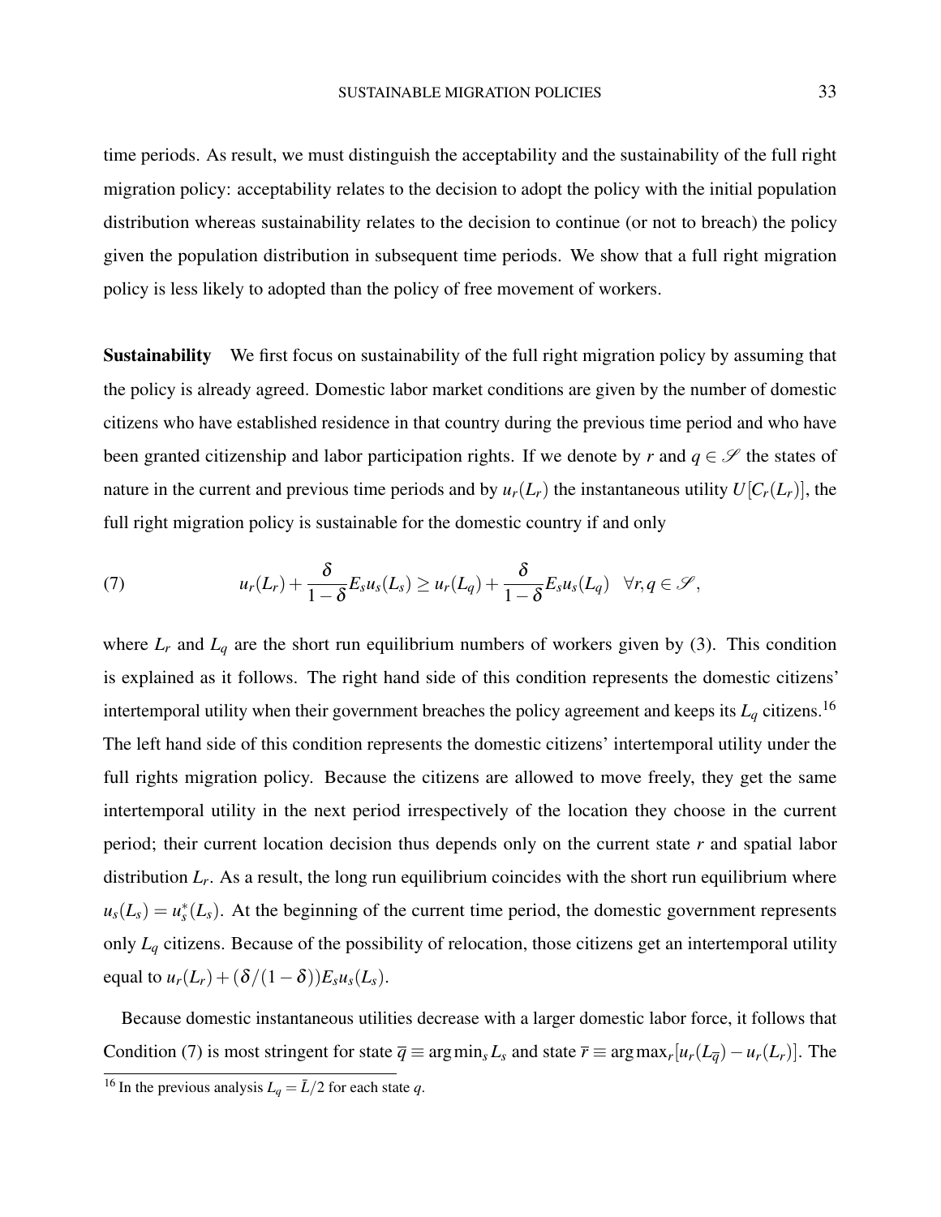time periods. As result, we must distinguish the acceptability and the sustainability of the full right migration policy: acceptability relates to the decision to adopt the policy with the initial population distribution whereas sustainability relates to the decision to continue (or not to breach) the policy given the population distribution in subsequent time periods. We show that a full right migration policy is less likely to adopted than the policy of free movement of workers.

**Sustainability** We first focus on sustainability of the full right migration policy by assuming that the policy is already agreed. Domestic labor market conditions are given by the number of domestic citizens who have established residence in that country during the previous time period and who have been granted citizenship and labor participation rights. If we denote by $r$ and $q \in \mathscr{S}$ the states of nature in the current and previous time periods and by $u_r(L_r)$ the instantaneous utility $U[C_r(L_r)]$, the full right migration policy is sustainable for the domestic country if and only

$$u_r(L_r) + \frac{\delta}{1-\delta} E_s u_s(L_s) \geq u_r(L_q) + \frac{\delta}{1-\delta} E_s u_s(L_q) \quad \forall r, q \in \mathscr{S}, \tag{7}$$

where $L_r$ and $L_q$ are the short run equilibrium numbers of workers given by (3). This condition is explained as it follows. The right hand side of this condition represents the domestic citizens' intertemporal utility when their government breaches the policy agreement and keeps its $L_q$ citizens.[16] The left hand side of this condition represents the domestic citizens' intertemporal utility under the full rights migration policy. Because the citizens are allowed to move freely, they get the same intertemporal utility in the next period irrespectively of the location they choose in the current period; their current location decision thus depends only on the current state $r$ and spatial labor distribution $L_r$. As a result, the long run equilibrium coincides with the short run equilibrium where $u_s(L_s) = u_s^*(L_s)$. At the beginning of the current time period, the domestic government represents only $L_q$ citizens. Because of the possibility of relocation, those citizens get an intertemporal utility equal to $u_r(L_r) + (\delta/(1-\delta))E_s u_s(L_s)$.

Because domestic instantaneous utilities decrease with a larger domestic labor force, it follows that Condition (7) is most stringent for state $\overline{q} \equiv \arg\min_s L_s$ and state $\overline{r} \equiv \arg\max_r [u_r(L_{\overline{q}}) - u_r(L_r)]$. The

[16] In the previous analysis $L_q = \bar{L}/2$ for each state $q$.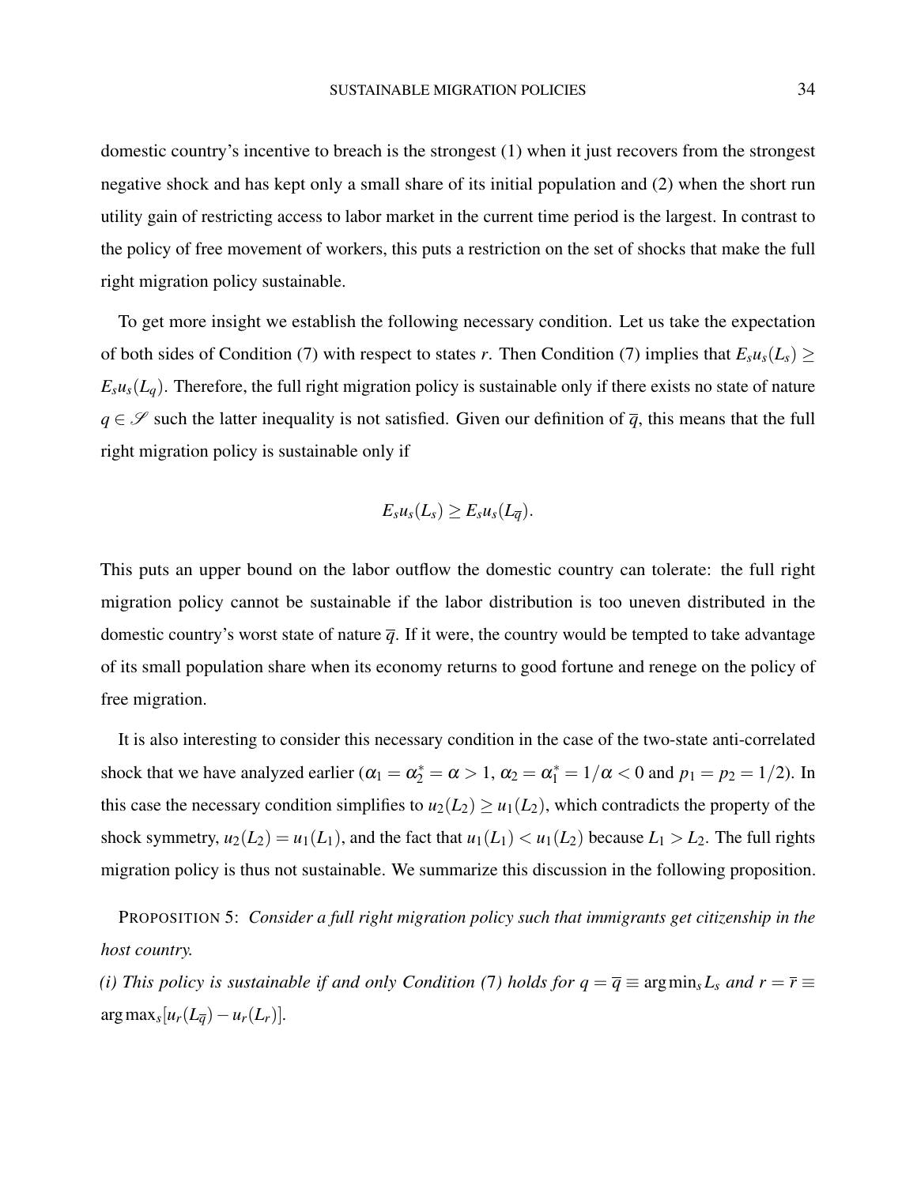domestic country's incentive to breach is the strongest (1) when it just recovers from the strongest negative shock and has kept only a small share of its initial population and (2) when the short run utility gain of restricting access to labor market in the current time period is the largest. In contrast to the policy of free movement of workers, this puts a restriction on the set of shocks that make the full right migration policy sustainable.

To get more insight we establish the following necessary condition. Let us take the expectation of both sides of Condition (7) with respect to states $r$. Then Condition (7) implies that $E_s u_s(L_s) \geq E_s u_s(L_q)$. Therefore, the full right migration policy is sustainable only if there exists no state of nature $q \in \mathscr{S}$ such the latter inequality is not satisfied. Given our definition of $\overline{q}$, this means that the full right migration policy is sustainable only if

$$E_s u_s(L_s) \geq E_s u_s(L_{\overline{q}}).$$

This puts an upper bound on the labor outflow the domestic country can tolerate: the full right migration policy cannot be sustainable if the labor distribution is too uneven distributed in the domestic country's worst state of nature $\overline{q}$. If it were, the country would be tempted to take advantage of its small population share when its economy returns to good fortune and renege on the policy of free migration.

It is also interesting to consider this necessary condition in the case of the two-state anti-correlated shock that we have analyzed earlier ($\alpha_1 = \alpha_2^* = \alpha > 1$, $\alpha_2 = \alpha_1^* = 1/\alpha < 0$ and $p_1 = p_2 = 1/2$). In this case the necessary condition simplifies to $u_2(L_2) \geq u_1(L_2)$, which contradicts the property of the shock symmetry, $u_2(L_2) = u_1(L_1)$, and the fact that $u_1(L_1) < u_1(L_2)$ because $L_1 > L_2$. The full rights migration policy is thus not sustainable. We summarize this discussion in the following proposition.

PROPOSITION 5: *Consider a full right migration policy such that immigrants get citizenship in the host country.*

*(i) This policy is sustainable if and only Condition (7) holds for $q = \overline{q} \equiv \arg\min_s L_s$ and $r = \overline{r} \equiv \arg\max_s [u_r(L_{\overline{q}}) - u_r(L_r)]$.*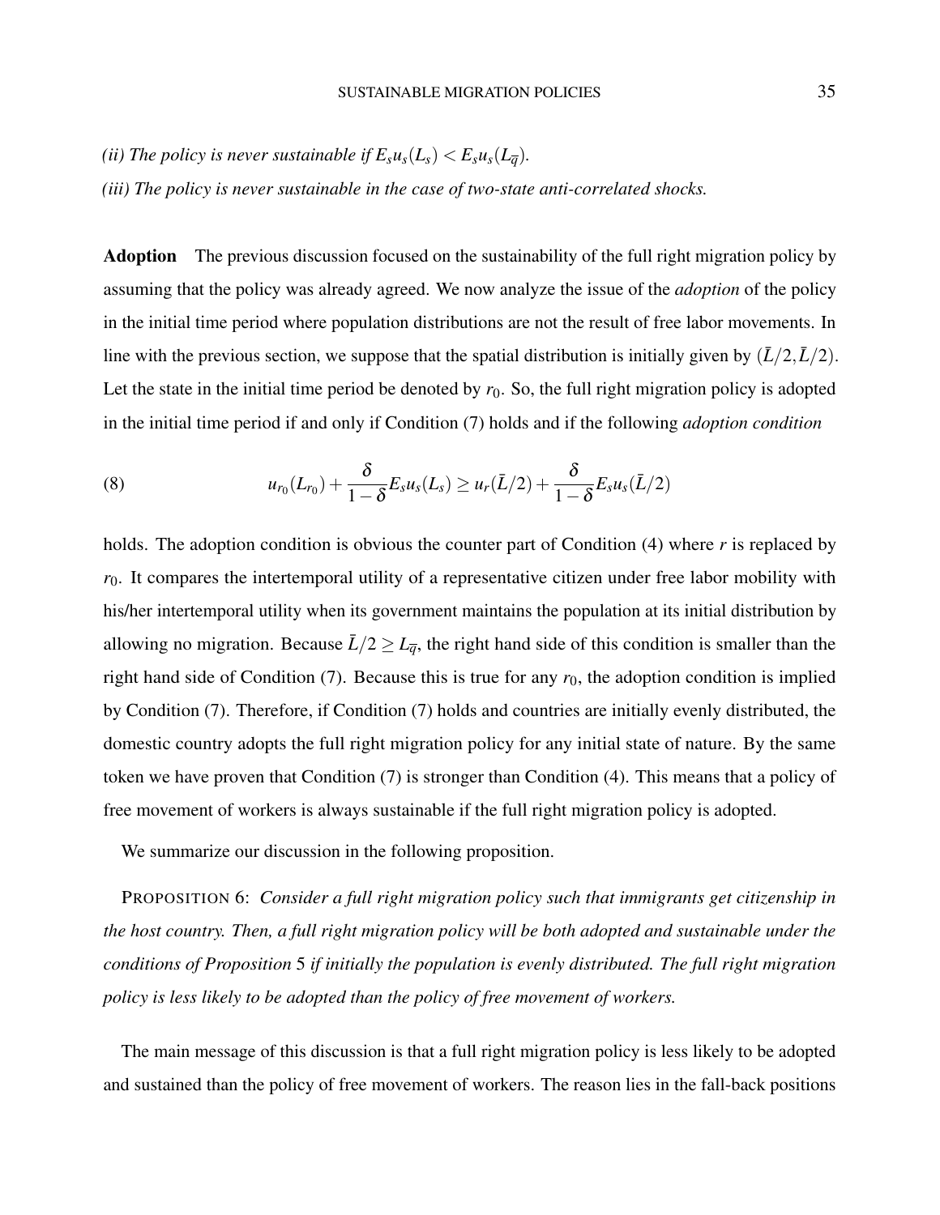*(ii) The policy is never sustainable if $E_s u_s(L_s) < E_s u_s(L_{\overline{q}})$.*

*(iii) The policy is never sustainable in the case of two-state anti-correlated shocks.*

**Adoption** The previous discussion focused on the sustainability of the full right migration policy by assuming that the policy was already agreed. We now analyze the issue of the *adoption* of the policy in the initial time period where population distributions are not the result of free labor movements. In line with the previous section, we suppose that the spatial distribution is initially given by $(\bar{L}/2, \bar{L}/2)$. Let the state in the initial time period be denoted by $r_0$. So, the full right migration policy is adopted in the initial time period if and only if Condition (7) holds and if the following *adoption condition*

$$u_{r_0}(L_{r_0}) + \frac{\delta}{1-\delta} E_s u_s(L_s) \geq u_r(\bar{L}/2) + \frac{\delta}{1-\delta} E_s u_s(\bar{L}/2) \tag{8}$$

holds. The adoption condition is obvious the counter part of Condition (4) where $r$ is replaced by $r_0$. It compares the intertemporal utility of a representative citizen under free labor mobility with his/her intertemporal utility when its government maintains the population at its initial distribution by allowing no migration. Because $\bar{L}/2 \geq L_{\overline{q}}$, the right hand side of this condition is smaller than the right hand side of Condition (7). Because this is true for any $r_0$, the adoption condition is implied by Condition (7). Therefore, if Condition (7) holds and countries are initially evenly distributed, the domestic country adopts the full right migration policy for any initial state of nature. By the same token we have proven that Condition (7) is stronger than Condition (4). This means that a policy of free movement of workers is always sustainable if the full right migration policy is adopted.

We summarize our discussion in the following proposition.

PROPOSITION 6: *Consider a full right migration policy such that immigrants get citizenship in the host country. Then, a full right migration policy will be both adopted and sustainable under the conditions of Proposition* 5 *if initially the population is evenly distributed. The full right migration policy is less likely to be adopted than the policy of free movement of workers.*

The main message of this discussion is that a full right migration policy is less likely to be adopted and sustained than the policy of free movement of workers. The reason lies in the fall-back positions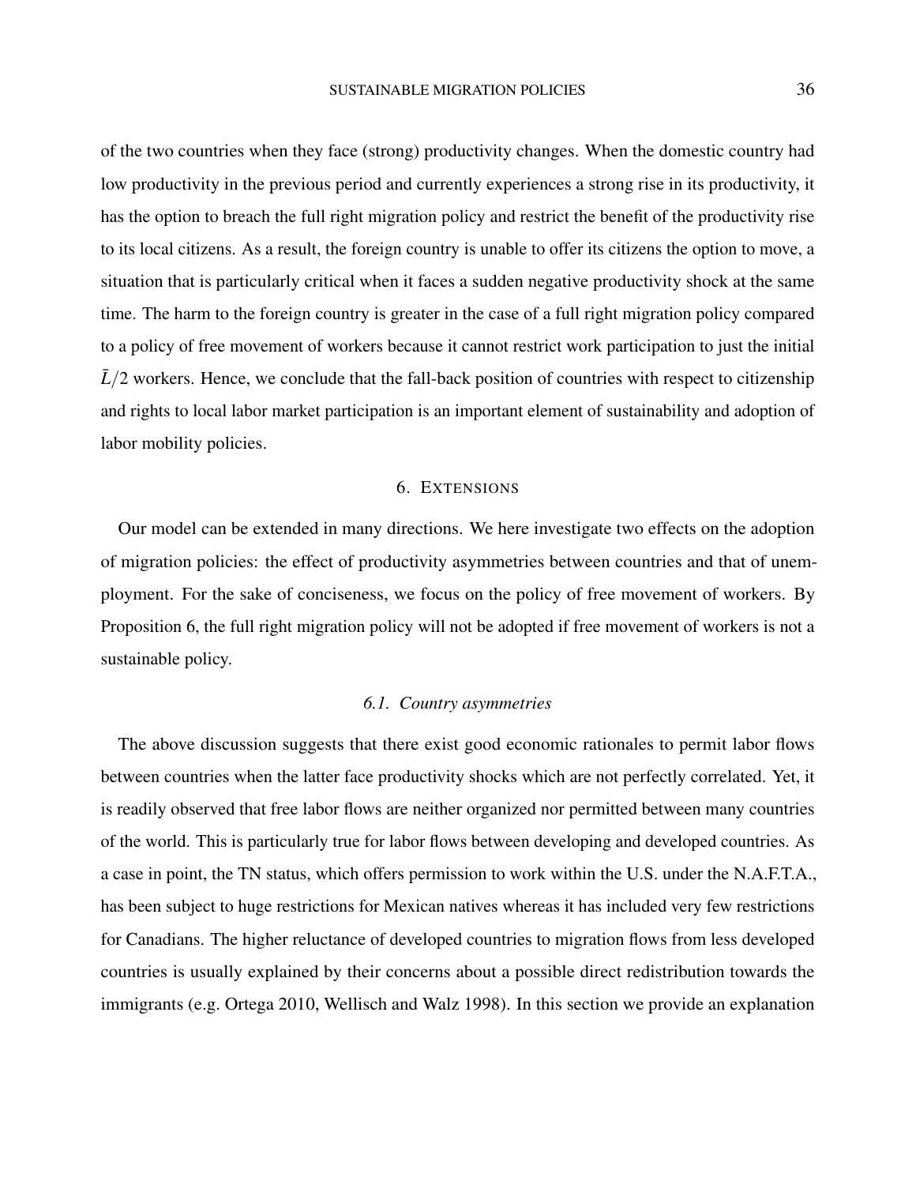of the two countries when they face (strong) productivity changes. When the domestic country had low productivity in the previous period and currently experiences a strong rise in its productivity, it has the option to breach the full right migration policy and restrict the benefit of the productivity rise to its local citizens. As a result, the foreign country is unable to offer its citizens the option to move, a situation that is particularly critical when it faces a sudden negative productivity shock at the same time. The harm to the foreign country is greater in the case of a full right migration policy compared to a policy of free movement of workers because it cannot restrict work participation to just the initial $\bar{L}/2$ workers. Hence, we conclude that the fall-back position of countries with respect to citizenship and rights to local labor market participation is an important element of sustainability and adoption of labor mobility policies.

## 6. Extensions

Our model can be extended in many directions. We here investigate two effects on the adoption of migration policies: the effect of productivity asymmetries between countries and that of unemployment. For the sake of conciseness, we focus on the policy of free movement of workers. By Proposition 6, the full right migration policy will not be adopted if free movement of workers is not a sustainable policy.

### *6.1. Country asymmetries*

The above discussion suggests that there exist good economic rationales to permit labor flows between countries when the latter face productivity shocks which are not perfectly correlated. Yet, it is readily observed that free labor flows are neither organized nor permitted between many countries of the world. This is particularly true for labor flows between developing and developed countries. As a case in point, the TN status, which offers permission to work within the U.S. under the N.A.F.T.A., has been subject to huge restrictions for Mexican natives whereas it has included very few restrictions for Canadians. The higher reluctance of developed countries to migration flows from less developed countries is usually explained by their concerns about a possible direct redistribution towards the immigrants (e.g. Ortega 2010, Wellisch and Walz 1998). In this section we provide an explanation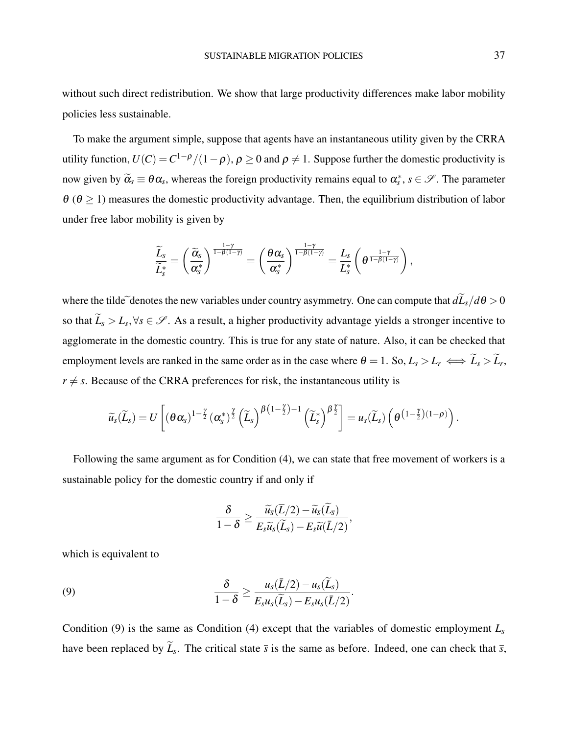without such direct redistribution. We show that large productivity differences make labor mobility policies less sustainable.

To make the argument simple, suppose that agents have an instantaneous utility given by the CRRA utility function, $U(C) = C^{1-\rho}/(1-\rho)$, $\rho \geq 0$ and $\rho \neq 1$. Suppose further the domestic productivity is now given by $\widetilde{\alpha}_s \equiv \theta \alpha_s$, whereas the foreign productivity remains equal to $\alpha_s^*$, $s \in \mathscr{S}$. The parameter $\theta$ ($\theta \geq 1$) measures the domestic productivity advantage. Then, the equilibrium distribution of labor under free labor mobility is given by

$$\frac{\widetilde{L}_s}{\widetilde{L}_s^*} = \left(\frac{\widetilde{\alpha}_s}{\alpha_s^*}\right)^{\frac{1-\gamma}{1-\beta(1-\gamma)}} = \left(\frac{\theta \alpha_s}{\alpha_s^*}\right)^{\frac{1-\gamma}{1-\beta(1-\gamma)}} = \frac{L_s}{L_s^*}\left(\theta^{\frac{1-\gamma}{1-\beta(1-\gamma)}}\right),$$

where the tilde $\widetilde{}$ denotes the new variables under country asymmetry. One can compute that $d\widetilde{L}_s/d\theta > 0$ so that $\widetilde{L}_s > L_s, \forall s \in \mathscr{S}$. As a result, a higher productivity advantage yields a stronger incentive to agglomerate in the domestic country. This is true for any state of nature. Also, it can be checked that employment levels are ranked in the same order as in the case where $\theta = 1$. So, $L_s > L_r \iff \widetilde{L}_s > \widetilde{L}_r$, $r \neq s$. Because of the CRRA preferences for risk, the instantaneous utility is

$$\widetilde{u}_s(\widetilde{L}_s) = U\left[(\theta \alpha_s)^{1-\frac{\gamma}{2}} (\alpha_s^*)^{\frac{\gamma}{2}} \left(\widetilde{L}_s\right)^{\beta\left(1-\frac{\gamma}{2}\right)-1} \left(\widetilde{L}_s^*\right)^{\beta\frac{\gamma}{2}}\right] = u_s(\widetilde{L}_s)\left(\theta^{\left(1-\frac{\gamma}{2}\right)(1-\rho)}\right).$$

Following the same argument as for Condition (4), we can state that free movement of workers is a sustainable policy for the domestic country if and only if

$$\frac{\delta}{1-\delta} \geq \frac{\widetilde{u}_{\bar{s}}(\bar{L}/2) - \widetilde{u}_{\bar{s}}(\widetilde{L}_{\bar{s}})}{E_s \widetilde{u}_s(\widetilde{L}_s) - E_s \widetilde{u}(\bar{L}/2)},$$

which is equivalent to

$$\frac{\delta}{1-\delta} \geq \frac{u_{\bar{s}}(\bar{L}/2) - u_{\bar{s}}(\widetilde{L}_{\bar{s}})}{E_s u_s(\widetilde{L}_s) - E_s u_s(\bar{L}/2)}. \tag{9}$$

Condition (9) is the same as Condition (4) except that the variables of domestic employment $L_s$ have been replaced by $\widetilde{L}_s$. The critical state $\bar{s}$ is the same as before. Indeed, one can check that $\bar{s}$,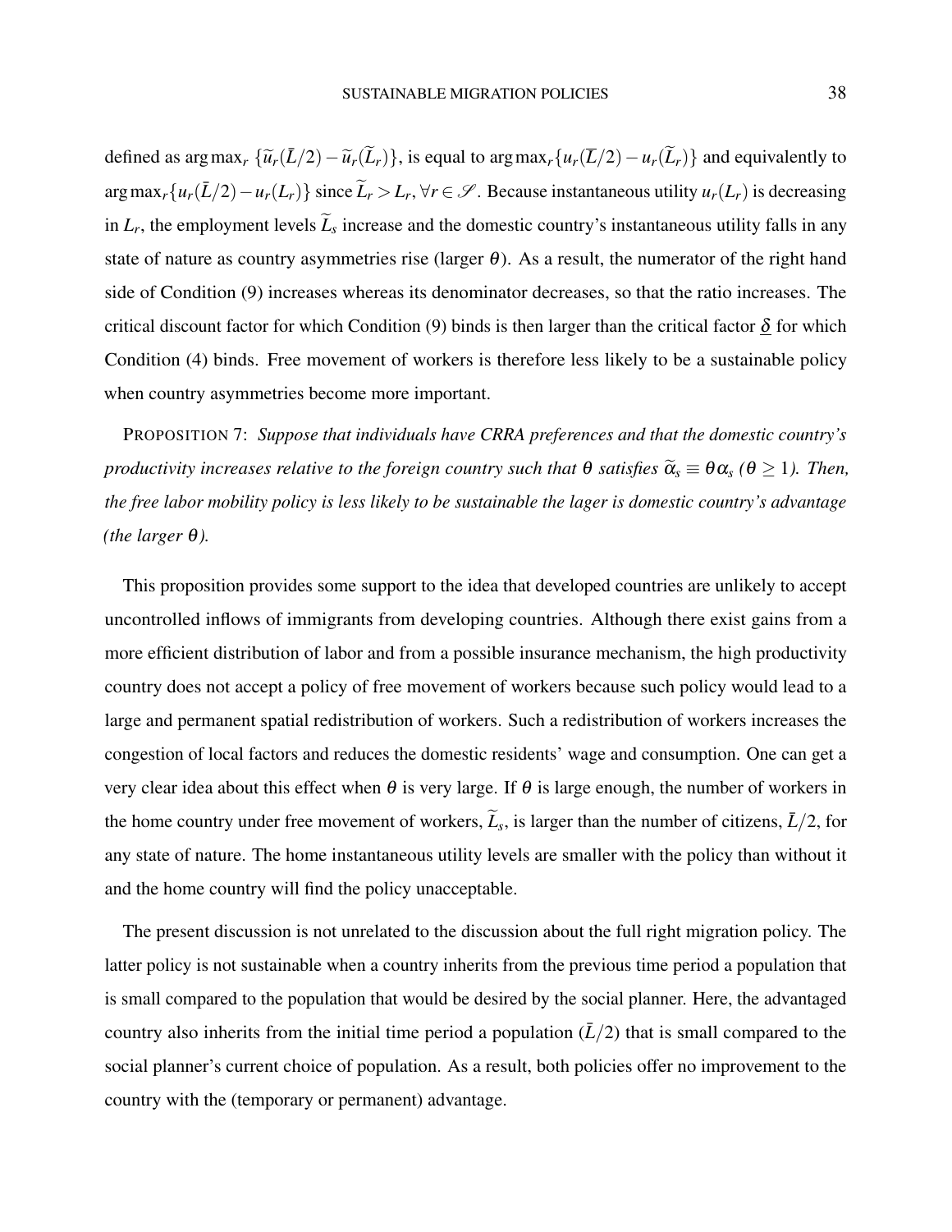defined as $\arg\max_r \{\widetilde{u}_r(\bar{L}/2) - \widetilde{u}_r(\widetilde{L}_r)\}$, is equal to $\arg\max_r\{u_r(\overline{L}/2) - u_r(\widetilde{L}_r)\}$ and equivalently to $\arg\max_r\{u_r(\bar{L}/2) - u_r(L_r)\}$ since $\widetilde{L}_r > L_r, \forall r \in \mathscr{S}$. Because instantaneous utility $u_r(L_r)$ is decreasing in $L_r$, the employment levels $\widetilde{L}_s$ increase and the domestic country's instantaneous utility falls in any state of nature as country asymmetries rise (larger $\theta$). As a result, the numerator of the right hand side of Condition (9) increases whereas its denominator decreases, so that the ratio increases. The critical discount factor for which Condition (9) binds is then larger than the critical factor $\underline{\delta}$ for which Condition (4) binds. Free movement of workers is therefore less likely to be a sustainable policy when country asymmetries become more important.

PROPOSITION 7: *Suppose that individuals have CRRA preferences and that the domestic country's productivity increases relative to the foreign country such that $\theta$ satisfies $\widetilde{\alpha}_s \equiv \theta\alpha_s$ ($\theta \geq 1$). Then, the free labor mobility policy is less likely to be sustainable the lager is domestic country's advantage (the larger $\theta$).*

This proposition provides some support to the idea that developed countries are unlikely to accept uncontrolled inflows of immigrants from developing countries. Although there exist gains from a more efficient distribution of labor and from a possible insurance mechanism, the high productivity country does not accept a policy of free movement of workers because such policy would lead to a large and permanent spatial redistribution of workers. Such a redistribution of workers increases the congestion of local factors and reduces the domestic residents' wage and consumption. One can get a very clear idea about this effect when $\theta$ is very large. If $\theta$ is large enough, the number of workers in the home country under free movement of workers, $\widetilde{L}_s$, is larger than the number of citizens, $\bar{L}/2$, for any state of nature. The home instantaneous utility levels are smaller with the policy than without it and the home country will find the policy unacceptable.

The present discussion is not unrelated to the discussion about the full right migration policy. The latter policy is not sustainable when a country inherits from the previous time period a population that is small compared to the population that would be desired by the social planner. Here, the advantaged country also inherits from the initial time period a population ($\bar{L}/2$) that is small compared to the social planner's current choice of population. As a result, both policies offer no improvement to the country with the (temporary or permanent) advantage.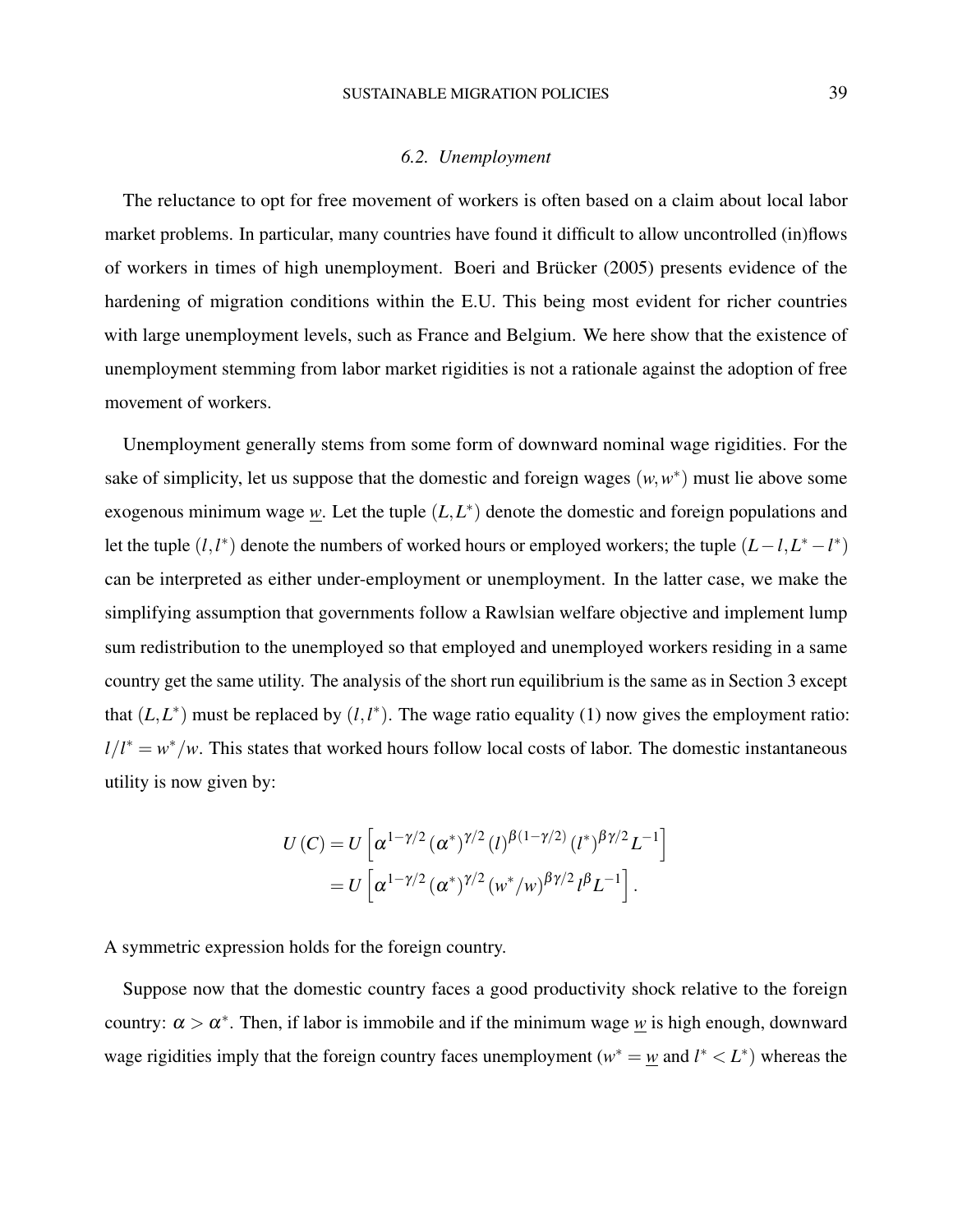### 6.2. *Unemployment*

The reluctance to opt for free movement of workers is often based on a claim about local labor market problems. In particular, many countries have found it difficult to allow uncontrolled (in)flows of workers in times of high unemployment. Boeri and Brücker (2005) presents evidence of the hardening of migration conditions within the E.U. This being most evident for richer countries with large unemployment levels, such as France and Belgium. We here show that the existence of unemployment stemming from labor market rigidities is not a rationale against the adoption of free movement of workers.

Unemployment generally stems from some form of downward nominal wage rigidities. For the sake of simplicity, let us suppose that the domestic and foreign wages $(w, w^*)$ must lie above some exogenous minimum wage $\underline{w}$. Let the tuple $(L, L^*)$ denote the domestic and foreign populations and let the tuple $(l, l^*)$ denote the numbers of worked hours or employed workers; the tuple $(L - l, L^* - l^*)$ can be interpreted as either under-employment or unemployment. In the latter case, we make the simplifying assumption that governments follow a Rawlsian welfare objective and implement lump sum redistribution to the unemployed so that employed and unemployed workers residing in a same country get the same utility. The analysis of the short run equilibrium is the same as in Section 3 except that $(L, L^*)$ must be replaced by $(l, l^*)$. The wage ratio equality (1) now gives the employment ratio: $l/l^* = w^*/w$. This states that worked hours follow local costs of labor. The domestic instantaneous utility is now given by:

$$
\begin{aligned}
U(C) &= U\left[\alpha^{1-\gamma/2} (\alpha^*)^{\gamma/2} (l)^{\beta(1-\gamma/2)} (l^*)^{\beta\gamma/2} L^{-1}\right] \\
&= U\left[\alpha^{1-\gamma/2} (\alpha^*)^{\gamma/2} (w^*/w)^{\beta\gamma/2} l^{\beta} L^{-1}\right].
\end{aligned}
$$

A symmetric expression holds for the foreign country.

Suppose now that the domestic country faces a good productivity shock relative to the foreign country: $\alpha > \alpha^*$. Then, if labor is immobile and if the minimum wage $\underline{w}$ is high enough, downward wage rigidities imply that the foreign country faces unemployment ($w^* = \underline{w}$ and $l^* < L^*$) whereas the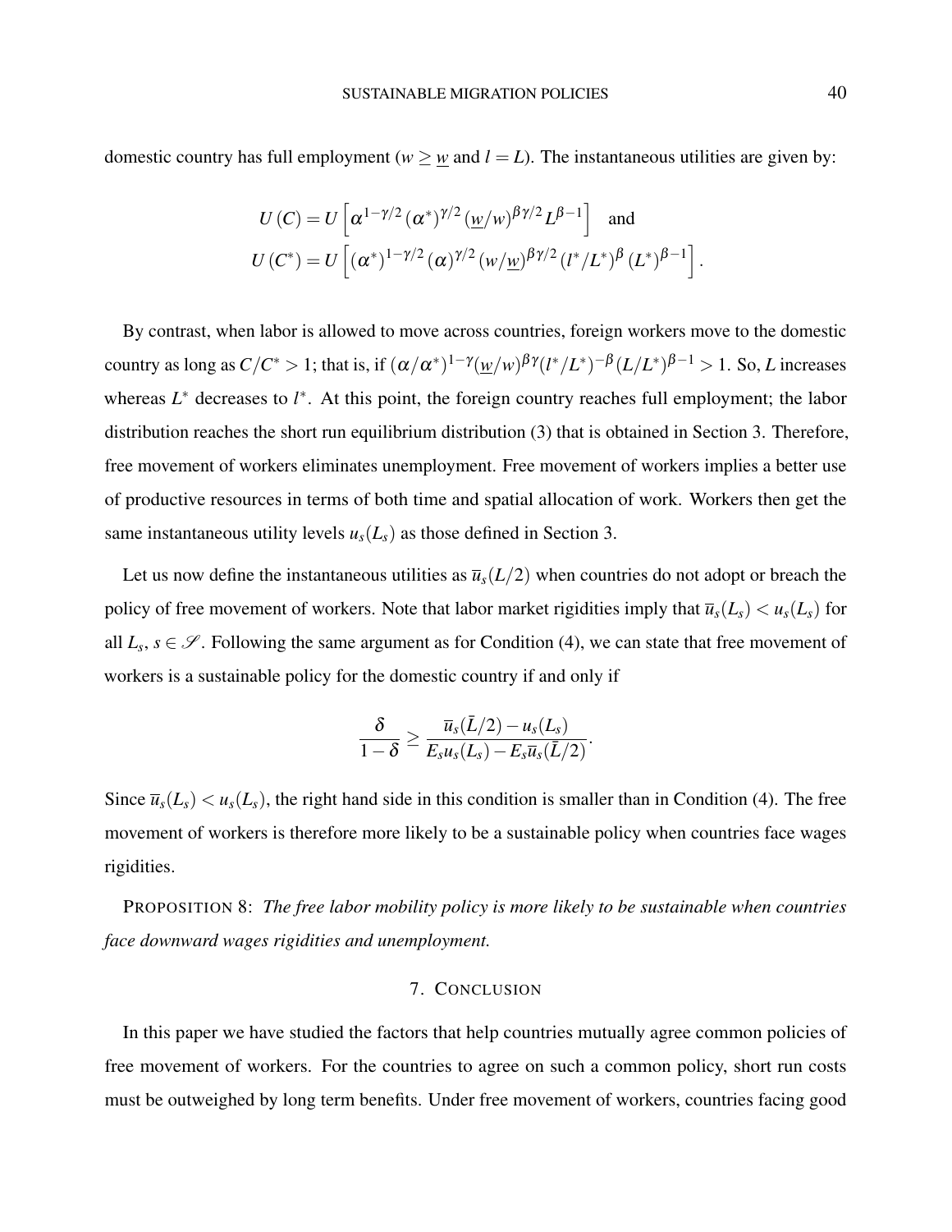domestic country has full employment ($w \geq \underline{w}$ and $l = L$). The instantaneous utilities are given by:

$$
U(C) = U\left[\alpha^{1-\gamma/2}(\alpha^*)^{\gamma/2}(\underline{w}/w)^{\beta\gamma/2}L^{\beta-1}\right] \quad \text{and}
$$
$$
U(C^*) = U\left[(\alpha^*)^{1-\gamma/2}(\alpha)^{\gamma/2}(w/\underline{w})^{\beta\gamma/2}(l^*/L^*)^{\beta}(L^*)^{\beta-1}\right].
$$

By contrast, when labor is allowed to move across countries, foreign workers move to the domestic country as long as $C/C^* > 1$; that is, if $(\alpha/\alpha^*)^{1-\gamma}(\underline{w}/w)^{\beta\gamma}(l^*/L^*)^{-\beta}(L/L^*)^{\beta-1} > 1$. So, $L$ increases whereas $L^*$ decreases to $l^*$. At this point, the foreign country reaches full employment; the labor distribution reaches the short run equilibrium distribution (3) that is obtained in Section 3. Therefore, free movement of workers eliminates unemployment. Free movement of workers implies a better use of productive resources in terms of both time and spatial allocation of work. Workers then get the same instantaneous utility levels $u_s(L_s)$ as those defined in Section 3.

Let us now define the instantaneous utilities as $\overline{u}_s(L/2)$ when countries do not adopt or breach the policy of free movement of workers. Note that labor market rigidities imply that $\overline{u}_s(L_s) < u_s(L_s)$ for all $L_s$, $s \in \mathscr{S}$. Following the same argument as for Condition (4), we can state that free movement of workers is a sustainable policy for the domestic country if and only if

$$
\frac{\delta}{1-\delta} \geq \frac{\overline{u}_s(\bar{L}/2) - u_s(L_s)}{E_s u_s(L_s) - E_s \overline{u}_s(\bar{L}/2)}.
$$

Since $\overline{u}_s(L_s) < u_s(L_s)$, the right hand side in this condition is smaller than in Condition (4). The free movement of workers is therefore more likely to be a sustainable policy when countries face wages rigidities.

PROPOSITION 8: *The free labor mobility policy is more likely to be sustainable when countries face downward wages rigidities and unemployment.*

## 7. CONCLUSION

In this paper we have studied the factors that help countries mutually agree common policies of free movement of workers. For the countries to agree on such a common policy, short run costs must be outweighed by long term benefits. Under free movement of workers, countries facing good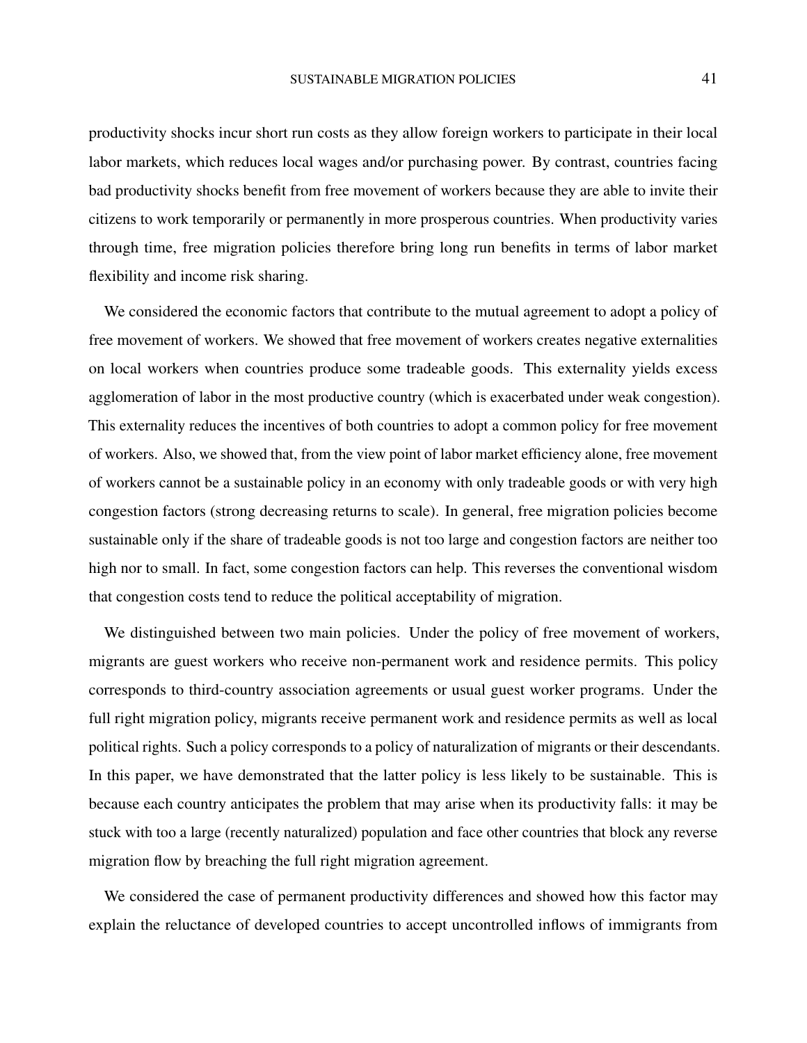productivity shocks incur short run costs as they allow foreign workers to participate in their local labor markets, which reduces local wages and/or purchasing power. By contrast, countries facing bad productivity shocks benefit from free movement of workers because they are able to invite their citizens to work temporarily or permanently in more prosperous countries. When productivity varies through time, free migration policies therefore bring long run benefits in terms of labor market flexibility and income risk sharing.

We considered the economic factors that contribute to the mutual agreement to adopt a policy of free movement of workers. We showed that free movement of workers creates negative externalities on local workers when countries produce some tradeable goods. This externality yields excess agglomeration of labor in the most productive country (which is exacerbated under weak congestion). This externality reduces the incentives of both countries to adopt a common policy for free movement of workers. Also, we showed that, from the view point of labor market efficiency alone, free movement of workers cannot be a sustainable policy in an economy with only tradeable goods or with very high congestion factors (strong decreasing returns to scale). In general, free migration policies become sustainable only if the share of tradeable goods is not too large and congestion factors are neither too high nor to small. In fact, some congestion factors can help. This reverses the conventional wisdom that congestion costs tend to reduce the political acceptability of migration.

We distinguished between two main policies. Under the policy of free movement of workers, migrants are guest workers who receive non-permanent work and residence permits. This policy corresponds to third-country association agreements or usual guest worker programs. Under the full right migration policy, migrants receive permanent work and residence permits as well as local political rights. Such a policy corresponds to a policy of naturalization of migrants or their descendants. In this paper, we have demonstrated that the latter policy is less likely to be sustainable. This is because each country anticipates the problem that may arise when its productivity falls: it may be stuck with too a large (recently naturalized) population and face other countries that block any reverse migration flow by breaching the full right migration agreement.

We considered the case of permanent productivity differences and showed how this factor may explain the reluctance of developed countries to accept uncontrolled inflows of immigrants from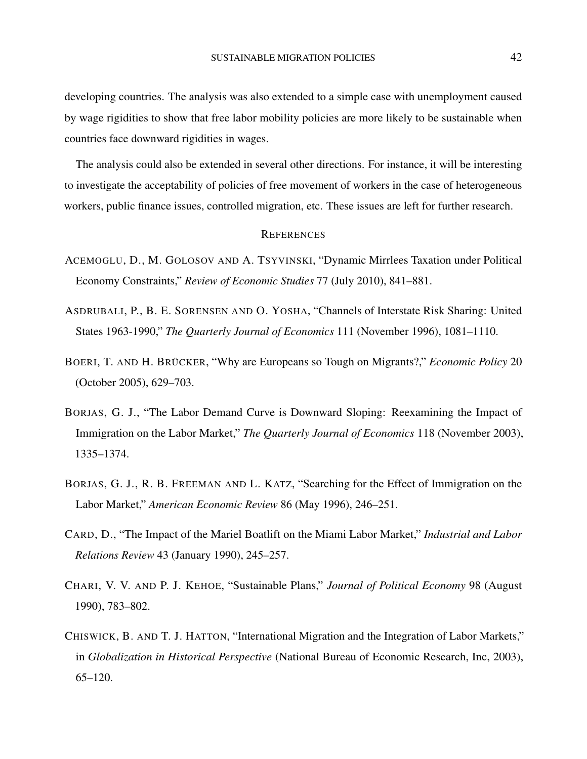developing countries. The analysis was also extended to a simple case with unemployment caused by wage rigidities to show that free labor mobility policies are more likely to be sustainable when countries face downward rigidities in wages.

The analysis could also be extended in several other directions. For instance, it will be interesting to investigate the acceptability of policies of free movement of workers in the case of heterogeneous workers, public finance issues, controlled migration, etc. These issues are left for further research.

## REFERENCES

ACEMOGLU, D., M. GOLOSOV AND A. TSYVINSKI, "Dynamic Mirrlees Taxation under Political Economy Constraints," *Review of Economic Studies* 77 (July 2010), 841–881.

ASDRUBALI, P., B. E. SORENSEN AND O. YOSHA, "Channels of Interstate Risk Sharing: United States 1963-1990," *The Quarterly Journal of Economics* 111 (November 1996), 1081–1110.

BOERI, T. AND H. BRÜCKER, "Why are Europeans so Tough on Migrants?," *Economic Policy* 20 (October 2005), 629–703.

BORJAS, G. J., "The Labor Demand Curve is Downward Sloping: Reexamining the Impact of Immigration on the Labor Market," *The Quarterly Journal of Economics* 118 (November 2003), 1335–1374.

BORJAS, G. J., R. B. FREEMAN AND L. KATZ, "Searching for the Effect of Immigration on the Labor Market," *American Economic Review* 86 (May 1996), 246–251.

CARD, D., "The Impact of the Mariel Boatlift on the Miami Labor Market," *Industrial and Labor Relations Review* 43 (January 1990), 245–257.

CHARI, V. V. AND P. J. KEHOE, "Sustainable Plans," *Journal of Political Economy* 98 (August 1990), 783–802.

CHISWICK, B. AND T. J. HATTON, "International Migration and the Integration of Labor Markets," in *Globalization in Historical Perspective* (National Bureau of Economic Research, Inc, 2003), 65–120.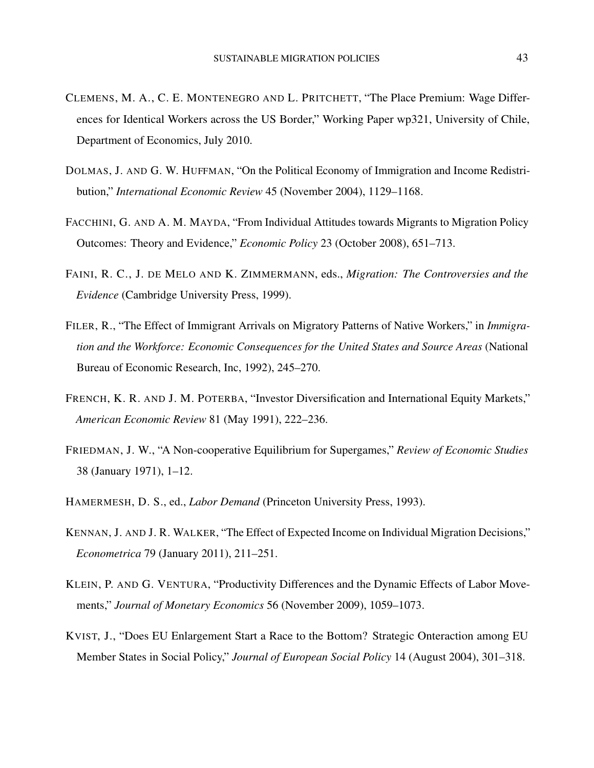CLEMENS, M. A., C. E. MONTENEGRO AND L. PRITCHETT, "The Place Premium: Wage Differences for Identical Workers across the US Border," Working Paper wp321, University of Chile, Department of Economics, July 2010.

DOLMAS, J. AND G. W. HUFFMAN, "On the Political Economy of Immigration and Income Redistribution," *International Economic Review* 45 (November 2004), 1129–1168.

FACCHINI, G. AND A. M. MAYDA, "From Individual Attitudes towards Migrants to Migration Policy Outcomes: Theory and Evidence," *Economic Policy* 23 (October 2008), 651–713.

FAINI, R. C., J. DE MELO AND K. ZIMMERMANN, eds., *Migration: The Controversies and the Evidence* (Cambridge University Press, 1999).

FILER, R., "The Effect of Immigrant Arrivals on Migratory Patterns of Native Workers," in *Immigration and the Workforce: Economic Consequences for the United States and Source Areas* (National Bureau of Economic Research, Inc, 1992), 245–270.

FRENCH, K. R. AND J. M. POTERBA, "Investor Diversification and International Equity Markets," *American Economic Review* 81 (May 1991), 222–236.

FRIEDMAN, J. W., "A Non-cooperative Equilibrium for Supergames," *Review of Economic Studies* 38 (January 1971), 1–12.

HAMERMESH, D. S., ed., *Labor Demand* (Princeton University Press, 1993).

KENNAN, J. AND J. R. WALKER, "The Effect of Expected Income on Individual Migration Decisions," *Econometrica* 79 (January 2011), 211–251.

KLEIN, P. AND G. VENTURA, "Productivity Differences and the Dynamic Effects of Labor Movements," *Journal of Monetary Economics* 56 (November 2009), 1059–1073.

KVIST, J., "Does EU Enlargement Start a Race to the Bottom? Strategic Onteraction among EU Member States in Social Policy," *Journal of European Social Policy* 14 (August 2004), 301–318.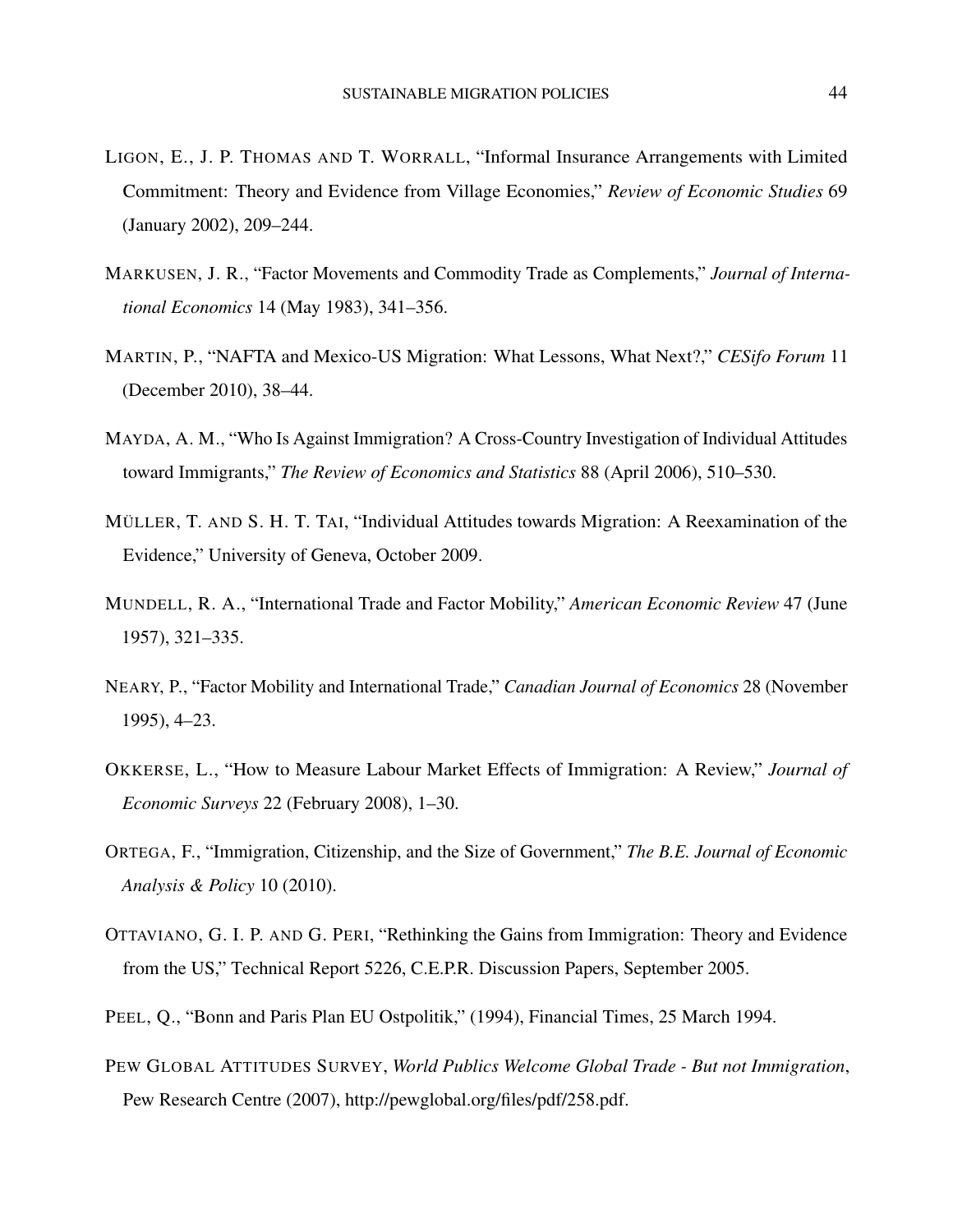LIGON, E., J. P. THOMAS AND T. WORRALL, "Informal Insurance Arrangements with Limited Commitment: Theory and Evidence from Village Economies," *Review of Economic Studies* 69 (January 2002), 209–244.

MARKUSEN, J. R., "Factor Movements and Commodity Trade as Complements," *Journal of International Economics* 14 (May 1983), 341–356.

MARTIN, P., "NAFTA and Mexico-US Migration: What Lessons, What Next?," *CESifo Forum* 11 (December 2010), 38–44.

MAYDA, A. M., "Who Is Against Immigration? A Cross-Country Investigation of Individual Attitudes toward Immigrants," *The Review of Economics and Statistics* 88 (April 2006), 510–530.

MÜLLER, T. AND S. H. T. TAI, "Individual Attitudes towards Migration: A Reexamination of the Evidence," University of Geneva, October 2009.

MUNDELL, R. A., "International Trade and Factor Mobility," *American Economic Review* 47 (June 1957), 321–335.

NEARY, P., "Factor Mobility and International Trade," *Canadian Journal of Economics* 28 (November 1995), 4–23.

OKKERSE, L., "How to Measure Labour Market Effects of Immigration: A Review," *Journal of Economic Surveys* 22 (February 2008), 1–30.

ORTEGA, F., "Immigration, Citizenship, and the Size of Government," *The B.E. Journal of Economic Analysis & Policy* 10 (2010).

OTTAVIANO, G. I. P. AND G. PERI, "Rethinking the Gains from Immigration: Theory and Evidence from the US," Technical Report 5226, C.E.P.R. Discussion Papers, September 2005.

PEEL, Q., "Bonn and Paris Plan EU Ostpolitik," (1994), Financial Times, 25 March 1994.

PEW GLOBAL ATTITUDES SURVEY, *World Publics Welcome Global Trade - But not Immigration*, Pew Research Centre (2007), http://pewglobal.org/files/pdf/258.pdf.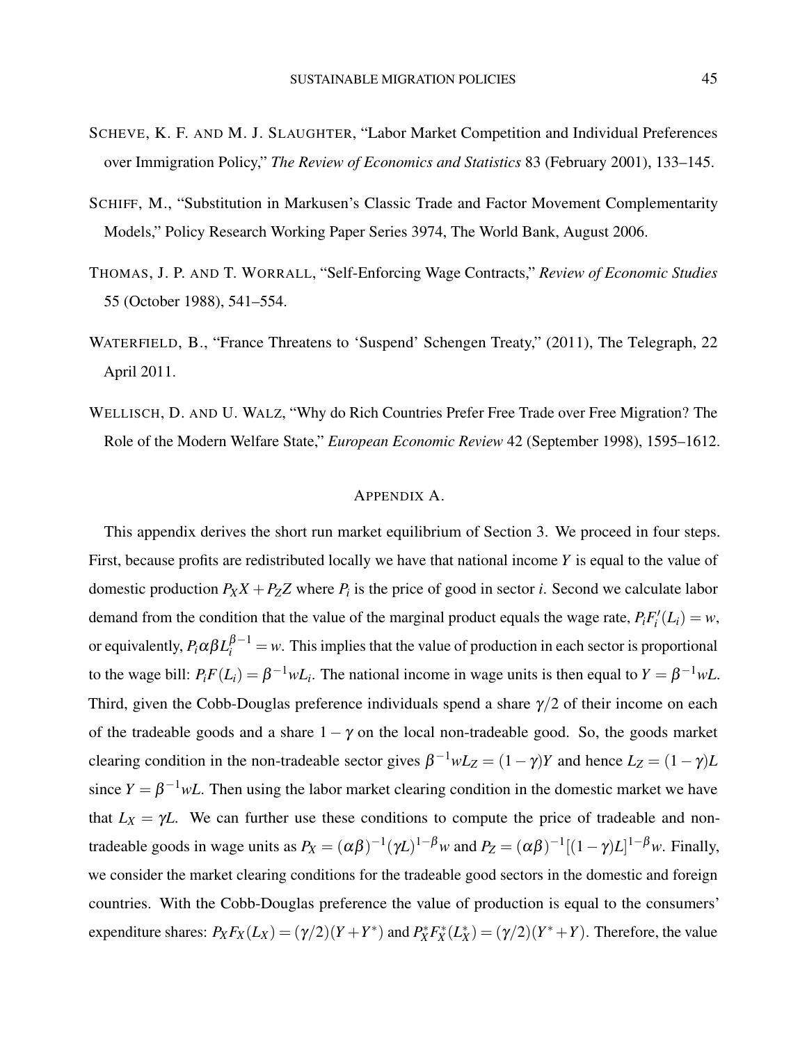SCHEVE, K. F. AND M. J. SLAUGHTER, “Labor Market Competition and Individual Preferences over Immigration Policy,” *The Review of Economics and Statistics* 83 (February 2001), 133–145.

SCHIFF, M., “Substitution in Markusen’s Classic Trade and Factor Movement Complementarity Models,” Policy Research Working Paper Series 3974, The World Bank, August 2006.

THOMAS, J. P. AND T. WORRALL, “Self-Enforcing Wage Contracts,” *Review of Economic Studies* 55 (October 1988), 541–554.

WATERFIELD, B., “France Threatens to ‘Suspend’ Schengen Treaty,” (2011), The Telegraph, 22 April 2011.

WELLISCH, D. AND U. WALZ, “Why do Rich Countries Prefer Free Trade over Free Migration? The Role of the Modern Welfare State,” *European Economic Review* 42 (September 1998), 1595–1612.

## APPENDIX A.

This appendix derives the short run market equilibrium of Section 3. We proceed in four steps. First, because profits are redistributed locally we have that national income $Y$ is equal to the value of domestic production $P_X X + P_Z Z$ where $P_i$ is the price of good in sector $i$. Second we calculate labor demand from the condition that the value of the marginal product equals the wage rate, $P_i F_i'(L_i) = w$, or equivalently, $P_i \alpha \beta L_i^{\beta-1} = w$. This implies that the value of production in each sector is proportional to the wage bill: $P_i F(L_i) = \beta^{-1} w L_i$. The national income in wage units is then equal to $Y = \beta^{-1} w L$. Third, given the Cobb-Douglas preference individuals spend a share $\gamma/2$ of their income on each of the tradeable goods and a share $1-\gamma$ on the local non-tradeable good. So, the goods market clearing condition in the non-tradeable sector gives $\beta^{-1} w L_Z = (1-\gamma) Y$ and hence $L_Z = (1-\gamma) L$ since $Y = \beta^{-1} w L$. Then using the labor market clearing condition in the domestic market we have that $L_X = \gamma L$. We can further use these conditions to compute the price of tradeable and non-tradeable goods in wage units as $P_X = (\alpha\beta)^{-1} (\gamma L)^{1-\beta} w$ and $P_Z = (\alpha\beta)^{-1} [(1-\gamma)L]^{1-\beta} w$. Finally, we consider the market clearing conditions for the tradeable good sectors in the domestic and foreign countries. With the Cobb-Douglas preference the value of production is equal to the consumers' expenditure shares: $P_X F_X(L_X) = (\gamma/2)(Y + Y^*)$ and $P_X^* F_X^*(L_X^*) = (\gamma/2)(Y^* + Y)$. Therefore, the value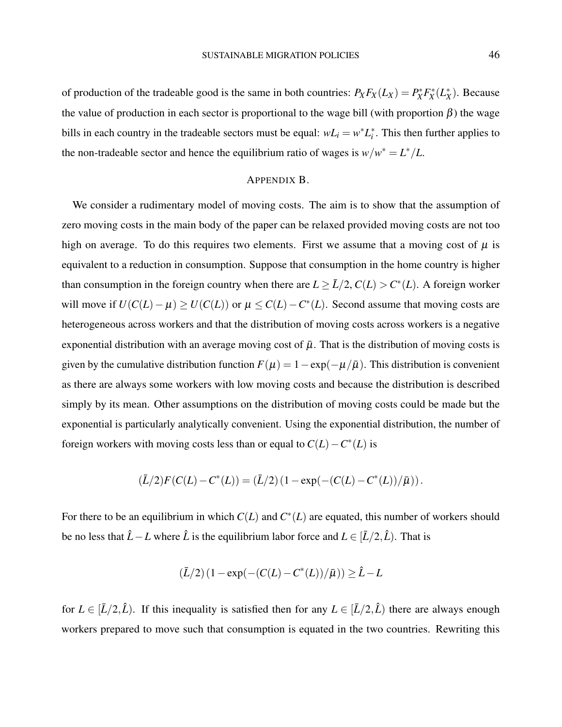of production of the tradeable good is the same in both countries: $P_X F_X(L_X) = P_X^* F_X^*(L_X^*)$. Because the value of production in each sector is proportional to the wage bill (with proportion $\beta$) the wage bills in each country in the tradeable sectors must be equal: $wL_i = w^* L_i^*$. This then further applies to the non-tradeable sector and hence the equilibrium ratio of wages is $w/w^* = L^*/L$.

## APPENDIX B.

We consider a rudimentary model of moving costs. The aim is to show that the assumption of zero moving costs in the main body of the paper can be relaxed provided moving costs are not too high on average. To do this requires two elements. First we assume that a moving cost of $\mu$ is equivalent to a reduction in consumption. Suppose that consumption in the home country is higher than consumption in the foreign country when there are $L \geq \bar{L}/2, C(L) > C^*(L)$. A foreign worker will move if $U(C(L) - \mu) \geq U(C(L))$ or $\mu \leq C(L) - C^*(L)$. Second assume that moving costs are heterogeneous across workers and that the distribution of moving costs across workers is a negative exponential distribution with an average moving cost of $\bar{\mu}$. That is the distribution of moving costs is given by the cumulative distribution function $F(\mu) = 1 - \exp(-\mu/\bar{\mu})$. This distribution is convenient as there are always some workers with low moving costs and because the distribution is described simply by its mean. Other assumptions on the distribution of moving costs could be made but the exponential is particularly analytically convenient. Using the exponential distribution, the number of foreign workers with moving costs less than or equal to $C(L) - C^*(L)$ is

$$(\bar{L}/2)F(C(L) - C^*(L)) = (\bar{L}/2)\left(1 - \exp(-(C(L) - C^*(L))/\bar{\mu})\right).$$

For there to be an equilibrium in which $C(L)$ and $C^*(L)$ are equated, this number of workers should be no less that $\hat{L} - L$ where $\hat{L}$ is the equilibrium labor force and $L \in [\bar{L}/2, \hat{L})$. That is

$$(\bar{L}/2)\left(1 - \exp(-(C(L) - C^*(L))/\bar{\mu})\right) \geq \hat{L} - L$$

for $L \in [\bar{L}/2, \hat{L})$. If this inequality is satisfied then for any $L \in [\bar{L}/2, \hat{L})$ there are always enough workers prepared to move such that consumption is equated in the two countries. Rewriting this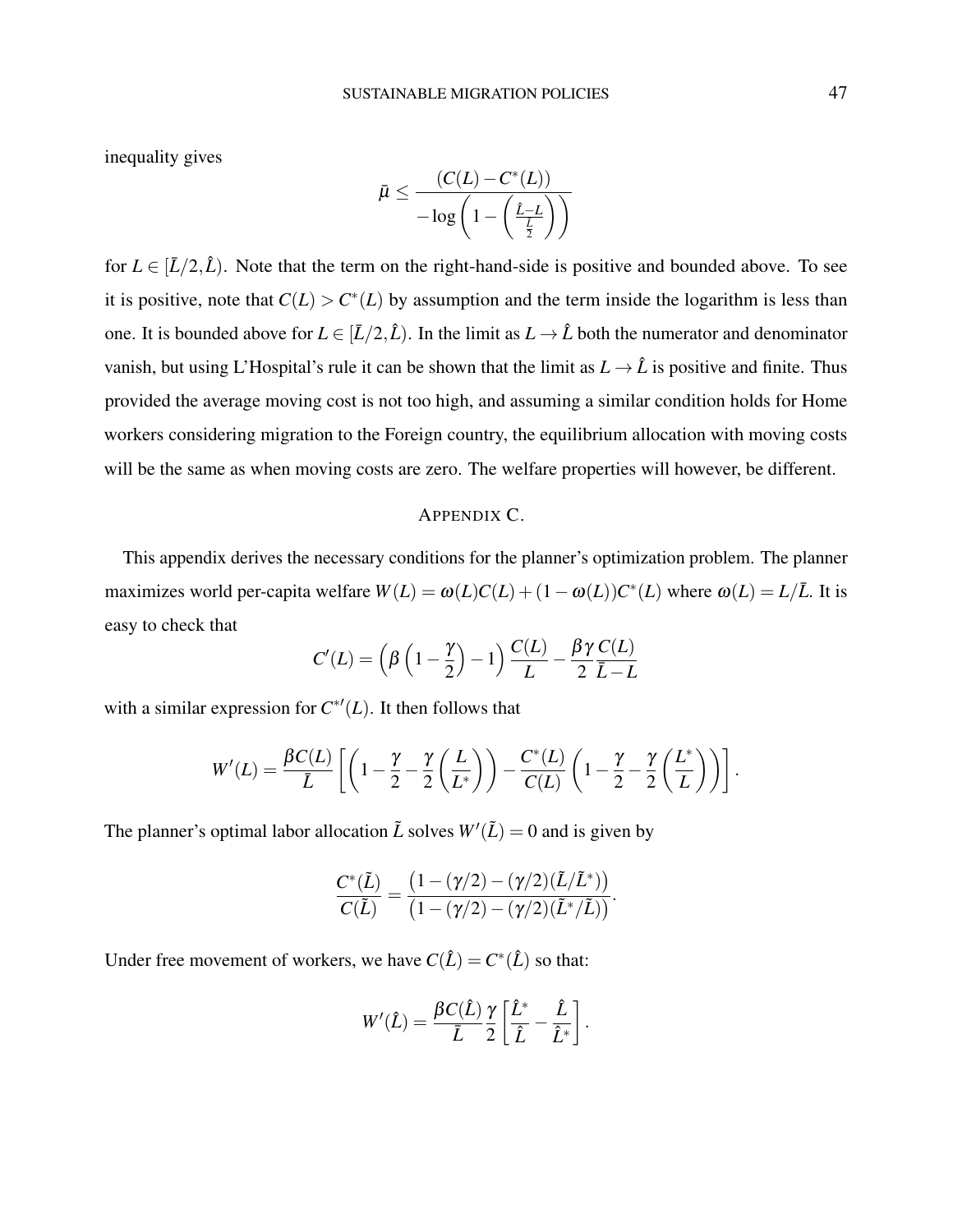inequality gives

$$\bar{\mu} \leq \frac{(C(L) - C^*(L))}{-\log\left(1 - \left(\frac{\hat{L}-L}{\frac{\bar{L}}{2}}\right)\right)}$$

for $L \in [\bar{L}/2, \hat{L})$. Note that the term on the right-hand-side is positive and bounded above. To see it is positive, note that $C(L) > C^*(L)$ by assumption and the term inside the logarithm is less than one. It is bounded above for $L \in [\bar{L}/2, \hat{L})$. In the limit as $L \to \hat{L}$ both the numerator and denominator vanish, but using L'Hospital's rule it can be shown that the limit as $L \to \hat{L}$ is positive and finite. Thus provided the average moving cost is not too high, and assuming a similar condition holds for Home workers considering migration to the Foreign country, the equilibrium allocation with moving costs will be the same as when moving costs are zero. The welfare properties will however, be different.

## Appendix C.

This appendix derives the necessary conditions for the planner's optimization problem. The planner maximizes world per-capita welfare $W(L) = \omega(L)C(L) + (1 - \omega(L))C^*(L)$ where $\omega(L) = L/\bar{L}$. It is easy to check that

$$C'(L) = \left(\beta\left(1 - \frac{\gamma}{2}\right) - 1\right)\frac{C(L)}{L} - \frac{\beta\gamma}{2}\frac{C(L)}{\bar{L} - L}$$

with a similar expression for $C^{*\prime}(L)$. It then follows that

$$W'(L) = \frac{\beta C(L)}{\bar{L}}\left[\left(1 - \frac{\gamma}{2} - \frac{\gamma}{2}\left(\frac{L}{L^*}\right)\right) - \frac{C^*(L)}{C(L)}\left(1 - \frac{\gamma}{2} - \frac{\gamma}{2}\left(\frac{L^*}{L}\right)\right)\right].$$

The planner's optimal labor allocation $\tilde{L}$ solves $W'(\tilde{L}) = 0$ and is given by

$$\frac{C^*(\tilde{L})}{C(\tilde{L})} = \frac{\left(1 - (\gamma/2) - (\gamma/2)(\tilde{L}/\tilde{L}^*)\right)}{\left(1 - (\gamma/2) - (\gamma/2)(\tilde{L}^*/\tilde{L})\right)}.$$

Under free movement of workers, we have $C(\hat{L}) = C^*(\hat{L})$ so that:

$$W'(\hat{L}) = \frac{\beta C(\hat{L})}{\bar{L}}\frac{\gamma}{2}\left[\frac{\hat{L}^*}{\hat{L}} - \frac{\hat{L}}{\hat{L}^*}\right].$$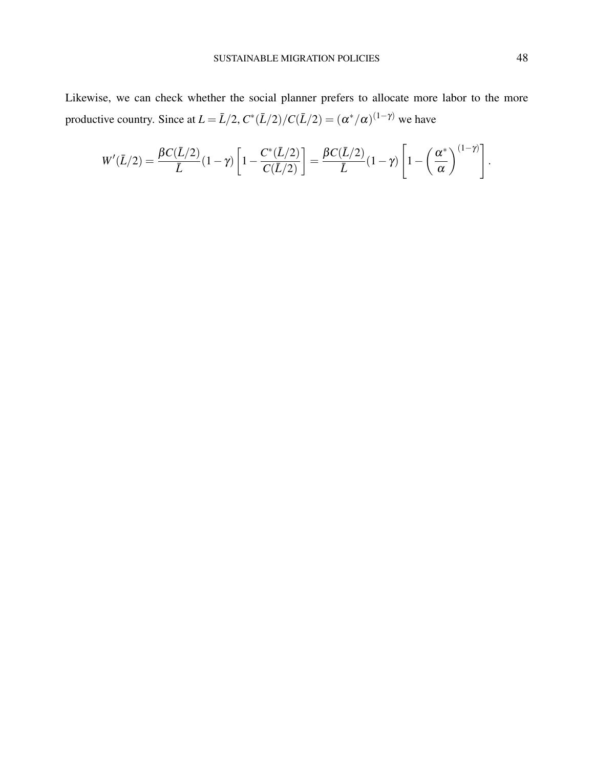Likewise, we can check whether the social planner prefers to allocate more labor to the more productive country. Since at $L = \bar{L}/2$, $C^*(\bar{L}/2)/C(\bar{L}/2) = (\alpha^*/\alpha)^{(1-\gamma)}$ we have

$$W'(\bar{L}/2) = \frac{\beta C(\bar{L}/2)}{\bar{L}}(1-\gamma)\left[1 - \frac{C^*(\bar{L}/2)}{C(\bar{L}/2)}\right] = \frac{\beta C(\bar{L}/2)}{\bar{L}}(1-\gamma)\left[1 - \left(\frac{\alpha^*}{\alpha}\right)^{(1-\gamma)}\right].$$